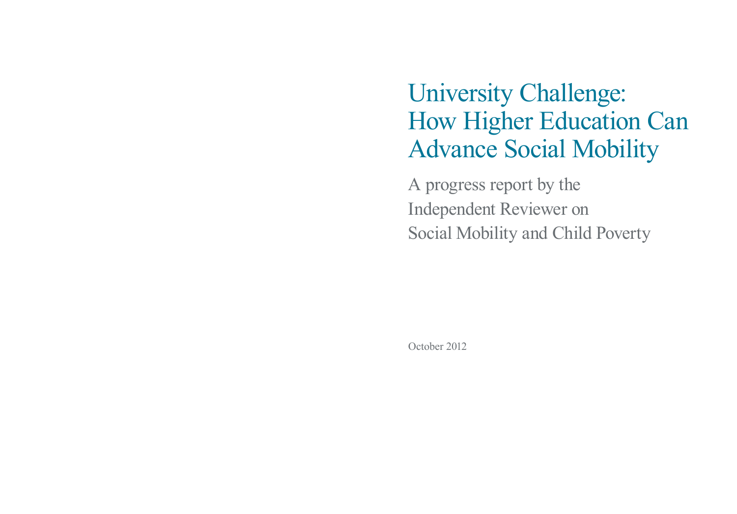# University Challenge: How Higher Education Can Advance Social Mobility

A progress report by the Independent Reviewer on Social Mobility and Child Poverty

October 2012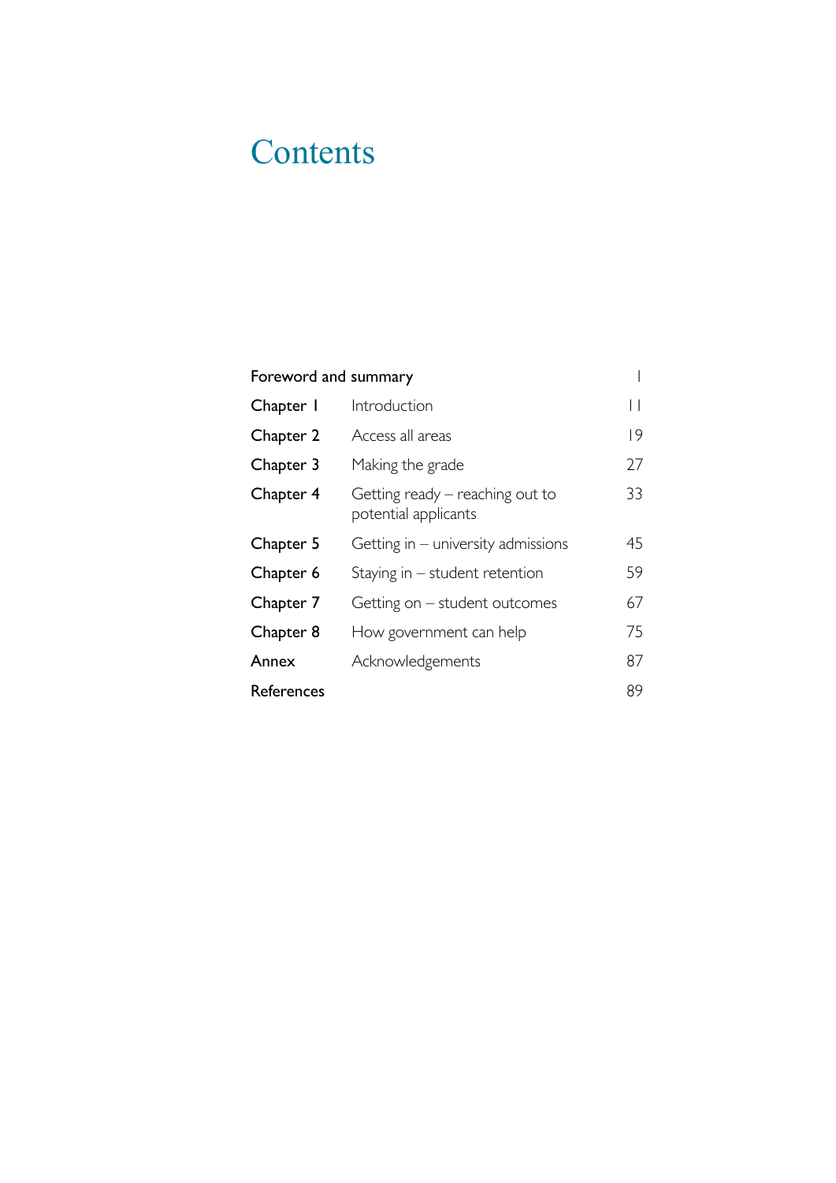# Contents

| | | |
|---|---|---|
| Foreword and summary | | 1 |
| Chapter 1 | Introduction | 11 |
| Chapter 2 | Access all areas | 19 |
| Chapter 3 | Making the grade | 27 |
| Chapter 4 | Getting ready – reaching out to potential applicants | 33 |
| Chapter 5 | Getting in – university admissions | 45 |
| Chapter 6 | Staying in – student retention | 59 |
| Chapter 7 | Getting on – student outcomes | 67 |
| Chapter 8 | How government can help | 75 |
| Annex | Acknowledgements | 87 |
| References | | 89 |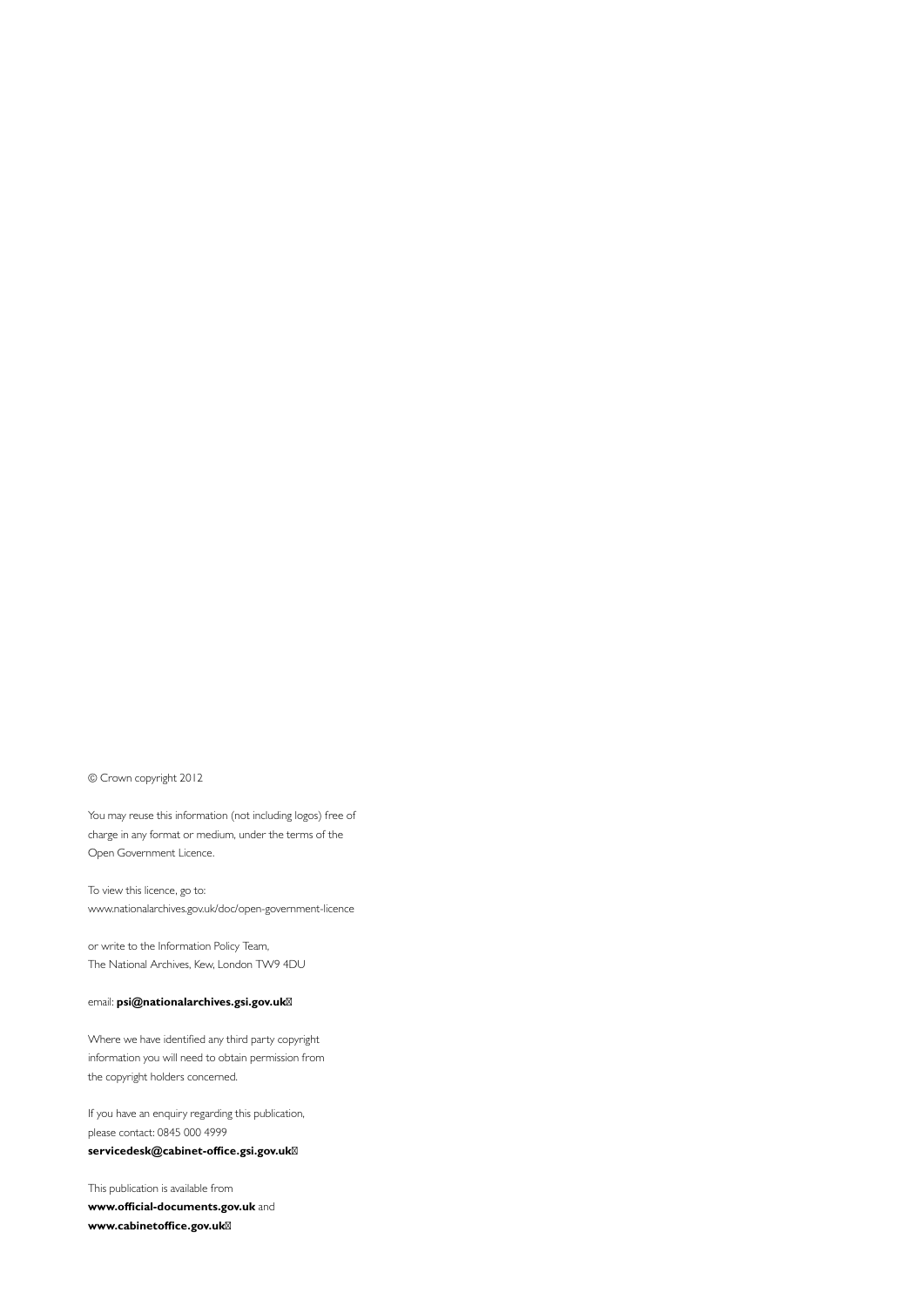© Crown copyright 2012

You may reuse this information (not including logos) free of charge in any format or medium, under the terms of the Open Government Licence.

To view this licence, go to:
www.nationalarchives.gov.uk/doc/open-government-licence

or write to the Information Policy Team,
The National Archives, Kew, London TW9 4DU

email: **psi@nationalarchives.gsi.gov.uk**

Where we have identified any third party copyright information you will need to obtain permission from the copyright holders concerned.

If you have an enquiry regarding this publication, please contact: 0845 000 4999
**servicedesk@cabinet-office.gsi.gov.uk**

This publication is available from
**www.official-documents.gov.uk** and
**www.cabinetoffice.gov.uk**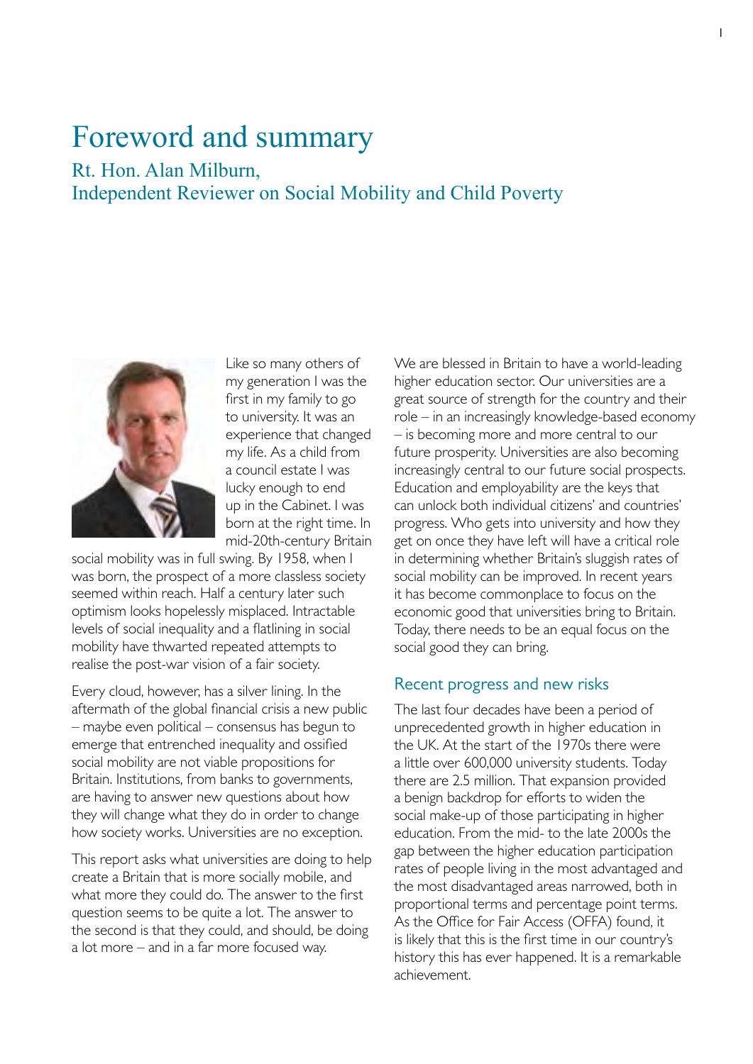# Foreword and summary

## Rt. Hon. Alan Milburn, Independent Reviewer on Social Mobility and Child Poverty

Like so many others of my generation I was the first in my family to go to university. It was an experience that changed my life. As a child from a council estate I was lucky enough to end up in the Cabinet. I was born at the right time. In mid-20th-century Britain social mobility was in full swing. By 1958, when I was born, the prospect of a more classless society seemed within reach. Half a century later such optimism looks hopelessly misplaced. Intractable levels of social inequality and a flatlining in social mobility have thwarted repeated attempts to realise the post-war vision of a fair society.

Every cloud, however, has a silver lining. In the aftermath of the global financial crisis a new public – maybe even political – consensus has begun to emerge that entrenched inequality and ossified social mobility are not viable propositions for Britain. Institutions, from banks to governments, are having to answer new questions about how they will change what they do in order to change how society works. Universities are no exception.

This report asks what universities are doing to help create a Britain that is more socially mobile, and what more they could do. The answer to the first question seems to be quite a lot. The answer to the second is that they could, and should, be doing a lot more – and in a far more focused way.

We are blessed in Britain to have a world-leading higher education sector. Our universities are a great source of strength for the country and their role – in an increasingly knowledge-based economy – is becoming more and more central to our future prosperity. Universities are also becoming increasingly central to our future social prospects. Education and employability are the keys that can unlock both individual citizens' and countries' progress. Who gets into university and how they get on once they have left will have a critical role in determining whether Britain's sluggish rates of social mobility can be improved. In recent years it has become commonplace to focus on the economic good that universities bring to Britain. Today, there needs to be an equal focus on the social good they can bring.

### Recent progress and new risks

The last four decades have been a period of unprecedented growth in higher education in the UK. At the start of the 1970s there were a little over 600,000 university students. Today there are 2.5 million. That expansion provided a benign backdrop for efforts to widen the social make-up of those participating in higher education. From the mid- to the late 2000s the gap between the higher education participation rates of people living in the most advantaged and the most disadvantaged areas narrowed, both in proportional terms and percentage point terms. As the Office for Fair Access (OFFA) found, it is likely that this is the first time in our country's history this has ever happened. It is a remarkable achievement.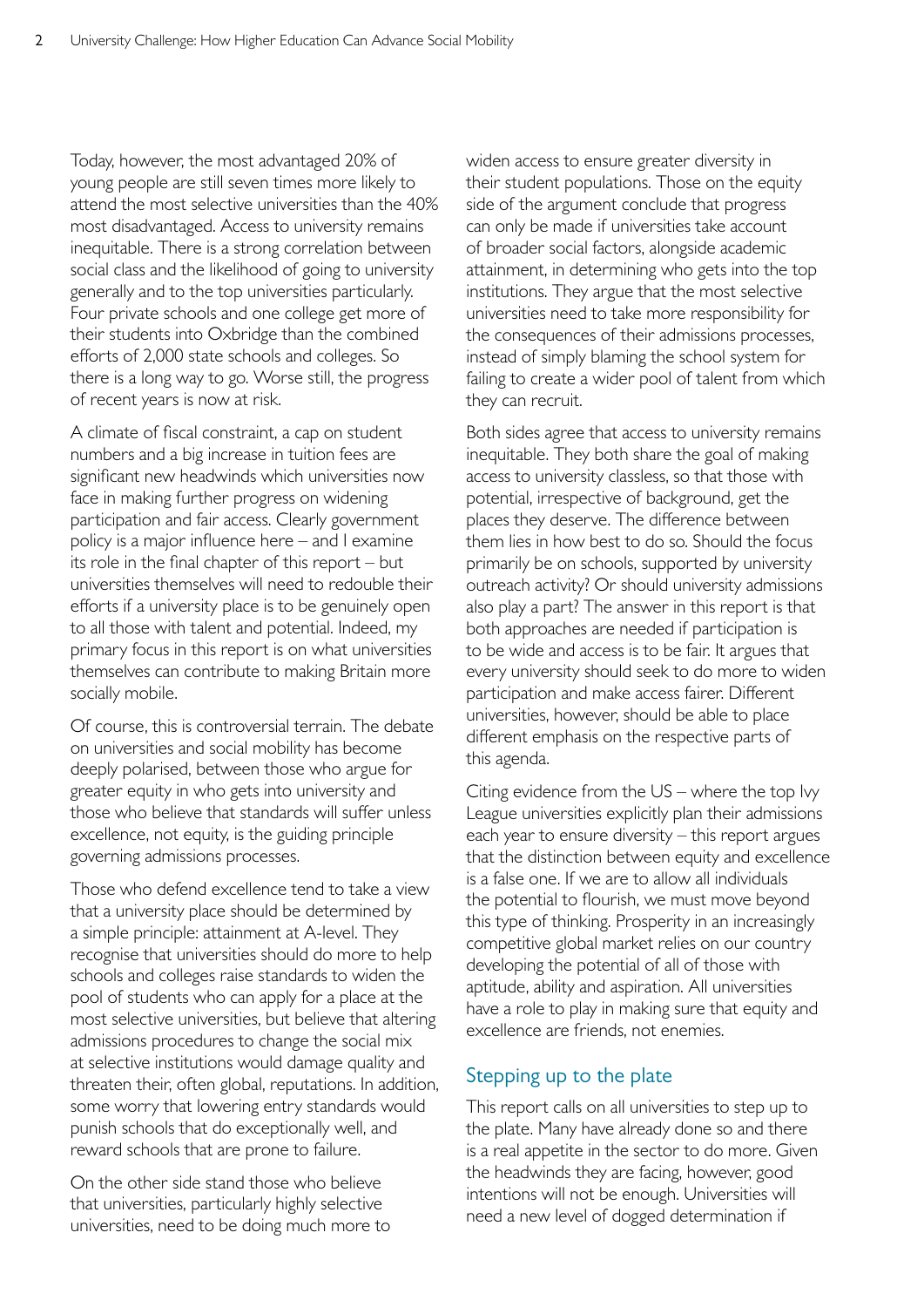Today, however, the most advantaged 20% of young people are still seven times more likely to attend the most selective universities than the 40% most disadvantaged. Access to university remains inequitable. There is a strong correlation between social class and the likelihood of going to university generally and to the top universities particularly. Four private schools and one college get more of their students into Oxbridge than the combined efforts of 2,000 state schools and colleges. So there is a long way to go. Worse still, the progress of recent years is now at risk.

A climate of fiscal constraint, a cap on student numbers and a big increase in tuition fees are significant new headwinds which universities now face in making further progress on widening participation and fair access. Clearly government policy is a major influence here – and I examine its role in the final chapter of this report – but universities themselves will need to redouble their efforts if a university place is to be genuinely open to all those with talent and potential. Indeed, my primary focus in this report is on what universities themselves can contribute to making Britain more socially mobile.

Of course, this is controversial terrain. The debate on universities and social mobility has become deeply polarised, between those who argue for greater equity in who gets into university and those who believe that standards will suffer unless excellence, not equity, is the guiding principle governing admissions processes.

Those who defend excellence tend to take a view that a university place should be determined by a simple principle: attainment at A-level. They recognise that universities should do more to help schools and colleges raise standards to widen the pool of students who can apply for a place at the most selective universities, but believe that altering admissions procedures to change the social mix at selective institutions would damage quality and threaten their, often global, reputations. In addition, some worry that lowering entry standards would punish schools that do exceptionally well, and reward schools that are prone to failure.

On the other side stand those who believe that universities, particularly highly selective universities, need to be doing much more to widen access to ensure greater diversity in their student populations. Those on the equity side of the argument conclude that progress can only be made if universities take account of broader social factors, alongside academic attainment, in determining who gets into the top institutions. They argue that the most selective universities need to take more responsibility for the consequences of their admissions processes, instead of simply blaming the school system for failing to create a wider pool of talent from which they can recruit.

Both sides agree that access to university remains inequitable. They both share the goal of making access to university classless, so that those with potential, irrespective of background, get the places they deserve. The difference between them lies in how best to do so. Should the focus primarily be on schools, supported by university outreach activity? Or should university admissions also play a part? The answer in this report is that both approaches are needed if participation is to be wide and access is to be fair. It argues that every university should seek to do more to widen participation and make access fairer. Different universities, however, should be able to place different emphasis on the respective parts of this agenda.

Citing evidence from the US – where the top Ivy League universities explicitly plan their admissions each year to ensure diversity – this report argues that the distinction between equity and excellence is a false one. If we are to allow all individuals the potential to flourish, we must move beyond this type of thinking. Prosperity in an increasingly competitive global market relies on our country developing the potential of all of those with aptitude, ability and aspiration. All universities have a role to play in making sure that equity and excellence are friends, not enemies.

## Stepping up to the plate

This report calls on all universities to step up to the plate. Many have already done so and there is a real appetite in the sector to do more. Given the headwinds they are facing, however, good intentions will not be enough. Universities will need a new level of dogged determination if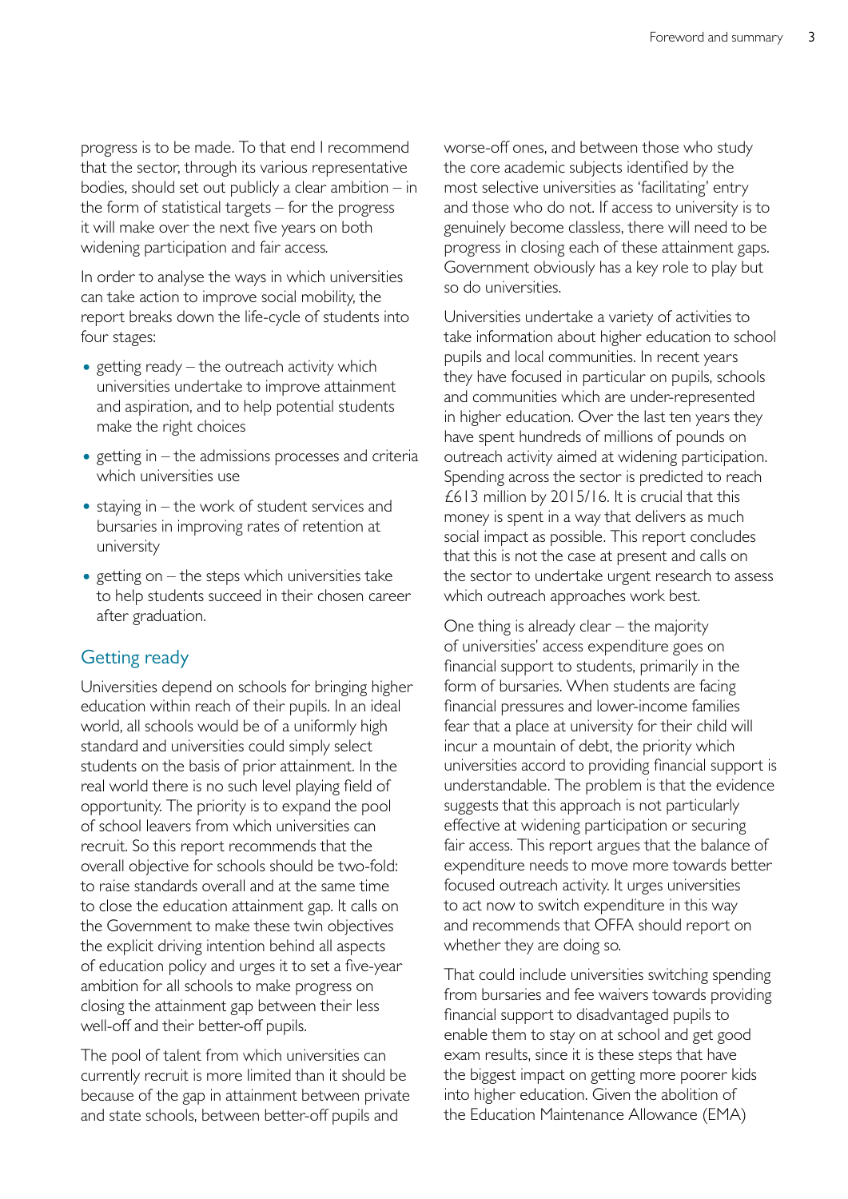progress is to be made. To that end I recommend that the sector, through its various representative bodies, should set out publicly a clear ambition – in the form of statistical targets – for the progress it will make over the next five years on both widening participation and fair access.

In order to analyse the ways in which universities can take action to improve social mobility, the report breaks down the life-cycle of students into four stages:

- getting ready – the outreach activity which universities undertake to improve attainment and aspiration, and to help potential students make the right choices
- getting in – the admissions processes and criteria which universities use
- staying in – the work of student services and bursaries in improving rates of retention at university
- getting on – the steps which universities take to help students succeed in their chosen career after graduation.

## Getting ready

Universities depend on schools for bringing higher education within reach of their pupils. In an ideal world, all schools would be of a uniformly high standard and universities could simply select students on the basis of prior attainment. In the real world there is no such level playing field of opportunity. The priority is to expand the pool of school leavers from which universities can recruit. So this report recommends that the overall objective for schools should be two-fold: to raise standards overall and at the same time to close the education attainment gap. It calls on the Government to make these twin objectives the explicit driving intention behind all aspects of education policy and urges it to set a five-year ambition for all schools to make progress on closing the attainment gap between their less well-off and their better-off pupils.

The pool of talent from which universities can currently recruit is more limited than it should be because of the gap in attainment between private and state schools, between better-off pupils and worse-off ones, and between those who study the core academic subjects identified by the most selective universities as 'facilitating' entry and those who do not. If access to university is to genuinely become classless, there will need to be progress in closing each of these attainment gaps. Government obviously has a key role to play but so do universities.

Universities undertake a variety of activities to take information about higher education to school pupils and local communities. In recent years they have focused in particular on pupils, schools and communities which are under-represented in higher education. Over the last ten years they have spent hundreds of millions of pounds on outreach activity aimed at widening participation. Spending across the sector is predicted to reach £613 million by 2015/16. It is crucial that this money is spent in a way that delivers as much social impact as possible. This report concludes that this is not the case at present and calls on the sector to undertake urgent research to assess which outreach approaches work best.

One thing is already clear – the majority of universities' access expenditure goes on financial support to students, primarily in the form of bursaries. When students are facing financial pressures and lower-income families fear that a place at university for their child will incur a mountain of debt, the priority which universities accord to providing financial support is understandable. The problem is that the evidence suggests that this approach is not particularly effective at widening participation or securing fair access. This report argues that the balance of expenditure needs to move more towards better focused outreach activity. It urges universities to act now to switch expenditure in this way and recommends that OFFA should report on whether they are doing so.

That could include universities switching spending from bursaries and fee waivers towards providing financial support to disadvantaged pupils to enable them to stay on at school and get good exam results, since it is these steps that have the biggest impact on getting more poorer kids into higher education. Given the abolition of the Education Maintenance Allowance (EMA)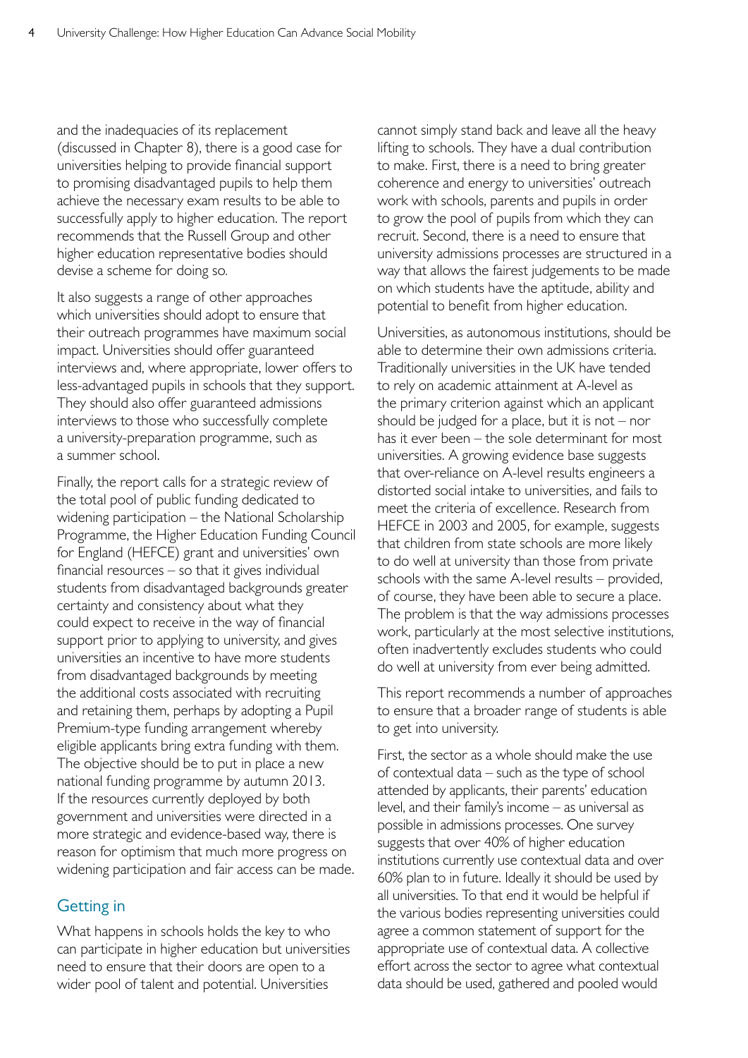and the inadequacies of its replacement (discussed in Chapter 8), there is a good case for universities helping to provide financial support to promising disadvantaged pupils to help them achieve the necessary exam results to be able to successfully apply to higher education. The report recommends that the Russell Group and other higher education representative bodies should devise a scheme for doing so.

It also suggests a range of other approaches which universities should adopt to ensure that their outreach programmes have maximum social impact. Universities should offer guaranteed interviews and, where appropriate, lower offers to less-advantaged pupils in schools that they support. They should also offer guaranteed admissions interviews to those who successfully complete a university-preparation programme, such as a summer school.

Finally, the report calls for a strategic review of the total pool of public funding dedicated to widening participation – the National Scholarship Programme, the Higher Education Funding Council for England (HEFCE) grant and universities' own financial resources – so that it gives individual students from disadvantaged backgrounds greater certainty and consistency about what they could expect to receive in the way of financial support prior to applying to university, and gives universities an incentive to have more students from disadvantaged backgrounds by meeting the additional costs associated with recruiting and retaining them, perhaps by adopting a Pupil Premium-type funding arrangement whereby eligible applicants bring extra funding with them. The objective should be to put in place a new national funding programme by autumn 2013. If the resources currently deployed by both government and universities were directed in a more strategic and evidence-based way, there is reason for optimism that much more progress on widening participation and fair access can be made.

## Getting in

What happens in schools holds the key to who can participate in higher education but universities need to ensure that their doors are open to a wider pool of talent and potential. Universities cannot simply stand back and leave all the heavy lifting to schools. They have a dual contribution to make. First, there is a need to bring greater coherence and energy to universities' outreach work with schools, parents and pupils in order to grow the pool of pupils from which they can recruit. Second, there is a need to ensure that university admissions processes are structured in a way that allows the fairest judgements to be made on which students have the aptitude, ability and potential to benefit from higher education.

Universities, as autonomous institutions, should be able to determine their own admissions criteria. Traditionally universities in the UK have tended to rely on academic attainment at A-level as the primary criterion against which an applicant should be judged for a place, but it is not – nor has it ever been – the sole determinant for most universities. A growing evidence base suggests that over-reliance on A-level results engineers a distorted social intake to universities, and fails to meet the criteria of excellence. Research from HEFCE in 2003 and 2005, for example, suggests that children from state schools are more likely to do well at university than those from private schools with the same A-level results – provided, of course, they have been able to secure a place. The problem is that the way admissions processes work, particularly at the most selective institutions, often inadvertently excludes students who could do well at university from ever being admitted.

This report recommends a number of approaches to ensure that a broader range of students is able to get into university.

First, the sector as a whole should make the use of contextual data – such as the type of school attended by applicants, their parents' education level, and their family's income – as universal as possible in admissions processes. One survey suggests that over 40% of higher education institutions currently use contextual data and over 60% plan to in future. Ideally it should be used by all universities. To that end it would be helpful if the various bodies representing universities could agree a common statement of support for the appropriate use of contextual data. A collective effort across the sector to agree what contextual data should be used, gathered and pooled would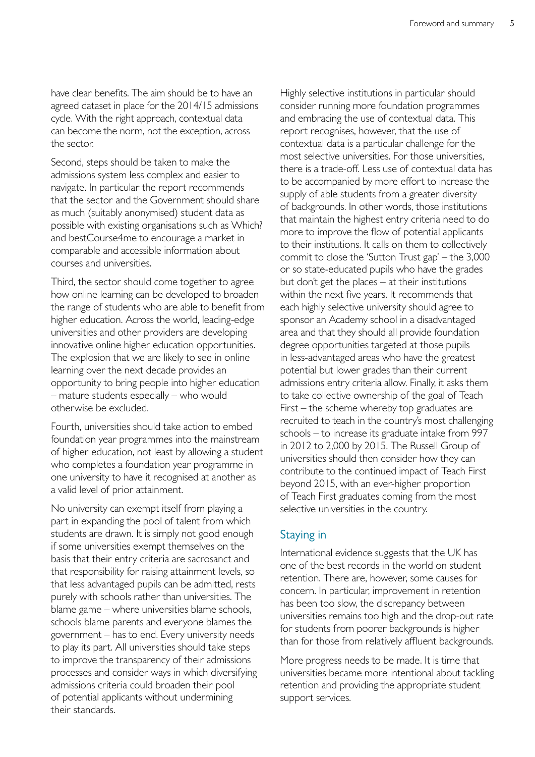have clear benefits. The aim should be to have an agreed dataset in place for the 2014/15 admissions cycle. With the right approach, contextual data can become the norm, not the exception, across the sector.

Second, steps should be taken to make the admissions system less complex and easier to navigate. In particular the report recommends that the sector and the Government should share as much (suitably anonymised) student data as possible with existing organisations such as Which? and bestCourse4me to encourage a market in comparable and accessible information about courses and universities.

Third, the sector should come together to agree how online learning can be developed to broaden the range of students who are able to benefit from higher education. Across the world, leading-edge universities and other providers are developing innovative online higher education opportunities. The explosion that we are likely to see in online learning over the next decade provides an opportunity to bring people into higher education – mature students especially – who would otherwise be excluded.

Fourth, universities should take action to embed foundation year programmes into the mainstream of higher education, not least by allowing a student who completes a foundation year programme in one university to have it recognised at another as a valid level of prior attainment.

No university can exempt itself from playing a part in expanding the pool of talent from which students are drawn. It is simply not good enough if some universities exempt themselves on the basis that their entry criteria are sacrosanct and that responsibility for raising attainment levels, so that less advantaged pupils can be admitted, rests purely with schools rather than universities. The blame game – where universities blame schools, schools blame parents and everyone blames the government – has to end. Every university needs to play its part. All universities should take steps to improve the transparency of their admissions processes and consider ways in which diversifying admissions criteria could broaden their pool of potential applicants without undermining their standards.

Highly selective institutions in particular should consider running more foundation programmes and embracing the use of contextual data. This report recognises, however, that the use of contextual data is a particular challenge for the most selective universities. For those universities, there is a trade-off. Less use of contextual data has to be accompanied by more effort to increase the supply of able students from a greater diversity of backgrounds. In other words, those institutions that maintain the highest entry criteria need to do more to improve the flow of potential applicants to their institutions. It calls on them to collectively commit to close the 'Sutton Trust gap' – the 3,000 or so state-educated pupils who have the grades but don't get the places – at their institutions within the next five years. It recommends that each highly selective university should agree to sponsor an Academy school in a disadvantaged area and that they should all provide foundation degree opportunities targeted at those pupils in less-advantaged areas who have the greatest potential but lower grades than their current admissions entry criteria allow. Finally, it asks them to take collective ownership of the goal of Teach First – the scheme whereby top graduates are recruited to teach in the country's most challenging schools – to increase its graduate intake from 997 in 2012 to 2,000 by 2015. The Russell Group of universities should then consider how they can contribute to the continued impact of Teach First beyond 2015, with an ever-higher proportion of Teach First graduates coming from the most selective universities in the country.

## Staying in

International evidence suggests that the UK has one of the best records in the world on student retention. There are, however, some causes for concern. In particular, improvement in retention has been too slow, the discrepancy between universities remains too high and the drop-out rate for students from poorer backgrounds is higher than for those from relatively affluent backgrounds.

More progress needs to be made. It is time that universities became more intentional about tackling retention and providing the appropriate student support services.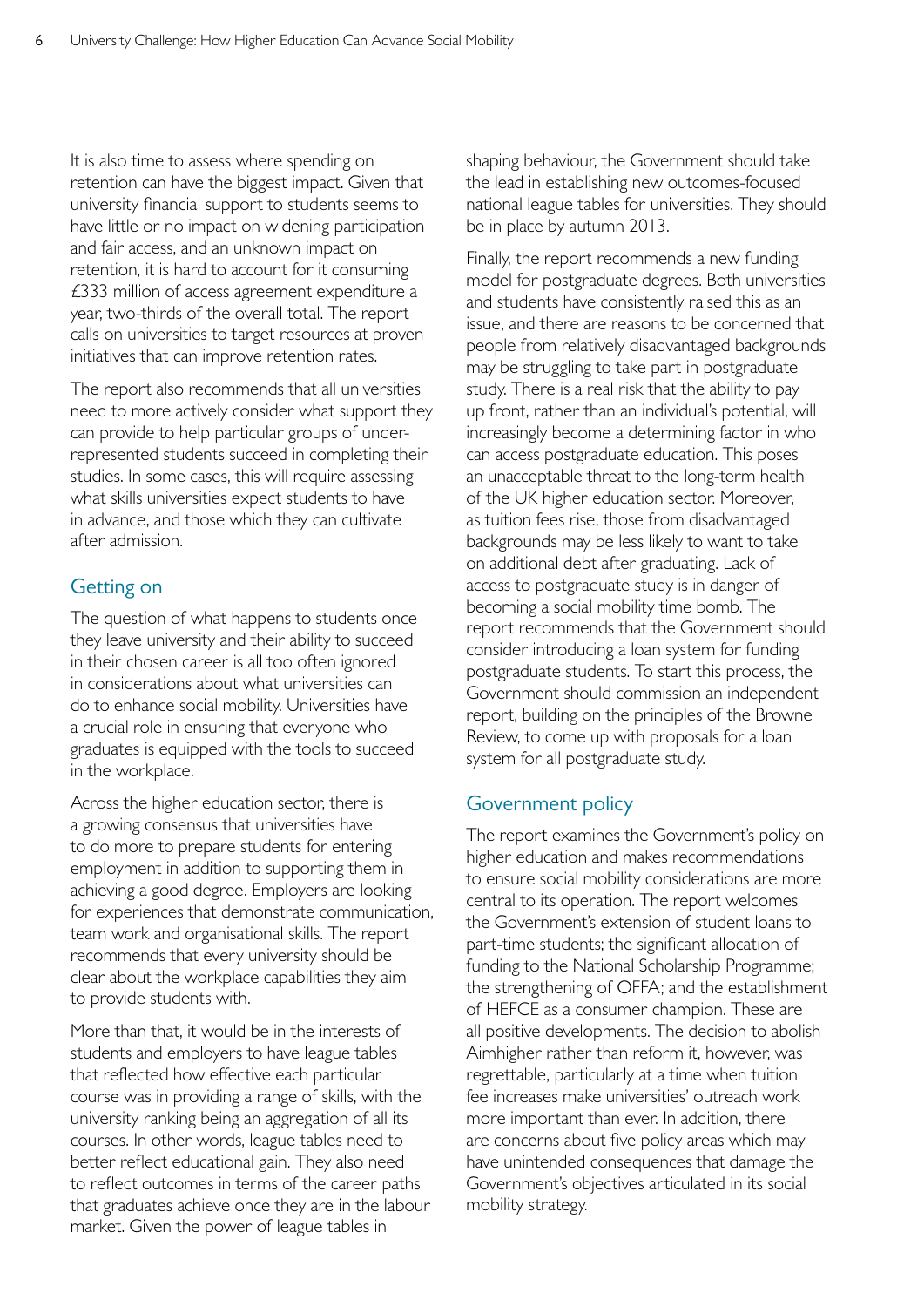It is also time to assess where spending on retention can have the biggest impact. Given that university financial support to students seems to have little or no impact on widening participation and fair access, and an unknown impact on retention, it is hard to account for it consuming £333 million of access agreement expenditure a year, two-thirds of the overall total. The report calls on universities to target resources at proven initiatives that can improve retention rates.

The report also recommends that all universities need to more actively consider what support they can provide to help particular groups of under-represented students succeed in completing their studies. In some cases, this will require assessing what skills universities expect students to have in advance, and those which they can cultivate after admission.

## Getting on

The question of what happens to students once they leave university and their ability to succeed in their chosen career is all too often ignored in considerations about what universities can do to enhance social mobility. Universities have a crucial role in ensuring that everyone who graduates is equipped with the tools to succeed in the workplace.

Across the higher education sector, there is a growing consensus that universities have to do more to prepare students for entering employment in addition to supporting them in achieving a good degree. Employers are looking for experiences that demonstrate communication, team work and organisational skills. The report recommends that every university should be clear about the workplace capabilities they aim to provide students with.

More than that, it would be in the interests of students and employers to have league tables that reflected how effective each particular course was in providing a range of skills, with the university ranking being an aggregation of all its courses. In other words, league tables need to better reflect educational gain. They also need to reflect outcomes in terms of the career paths that graduates achieve once they are in the labour market. Given the power of league tables in shaping behaviour, the Government should take the lead in establishing new outcomes-focused national league tables for universities. They should be in place by autumn 2013.

Finally, the report recommends a new funding model for postgraduate degrees. Both universities and students have consistently raised this as an issue, and there are reasons to be concerned that people from relatively disadvantaged backgrounds may be struggling to take part in postgraduate study. There is a real risk that the ability to pay up front, rather than an individual's potential, will increasingly become a determining factor in who can access postgraduate education. This poses an unacceptable threat to the long-term health of the UK higher education sector. Moreover, as tuition fees rise, those from disadvantaged backgrounds may be less likely to want to take on additional debt after graduating. Lack of access to postgraduate study is in danger of becoming a social mobility time bomb. The report recommends that the Government should consider introducing a loan system for funding postgraduate students. To start this process, the Government should commission an independent report, building on the principles of the Browne Review, to come up with proposals for a loan system for all postgraduate study.

## Government policy

The report examines the Government's policy on higher education and makes recommendations to ensure social mobility considerations are more central to its operation. The report welcomes the Government's extension of student loans to part-time students; the significant allocation of funding to the National Scholarship Programme; the strengthening of OFFA; and the establishment of HEFCE as a consumer champion. These are all positive developments. The decision to abolish Aimhigher rather than reform it, however, was regrettable, particularly at a time when tuition fee increases make universities' outreach work more important than ever. In addition, there are concerns about five policy areas which may have unintended consequences that damage the Government's objectives articulated in its social mobility strategy.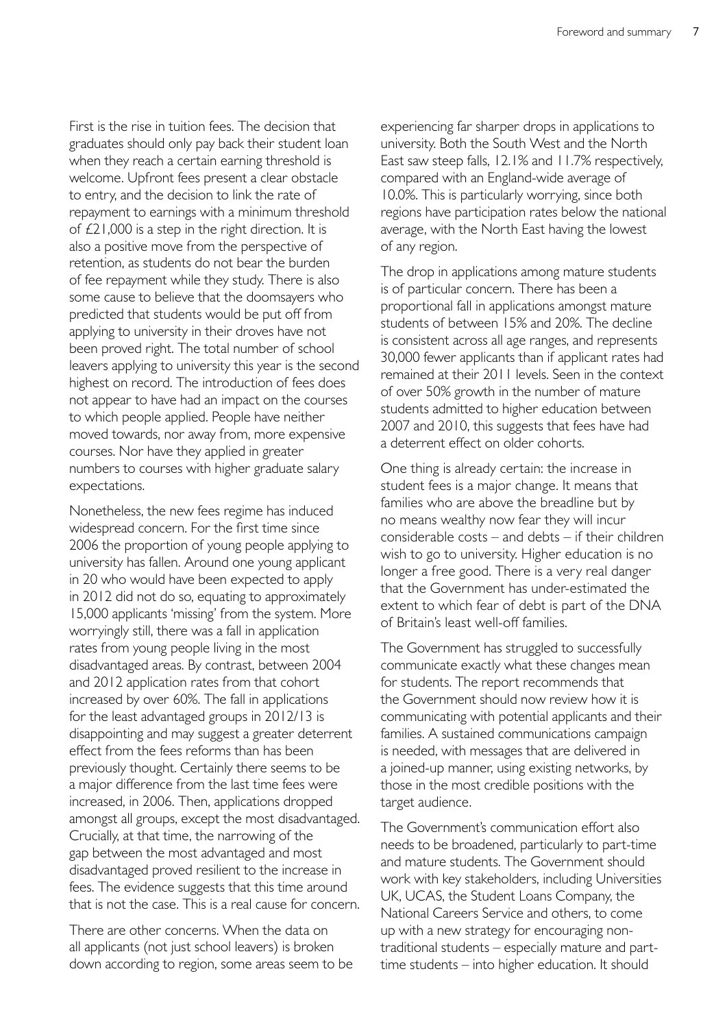First is the rise in tuition fees. The decision that graduates should only pay back their student loan when they reach a certain earning threshold is welcome. Upfront fees present a clear obstacle to entry, and the decision to link the rate of repayment to earnings with a minimum threshold of £21,000 is a step in the right direction. It is also a positive move from the perspective of retention, as students do not bear the burden of fee repayment while they study. There is also some cause to believe that the doomsayers who predicted that students would be put off from applying to university in their droves have not been proved right. The total number of school leavers applying to university this year is the second highest on record. The introduction of fees does not appear to have had an impact on the courses to which people applied. People have neither moved towards, nor away from, more expensive courses. Nor have they applied in greater numbers to courses with higher graduate salary expectations.

Nonetheless, the new fees regime has induced widespread concern. For the first time since 2006 the proportion of young people applying to university has fallen. Around one young applicant in 20 who would have been expected to apply in 2012 did not do so, equating to approximately 15,000 applicants 'missing' from the system. More worryingly still, there was a fall in application rates from young people living in the most disadvantaged areas. By contrast, between 2004 and 2012 application rates from that cohort increased by over 60%. The fall in applications for the least advantaged groups in 2012/13 is disappointing and may suggest a greater deterrent effect from the fees reforms than has been previously thought. Certainly there seems to be a major difference from the last time fees were increased, in 2006. Then, applications dropped amongst all groups, except the most disadvantaged. Crucially, at that time, the narrowing of the gap between the most advantaged and most disadvantaged proved resilient to the increase in fees. The evidence suggests that this time around that is not the case. This is a real cause for concern.

There are other concerns. When the data on all applicants (not just school leavers) is broken down according to region, some areas seem to be experiencing far sharper drops in applications to university. Both the South West and the North East saw steep falls, 12.1% and 11.7% respectively, compared with an England-wide average of 10.0%. This is particularly worrying, since both regions have participation rates below the national average, with the North East having the lowest of any region.

The drop in applications among mature students is of particular concern. There has been a proportional fall in applications amongst mature students of between 15% and 20%. The decline is consistent across all age ranges, and represents 30,000 fewer applicants than if applicant rates had remained at their 2011 levels. Seen in the context of over 50% growth in the number of mature students admitted to higher education between 2007 and 2010, this suggests that fees have had a deterrent effect on older cohorts.

One thing is already certain: the increase in student fees is a major change. It means that families who are above the breadline but by no means wealthy now fear they will incur considerable costs – and debts – if their children wish to go to university. Higher education is no longer a free good. There is a very real danger that the Government has under-estimated the extent to which fear of debt is part of the DNA of Britain's least well-off families.

The Government has struggled to successfully communicate exactly what these changes mean for students. The report recommends that the Government should now review how it is communicating with potential applicants and their families. A sustained communications campaign is needed, with messages that are delivered in a joined-up manner, using existing networks, by those in the most credible positions with the target audience.

The Government's communication effort also needs to be broadened, particularly to part-time and mature students. The Government should work with key stakeholders, including Universities UK, UCAS, the Student Loans Company, the National Careers Service and others, to come up with a new strategy for encouraging non-traditional students – especially mature and part-time students – into higher education. It should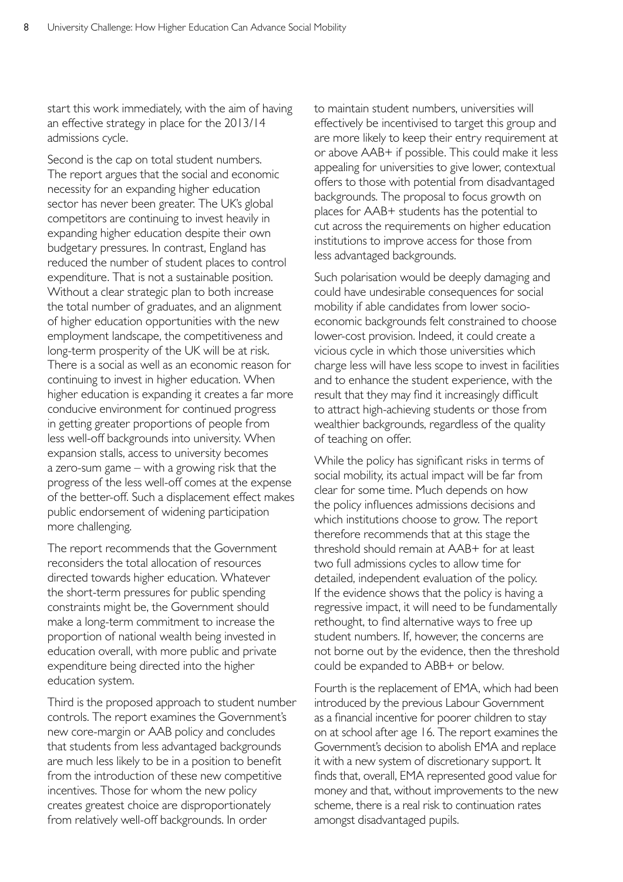start this work immediately, with the aim of having an effective strategy in place for the 2013/14 admissions cycle.

Second is the cap on total student numbers. The report argues that the social and economic necessity for an expanding higher education sector has never been greater. The UK's global competitors are continuing to invest heavily in expanding higher education despite their own budgetary pressures. In contrast, England has reduced the number of student places to control expenditure. That is not a sustainable position. Without a clear strategic plan to both increase the total number of graduates, and an alignment of higher education opportunities with the new employment landscape, the competitiveness and long-term prosperity of the UK will be at risk. There is a social as well as an economic reason for continuing to invest in higher education. When higher education is expanding it creates a far more conducive environment for continued progress in getting greater proportions of people from less well-off backgrounds into university. When expansion stalls, access to university becomes a zero-sum game – with a growing risk that the progress of the less well-off comes at the expense of the better-off. Such a displacement effect makes public endorsement of widening participation more challenging.

The report recommends that the Government reconsiders the total allocation of resources directed towards higher education. Whatever the short-term pressures for public spending constraints might be, the Government should make a long-term commitment to increase the proportion of national wealth being invested in education overall, with more public and private expenditure being directed into the higher education system.

Third is the proposed approach to student number controls. The report examines the Government's new core-margin or AAB policy and concludes that students from less advantaged backgrounds are much less likely to be in a position to benefit from the introduction of these new competitive incentives. Those for whom the new policy creates greatest choice are disproportionately from relatively well-off backgrounds. In order to maintain student numbers, universities will effectively be incentivised to target this group and are more likely to keep their entry requirement at or above AAB+ if possible. This could make it less appealing for universities to give lower, contextual offers to those with potential from disadvantaged backgrounds. The proposal to focus growth on places for AAB+ students has the potential to cut across the requirements on higher education institutions to improve access for those from less advantaged backgrounds.

Such polarisation would be deeply damaging and could have undesirable consequences for social mobility if able candidates from lower socio-economic backgrounds felt constrained to choose lower-cost provision. Indeed, it could create a vicious cycle in which those universities which charge less will have less scope to invest in facilities and to enhance the student experience, with the result that they may find it increasingly difficult to attract high-achieving students or those from wealthier backgrounds, regardless of the quality of teaching on offer.

While the policy has significant risks in terms of social mobility, its actual impact will be far from clear for some time. Much depends on how the policy influences admissions decisions and which institutions choose to grow. The report therefore recommends that at this stage the threshold should remain at AAB+ for at least two full admissions cycles to allow time for detailed, independent evaluation of the policy. If the evidence shows that the policy is having a regressive impact, it will need to be fundamentally rethought, to find alternative ways to free up student numbers. If, however, the concerns are not borne out by the evidence, then the threshold could be expanded to ABB+ or below.

Fourth is the replacement of EMA, which had been introduced by the previous Labour Government as a financial incentive for poorer children to stay on at school after age 16. The report examines the Government's decision to abolish EMA and replace it with a new system of discretionary support. It finds that, overall, EMA represented good value for money and that, without improvements to the new scheme, there is a real risk to continuation rates amongst disadvantaged pupils.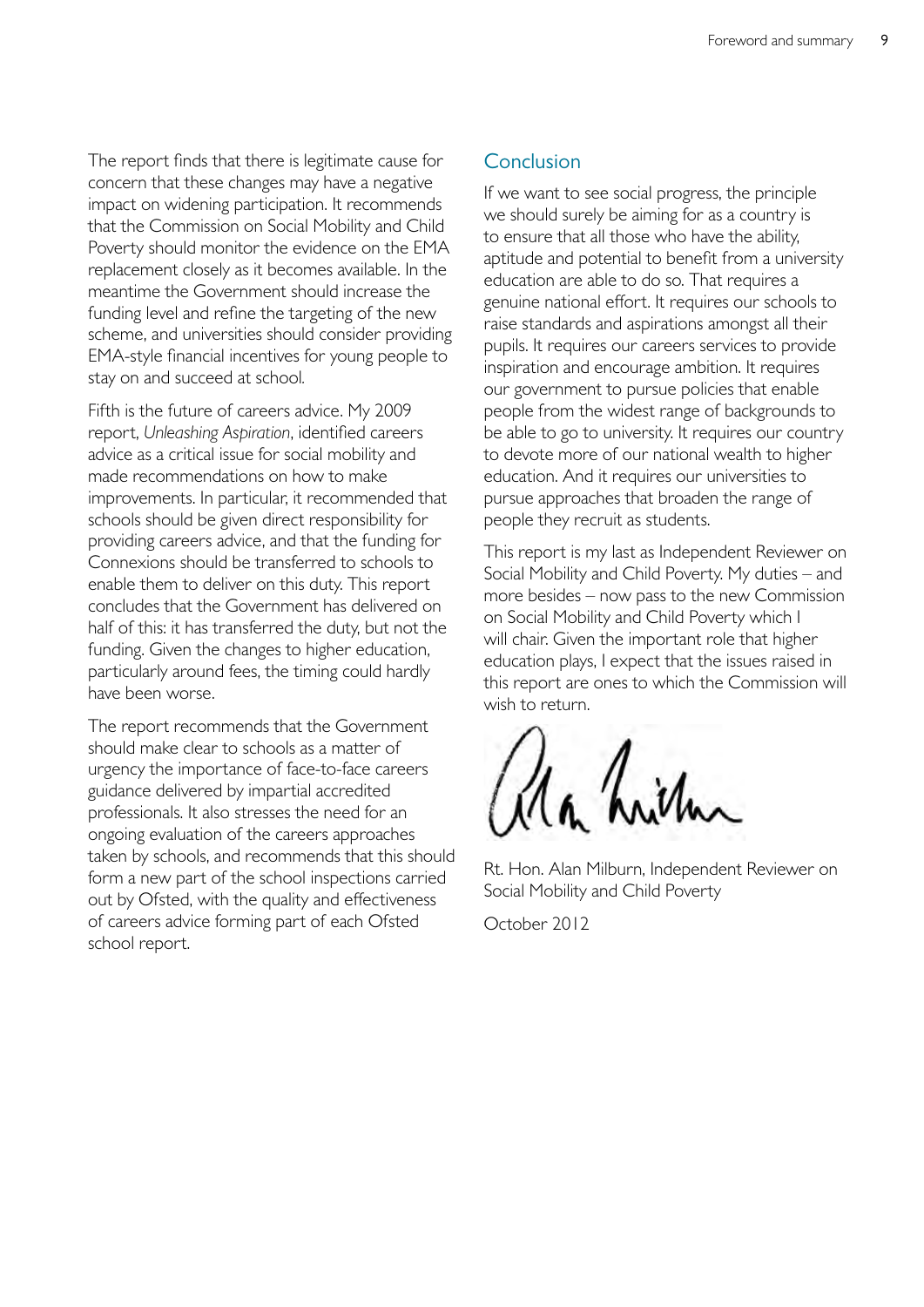The report finds that there is legitimate cause for concern that these changes may have a negative impact on widening participation. It recommends that the Commission on Social Mobility and Child Poverty should monitor the evidence on the EMA replacement closely as it becomes available. In the meantime the Government should increase the funding level and refine the targeting of the new scheme, and universities should consider providing EMA-style financial incentives for young people to stay on and succeed at school.

Fifth is the future of careers advice. My 2009 report, *Unleashing Aspiration*, identified careers advice as a critical issue for social mobility and made recommendations on how to make improvements. In particular, it recommended that schools should be given direct responsibility for providing careers advice, and that the funding for Connexions should be transferred to schools to enable them to deliver on this duty. This report concludes that the Government has delivered on half of this: it has transferred the duty, but not the funding. Given the changes to higher education, particularly around fees, the timing could hardly have been worse.

The report recommends that the Government should make clear to schools as a matter of urgency the importance of face-to-face careers guidance delivered by impartial accredited professionals. It also stresses the need for an ongoing evaluation of the careers approaches taken by schools, and recommends that this should form a new part of the school inspections carried out by Ofsted, with the quality and effectiveness of careers advice forming part of each Ofsted school report.

## Conclusion

If we want to see social progress, the principle we should surely be aiming for as a country is to ensure that all those who have the ability, aptitude and potential to benefit from a university education are able to do so. That requires a genuine national effort. It requires our schools to raise standards and aspirations amongst all their pupils. It requires our careers services to provide inspiration and encourage ambition. It requires our government to pursue policies that enable people from the widest range of backgrounds to be able to go to university. It requires our country to devote more of our national wealth to higher education. And it requires our universities to pursue approaches that broaden the range of people they recruit as students.

This report is my last as Independent Reviewer on Social Mobility and Child Poverty. My duties – and more besides – now pass to the new Commission on Social Mobility and Child Poverty which I will chair. Given the important role that higher education plays, I expect that the issues raised in this report are ones to which the Commission will wish to return.

Rt. Hon. Alan Milburn, Independent Reviewer on Social Mobility and Child Poverty

October 2012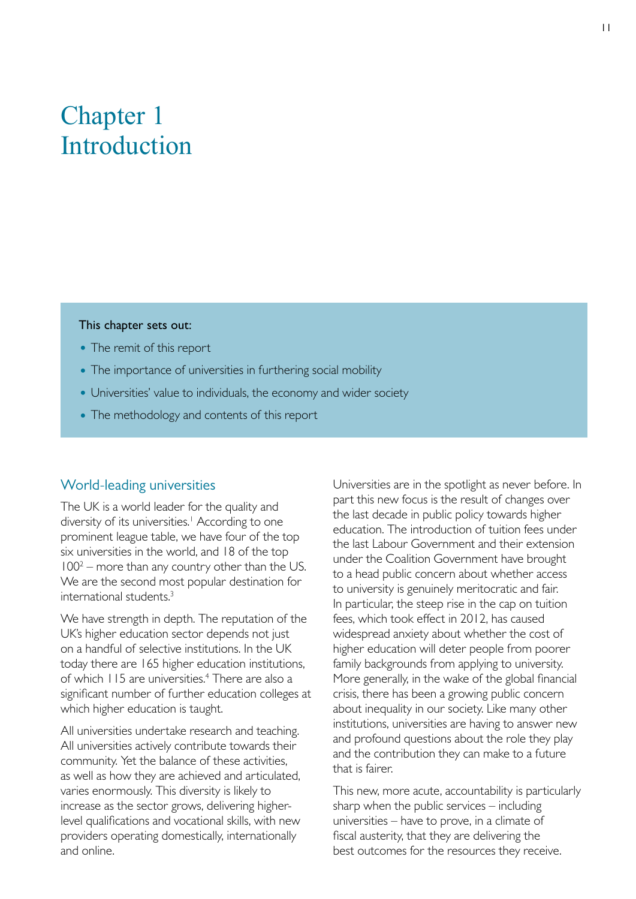# Chapter 1 Introduction

**This chapter sets out:**

- The remit of this report
- The importance of universities in furthering social mobility
- Universities' value to individuals, the economy and wider society
- The methodology and contents of this report

## World-leading universities

The UK is a world leader for the quality and diversity of its universities.[1] According to one prominent league table, we have four of the top six universities in the world, and 18 of the top 100[2] – more than any country other than the US. We are the second most popular destination for international students.[3]

We have strength in depth. The reputation of the UK's higher education sector depends not just on a handful of selective institutions. In the UK today there are 165 higher education institutions, of which 115 are universities.[4] There are also a significant number of further education colleges at which higher education is taught.

All universities undertake research and teaching. All universities actively contribute towards their community. Yet the balance of these activities, as well as how they are achieved and articulated, varies enormously. This diversity is likely to increase as the sector grows, delivering higher-level qualifications and vocational skills, with new providers operating domestically, internationally and online.

Universities are in the spotlight as never before. In part this new focus is the result of changes over the last decade in public policy towards higher education. The introduction of tuition fees under the last Labour Government and their extension under the Coalition Government have brought to a head public concern about whether access to university is genuinely meritocratic and fair. In particular, the steep rise in the cap on tuition fees, which took effect in 2012, has caused widespread anxiety about whether the cost of higher education will deter people from poorer family backgrounds from applying to university. More generally, in the wake of the global financial crisis, there has been a growing public concern about inequality in our society. Like many other institutions, universities are having to answer new and profound questions about the role they play and the contribution they can make to a future that is fairer.

This new, more acute, accountability is particularly sharp when the public services – including universities – have to prove, in a climate of fiscal austerity, that they are delivering the best outcomes for the resources they receive.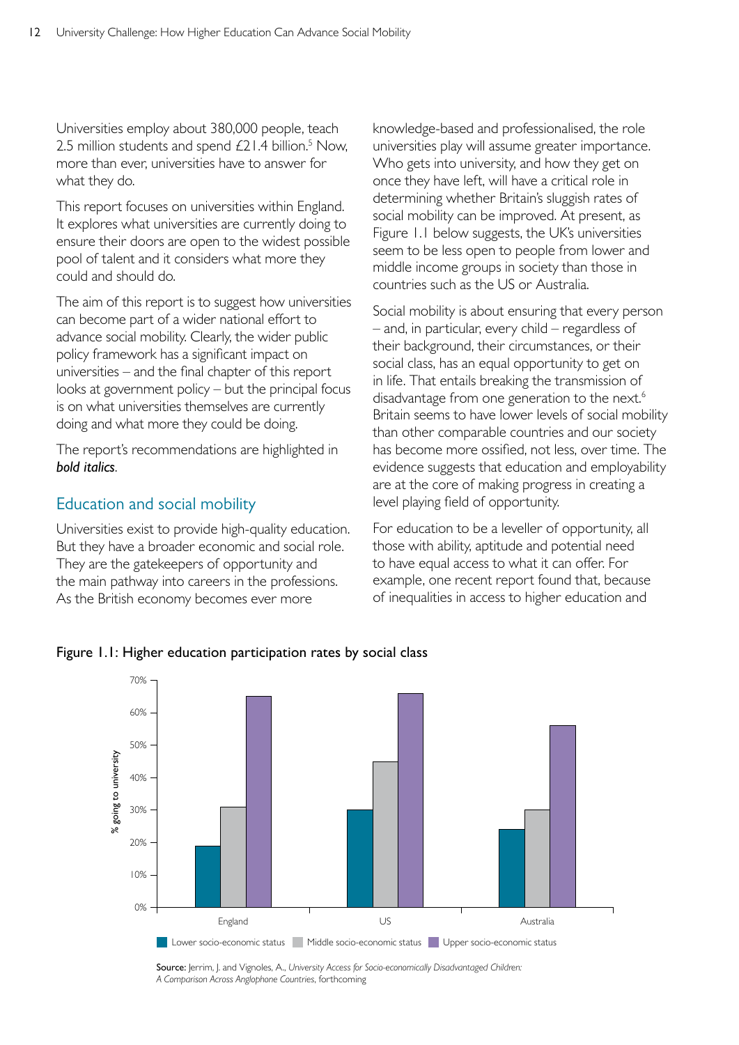Universities employ about 380,000 people, teach 2.5 million students and spend £21.4 billion.[5] Now, more than ever, universities have to answer for what they do.

This report focuses on universities within England. It explores what universities are currently doing to ensure their doors are open to the widest possible pool of talent and it considers what more they could and should do.

The aim of this report is to suggest how universities can become part of a wider national effort to advance social mobility. Clearly, the wider public policy framework has a significant impact on universities – and the final chapter of this report looks at government policy – but the principal focus is on what universities themselves are currently doing and what more they could be doing.

The report's recommendations are highlighted in ***bold italics***.

## Education and social mobility

Universities exist to provide high-quality education. But they have a broader economic and social role. They are the gatekeepers of opportunity and the main pathway into careers in the professions. As the British economy becomes ever more knowledge-based and professionalised, the role universities play will assume greater importance. Who gets into university, and how they get on once they have left, will have a critical role in determining whether Britain's sluggish rates of social mobility can be improved. At present, as Figure 1.1 below suggests, the UK's universities seem to be less open to people from lower and middle income groups in society than those in countries such as the US or Australia.

Social mobility is about ensuring that every person – and, in particular, every child – regardless of their background, their circumstances, or their social class, has an equal opportunity to get on in life. That entails breaking the transmission of disadvantage from one generation to the next.[6] Britain seems to have lower levels of social mobility than other comparable countries and our society has become more ossified, not less, over time. The evidence suggests that education and employability are at the core of making progress in creating a level playing field of opportunity.

For education to be a leveller of opportunity, all those with ability, aptitude and potential need to have equal access to what it can offer. For example, one recent report found that, because of inequalities in access to higher education and

Figure 1.1: Higher education participation rates by social class

| % going to university | Lower socio-economic status | Middle socio-economic status | Upper socio-economic status |
|---|---|---|---|
| England | 19% | 31% | 65% |
| US | 30% | 45% | 66% |
| Australia | 24% | 30% | 56% |

**Source:** Jerrim, J. and Vignoles, A., *University Access for Socio-economically Disadvantaged Children: A Comparison Across Anglophone Countries*, forthcoming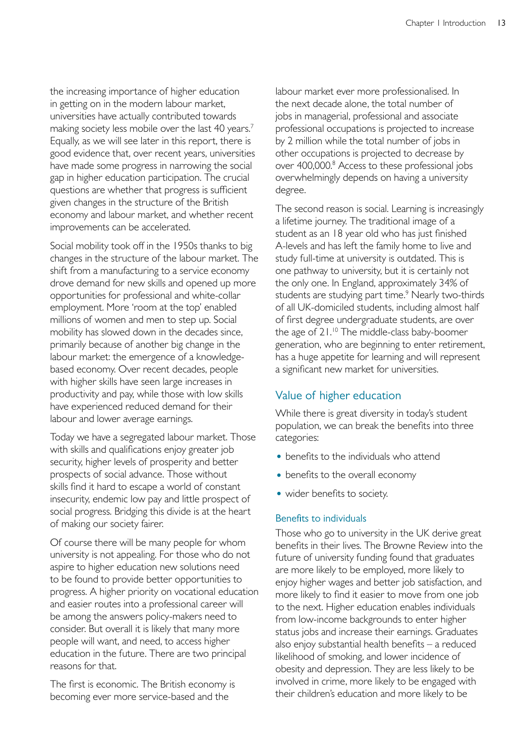the increasing importance of higher education in getting on in the modern labour market, universities have actually contributed towards making society less mobile over the last 40 years.[7] Equally, as we will see later in this report, there is good evidence that, over recent years, universities have made some progress in narrowing the social gap in higher education participation. The crucial questions are whether that progress is sufficient given changes in the structure of the British economy and labour market, and whether recent improvements can be accelerated.

Social mobility took off in the 1950s thanks to big changes in the structure of the labour market. The shift from a manufacturing to a service economy drove demand for new skills and opened up more opportunities for professional and white-collar employment. More 'room at the top' enabled millions of women and men to step up. Social mobility has slowed down in the decades since, primarily because of another big change in the labour market: the emergence of a knowledge-based economy. Over recent decades, people with higher skills have seen large increases in productivity and pay, while those with low skills have experienced reduced demand for their labour and lower average earnings.

Today we have a segregated labour market. Those with skills and qualifications enjoy greater job security, higher levels of prosperity and better prospects of social advance. Those without skills find it hard to escape a world of constant insecurity, endemic low pay and little prospect of social progress. Bridging this divide is at the heart of making our society fairer.

Of course there will be many people for whom university is not appealing. For those who do not aspire to higher education new solutions need to be found to provide better opportunities to progress. A higher priority on vocational education and easier routes into a professional career will be among the answers policy-makers need to consider. But overall it is likely that many more people will want, and need, to access higher education in the future. There are two principal reasons for that.

The first is economic. The British economy is becoming ever more service-based and the labour market ever more professionalised. In the next decade alone, the total number of jobs in managerial, professional and associate professional occupations is projected to increase by 2 million while the total number of jobs in other occupations is projected to decrease by over 400,000.[8] Access to these professional jobs overwhelmingly depends on having a university degree.

The second reason is social. Learning is increasingly a lifetime journey. The traditional image of a student as an 18 year old who has just finished A-levels and has left the family home to live and study full-time at university is outdated. This is one pathway to university, but it is certainly not the only one. In England, approximately 34% of students are studying part time.[9] Nearly two-thirds of all UK-domiciled students, including almost half of first degree undergraduate students, are over the age of 21.[10] The middle-class baby-boomer generation, who are beginning to enter retirement, has a huge appetite for learning and will represent a significant new market for universities.

## Value of higher education

While there is great diversity in today's student population, we can break the benefits into three categories:

- benefits to the individuals who attend
- benefits to the overall economy
- wider benefits to society.

### Benefits to individuals

Those who go to university in the UK derive great benefits in their lives. The Browne Review into the future of university funding found that graduates are more likely to be employed, more likely to enjoy higher wages and better job satisfaction, and more likely to find it easier to move from one job to the next. Higher education enables individuals from low-income backgrounds to enter higher status jobs and increase their earnings. Graduates also enjoy substantial health benefits – a reduced likelihood of smoking, and lower incidence of obesity and depression. They are less likely to be involved in crime, more likely to be engaged with their children's education and more likely to be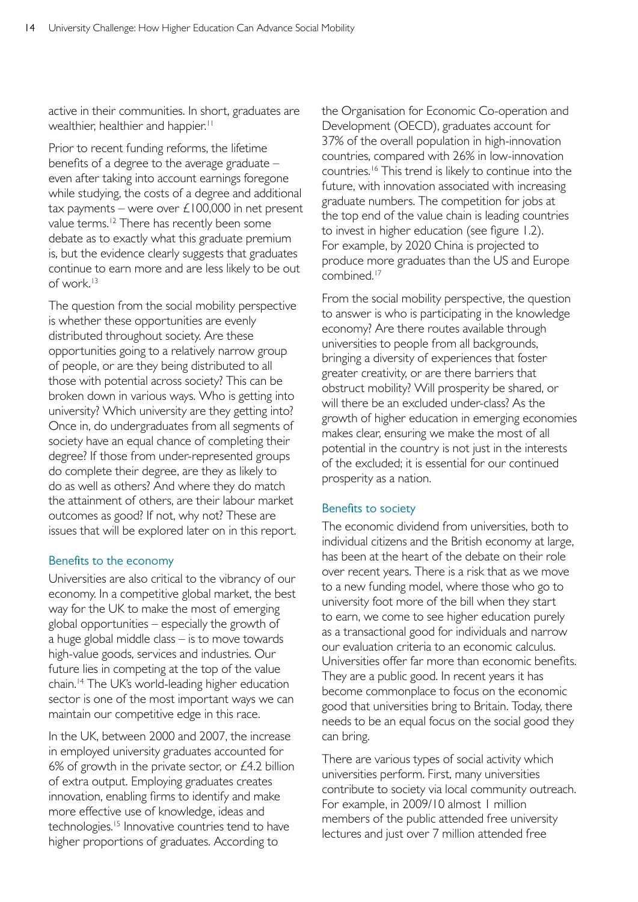active in their communities. In short, graduates are wealthier, healthier and happier.[11]

Prior to recent funding reforms, the lifetime benefits of a degree to the average graduate – even after taking into account earnings foregone while studying, the costs of a degree and additional tax payments – were over £100,000 in net present value terms.[12] There has recently been some debate as to exactly what this graduate premium is, but the evidence clearly suggests that graduates continue to earn more and are less likely to be out of work.[13]

The question from the social mobility perspective is whether these opportunities are evenly distributed throughout society. Are these opportunities going to a relatively narrow group of people, or are they being distributed to all those with potential across society? This can be broken down in various ways. Who is getting into university? Which university are they getting into? Once in, do undergraduates from all segments of society have an equal chance of completing their degree? If those from under-represented groups do complete their degree, are they as likely to do as well as others? And where they do match the attainment of others, are their labour market outcomes as good? If not, why not? These are issues that will be explored later on in this report.

### Benefits to the economy

Universities are also critical to the vibrancy of our economy. In a competitive global market, the best way for the UK to make the most of emerging global opportunities – especially the growth of a huge global middle class – is to move towards high-value goods, services and industries. Our future lies in competing at the top of the value chain.[14] The UK's world-leading higher education sector is one of the most important ways we can maintain our competitive edge in this race.

In the UK, between 2000 and 2007, the increase in employed university graduates accounted for 6% of growth in the private sector, or £4.2 billion of extra output. Employing graduates creates innovation, enabling firms to identify and make more effective use of knowledge, ideas and technologies.[15] Innovative countries tend to have higher proportions of graduates. According to the Organisation for Economic Co-operation and Development (OECD), graduates account for 37% of the overall population in high-innovation countries, compared with 26% in low-innovation countries.[16] This trend is likely to continue into the future, with innovation associated with increasing graduate numbers. The competition for jobs at the top end of the value chain is leading countries to invest in higher education (see figure 1.2). For example, by 2020 China is projected to produce more graduates than the US and Europe combined.[17]

From the social mobility perspective, the question to answer is who is participating in the knowledge economy? Are there routes available through universities to people from all backgrounds, bringing a diversity of experiences that foster greater creativity, or are there barriers that obstruct mobility? Will prosperity be shared, or will there be an excluded under-class? As the growth of higher education in emerging economies makes clear, ensuring we make the most of all potential in the country is not just in the interests of the excluded; it is essential for our continued prosperity as a nation.

### Benefits to society

The economic dividend from universities, both to individual citizens and the British economy at large, has been at the heart of the debate on their role over recent years. There is a risk that as we move to a new funding model, where those who go to university foot more of the bill when they start to earn, we come to see higher education purely as a transactional good for individuals and narrow our evaluation criteria to an economic calculus. Universities offer far more than economic benefits. They are a public good. In recent years it has become commonplace to focus on the economic good that universities bring to Britain. Today, there needs to be an equal focus on the social good they can bring.

There are various types of social activity which universities perform. First, many universities contribute to society via local community outreach. For example, in 2009/10 almost 1 million members of the public attended free university lectures and just over 7 million attended free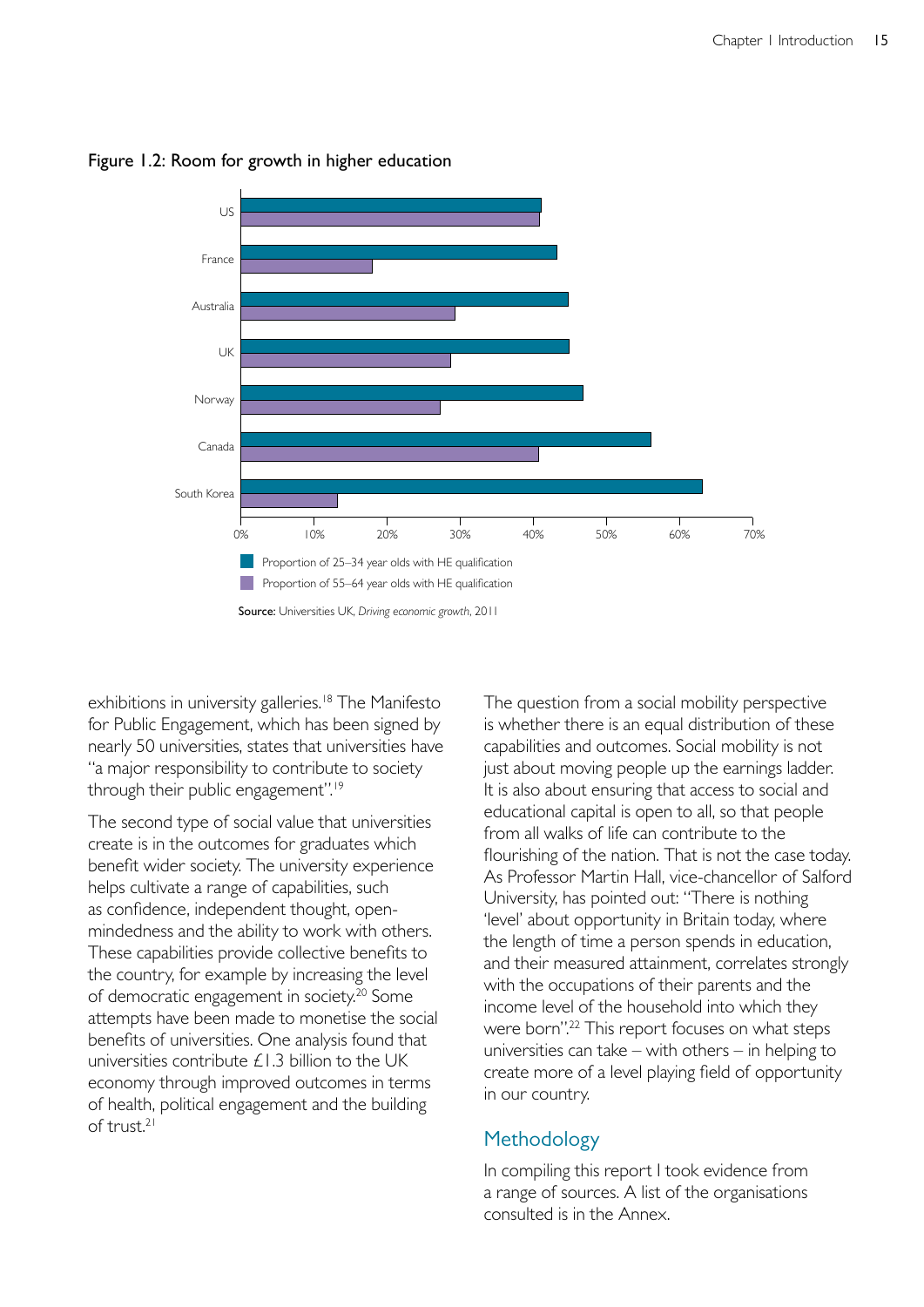Figure 1.2: Room for growth in higher education

Source: Universities UK, *Driving economic growth*, 2011

exhibitions in university galleries.[18] The Manifesto for Public Engagement, which has been signed by nearly 50 universities, states that universities have "a major responsibility to contribute to society through their public engagement".[19]

The second type of social value that universities create is in the outcomes for graduates which benefit wider society. The university experience helps cultivate a range of capabilities, such as confidence, independent thought, open-mindedness and the ability to work with others. These capabilities provide collective benefits to the country, for example by increasing the level of democratic engagement in society.[20] Some attempts have been made to monetise the social benefits of universities. One analysis found that universities contribute £1.3 billion to the UK economy through improved outcomes in terms of health, political engagement and the building of trust.[21]

The question from a social mobility perspective is whether there is an equal distribution of these capabilities and outcomes. Social mobility is not just about moving people up the earnings ladder. It is also about ensuring that access to social and educational capital is open to all, so that people from all walks of life can contribute to the flourishing of the nation. That is not the case today. As Professor Martin Hall, vice-chancellor of Salford University, has pointed out: "There is nothing 'level' about opportunity in Britain today, where the length of time a person spends in education, and their measured attainment, correlates strongly with the occupations of their parents and the income level of the household into which they were born".[22] This report focuses on what steps universities can take – with others – in helping to create more of a level playing field of opportunity in our country.

## Methodology

In compiling this report I took evidence from a range of sources. A list of the organisations consulted is in the Annex.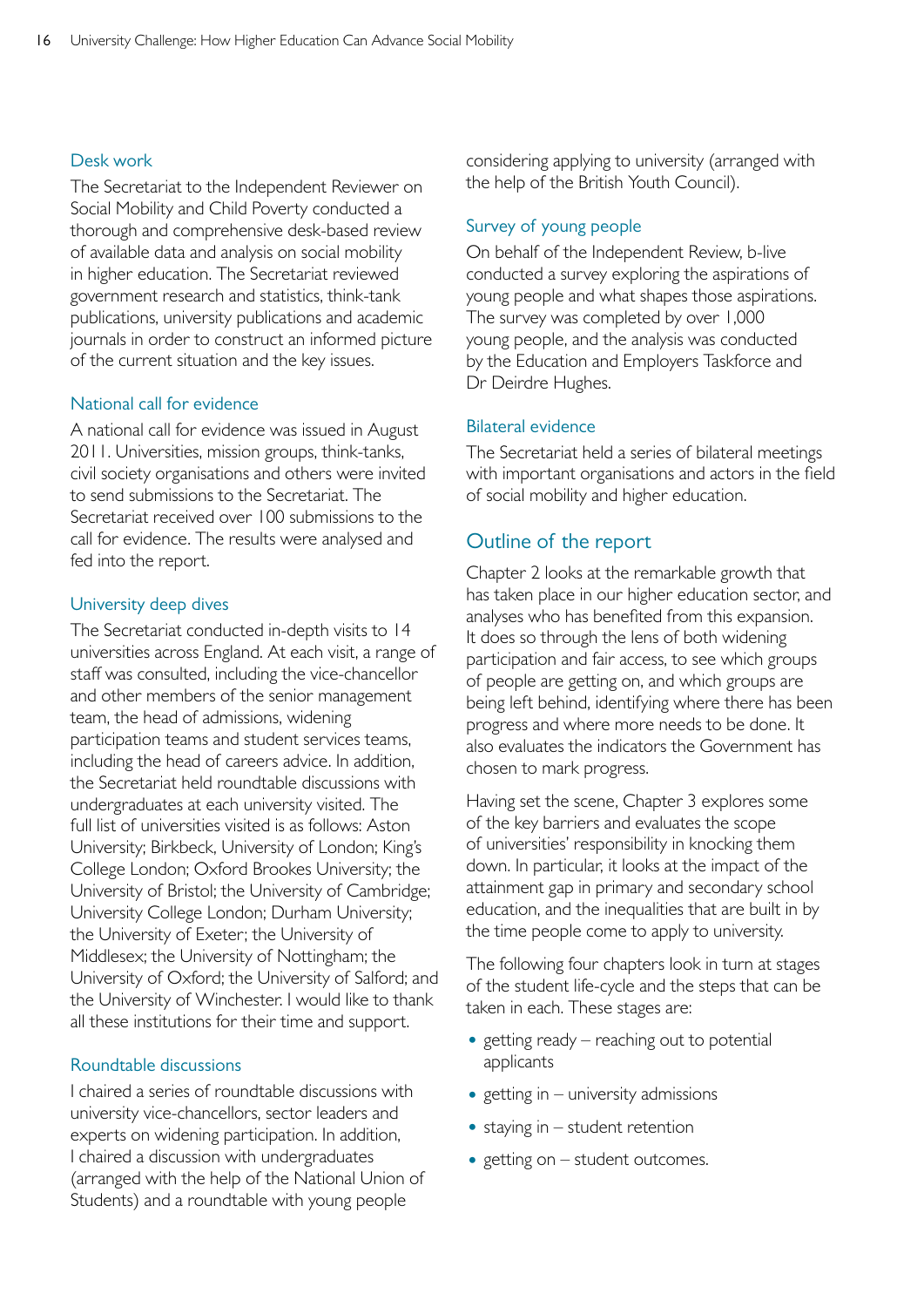### Desk work

The Secretariat to the Independent Reviewer on Social Mobility and Child Poverty conducted a thorough and comprehensive desk-based review of available data and analysis on social mobility in higher education. The Secretariat reviewed government research and statistics, think-tank publications, university publications and academic journals in order to construct an informed picture of the current situation and the key issues.

### National call for evidence

A national call for evidence was issued in August 2011. Universities, mission groups, think-tanks, civil society organisations and others were invited to send submissions to the Secretariat. The Secretariat received over 100 submissions to the call for evidence. The results were analysed and fed into the report.

### University deep dives

The Secretariat conducted in-depth visits to 14 universities across England. At each visit, a range of staff was consulted, including the vice-chancellor and other members of the senior management team, the head of admissions, widening participation teams and student services teams, including the head of careers advice. In addition, the Secretariat held roundtable discussions with undergraduates at each university visited. The full list of universities visited is as follows: Aston University; Birkbeck, University of London; King's College London; Oxford Brookes University; the University of Bristol; the University of Cambridge; University College London; Durham University; the University of Exeter; the University of Middlesex; the University of Nottingham; the University of Oxford; the University of Salford; and the University of Winchester. I would like to thank all these institutions for their time and support.

### Roundtable discussions

I chaired a series of roundtable discussions with university vice-chancellors, sector leaders and experts on widening participation. In addition, I chaired a discussion with undergraduates (arranged with the help of the National Union of Students) and a roundtable with young people considering applying to university (arranged with the help of the British Youth Council).

### Survey of young people

On behalf of the Independent Review, b-live conducted a survey exploring the aspirations of young people and what shapes those aspirations. The survey was completed by over 1,000 young people, and the analysis was conducted by the Education and Employers Taskforce and Dr Deirdre Hughes.

### Bilateral evidence

The Secretariat held a series of bilateral meetings with important organisations and actors in the field of social mobility and higher education.

## Outline of the report

Chapter 2 looks at the remarkable growth that has taken place in our higher education sector, and analyses who has benefited from this expansion. It does so through the lens of both widening participation and fair access, to see which groups of people are getting on, and which groups are being left behind, identifying where there has been progress and where more needs to be done. It also evaluates the indicators the Government has chosen to mark progress.

Having set the scene, Chapter 3 explores some of the key barriers and evaluates the scope of universities' responsibility in knocking them down. In particular, it looks at the impact of the attainment gap in primary and secondary school education, and the inequalities that are built in by the time people come to apply to university.

The following four chapters look in turn at stages of the student life-cycle and the steps that can be taken in each. These stages are:

- getting ready – reaching out to potential applicants
- getting in – university admissions
- staying in – student retention
- getting on – student outcomes.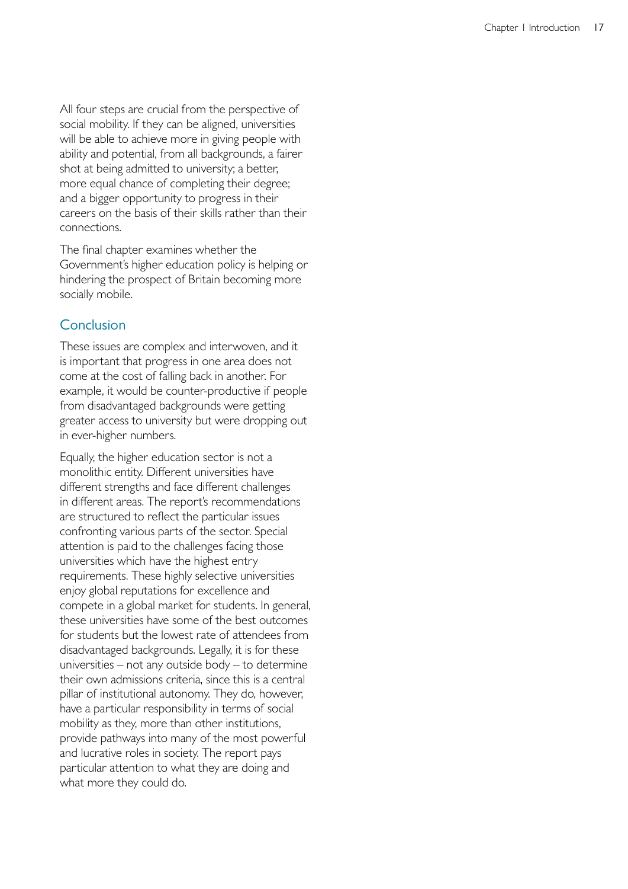All four steps are crucial from the perspective of social mobility. If they can be aligned, universities will be able to achieve more in giving people with ability and potential, from all backgrounds, a fairer shot at being admitted to university; a better, more equal chance of completing their degree; and a bigger opportunity to progress in their careers on the basis of their skills rather than their connections.

The final chapter examines whether the Government's higher education policy is helping or hindering the prospect of Britain becoming more socially mobile.

## Conclusion

These issues are complex and interwoven, and it is important that progress in one area does not come at the cost of falling back in another. For example, it would be counter-productive if people from disadvantaged backgrounds were getting greater access to university but were dropping out in ever-higher numbers.

Equally, the higher education sector is not a monolithic entity. Different universities have different strengths and face different challenges in different areas. The report's recommendations are structured to reflect the particular issues confronting various parts of the sector. Special attention is paid to the challenges facing those universities which have the highest entry requirements. These highly selective universities enjoy global reputations for excellence and compete in a global market for students. In general, these universities have some of the best outcomes for students but the lowest rate of attendees from disadvantaged backgrounds. Legally, it is for these universities – not any outside body – to determine their own admissions criteria, since this is a central pillar of institutional autonomy. They do, however, have a particular responsibility in terms of social mobility as they, more than other institutions, provide pathways into many of the most powerful and lucrative roles in society. The report pays particular attention to what they are doing and what more they could do.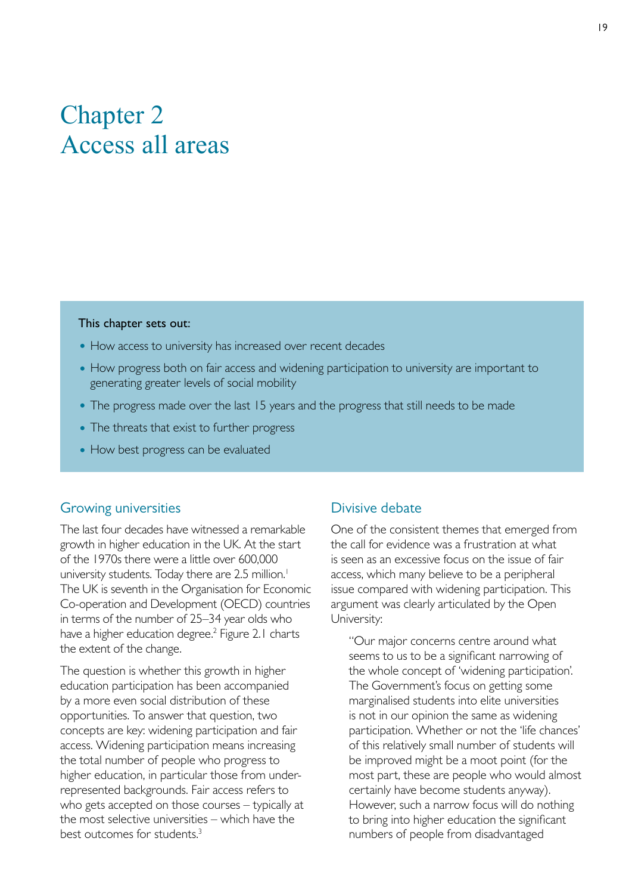# Chapter 2
# Access all areas

**This chapter sets out:**

- How access to university has increased over recent decades
- How progress both on fair access and widening participation to university are important to generating greater levels of social mobility
- The progress made over the last 15 years and the progress that still needs to be made
- The threats that exist to further progress
- How best progress can be evaluated

## Growing universities

The last four decades have witnessed a remarkable growth in higher education in the UK. At the start of the 1970s there were a little over 600,000 university students. Today there are 2.5 million.[1] The UK is seventh in the Organisation for Economic Co-operation and Development (OECD) countries in terms of the number of 25–34 year olds who have a higher education degree.[2] Figure 2.1 charts the extent of the change.

The question is whether this growth in higher education participation has been accompanied by a more even social distribution of these opportunities. To answer that question, two concepts are key: widening participation and fair access. Widening participation means increasing the total number of people who progress to higher education, in particular those from under-represented backgrounds. Fair access refers to who gets accepted on those courses – typically at the most selective universities – which have the best outcomes for students.[3]

## Divisive debate

One of the consistent themes that emerged from the call for evidence was a frustration at what is seen as an excessive focus on the issue of fair access, which many believe to be a peripheral issue compared with widening participation. This argument was clearly articulated by the Open University:

> "Our major concerns centre around what seems to us to be a significant narrowing of the whole concept of 'widening participation'. The Government's focus on getting some marginalised students into elite universities is not in our opinion the same as widening participation. Whether or not the 'life chances' of this relatively small number of students will be improved might be a moot point (for the most part, these are people who would almost certainly have become students anyway). However, such a narrow focus will do nothing to bring into higher education the significant numbers of people from disadvantaged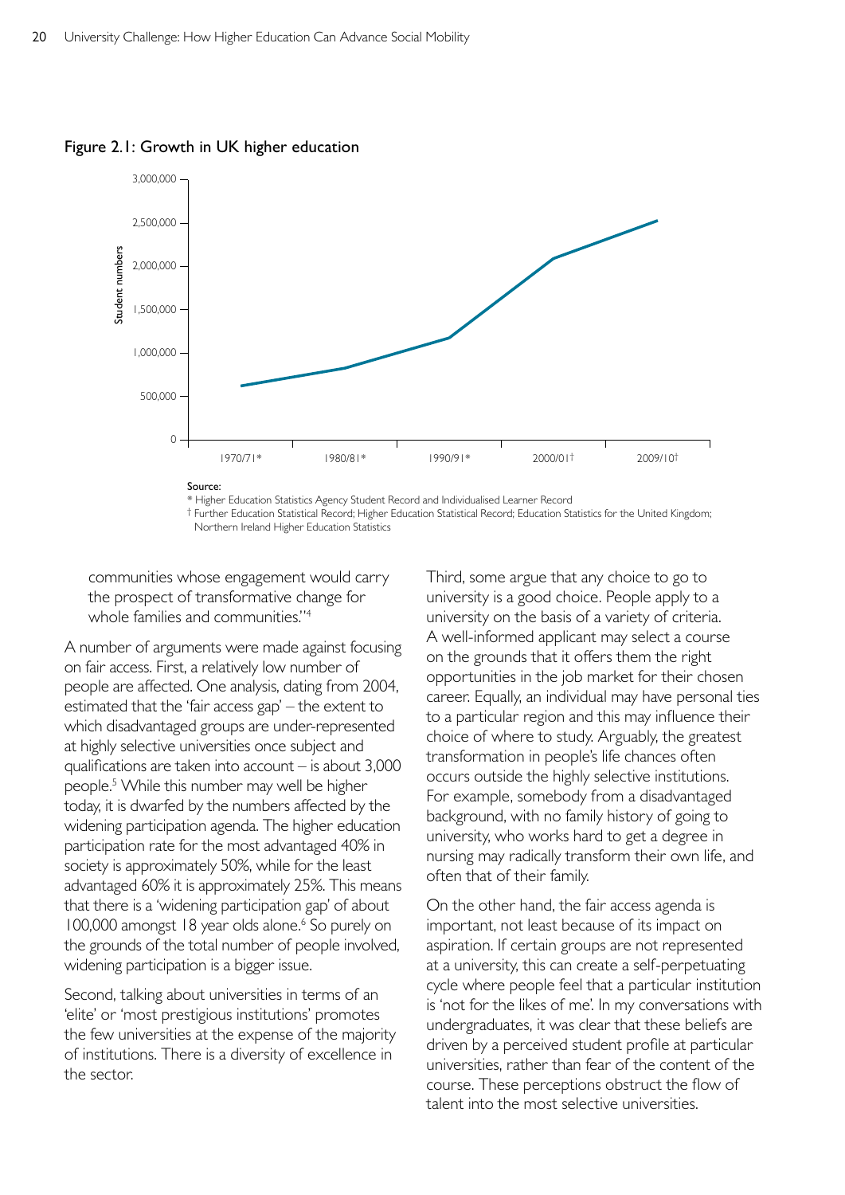Figure 2.1: Growth in UK higher education

Source:
\* Higher Education Statistics Agency Student Record and Individualised Learner Record
† Further Education Statistical Record; Higher Education Statistical Record; Education Statistics for the United Kingdom; Northern Ireland Higher Education Statistics

communities whose engagement would carry the prospect of transformative change for whole families and communities.'[4]

A number of arguments were made against focusing on fair access. First, a relatively low number of people are affected. One analysis, dating from 2004, estimated that the 'fair access gap' – the extent to which disadvantaged groups are under-represented at highly selective universities once subject and qualifications are taken into account – is about 3,000 people.[5] While this number may well be higher today, it is dwarfed by the numbers affected by the widening participation agenda. The higher education participation rate for the most advantaged 40% in society is approximately 50%, while for the least advantaged 60% it is approximately 25%. This means that there is a 'widening participation gap' of about 100,000 amongst 18 year olds alone.[6] So purely on the grounds of the total number of people involved, widening participation is a bigger issue.

Second, talking about universities in terms of an 'elite' or 'most prestigious institutions' promotes the few universities at the expense of the majority of institutions. There is a diversity of excellence in the sector.

Third, some argue that any choice to go to university is a good choice. People apply to a university on the basis of a variety of criteria. A well-informed applicant may select a course on the grounds that it offers them the right opportunities in the job market for their chosen career. Equally, an individual may have personal ties to a particular region and this may influence their choice of where to study. Arguably, the greatest transformation in people's life chances often occurs outside the highly selective institutions. For example, somebody from a disadvantaged background, with no family history of going to university, who works hard to get a degree in nursing may radically transform their own life, and often that of their family.

On the other hand, the fair access agenda is important, not least because of its impact on aspiration. If certain groups are not represented at a university, this can create a self-perpetuating cycle where people feel that a particular institution is 'not for the likes of me'. In my conversations with undergraduates, it was clear that these beliefs are driven by a perceived student profile at particular universities, rather than fear of the content of the course. These perceptions obstruct the flow of talent into the most selective universities.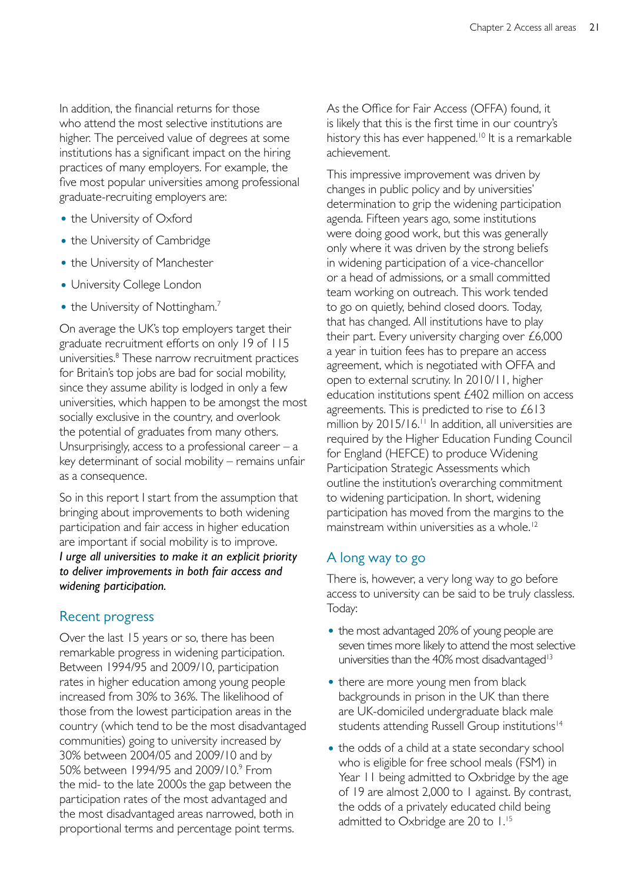In addition, the financial returns for those who attend the most selective institutions are higher. The perceived value of degrees at some institutions has a significant impact on the hiring practices of many employers. For example, the five most popular universities among professional graduate-recruiting employers are:

- the University of Oxford
- the University of Cambridge
- the University of Manchester
- University College London
- the University of Nottingham.[7]

On average the UK's top employers target their graduate recruitment efforts on only 19 of 115 universities.[8] These narrow recruitment practices for Britain's top jobs are bad for social mobility, since they assume ability is lodged in only a few universities, which happen to be amongst the most socially exclusive in the country, and overlook the potential of graduates from many others. Unsurprisingly, access to a professional career – a key determinant of social mobility – remains unfair as a consequence.

So in this report I start from the assumption that bringing about improvements to both widening participation and fair access in higher education are important if social mobility is to improve. ***I urge all universities to make it an explicit priority to deliver improvements in both fair access and widening participation.***

## Recent progress

Over the last 15 years or so, there has been remarkable progress in widening participation. Between 1994/95 and 2009/10, participation rates in higher education among young people increased from 30% to 36%. The likelihood of those from the lowest participation areas in the country (which tend to be the most disadvantaged communities) going to university increased by 30% between 2004/05 and 2009/10 and by 50% between 1994/95 and 2009/10.[9] From the mid- to the late 2000s the gap between the participation rates of the most advantaged and the most disadvantaged areas narrowed, both in proportional terms and percentage point terms. As the Office for Fair Access (OFFA) found, it is likely that this is the first time in our country's history this has ever happened.[10] It is a remarkable achievement.

This impressive improvement was driven by changes in public policy and by universities' determination to grip the widening participation agenda. Fifteen years ago, some institutions were doing good work, but this was generally only where it was driven by the strong beliefs in widening participation of a vice-chancellor or a head of admissions, or a small committed team working on outreach. This work tended to go on quietly, behind closed doors. Today, that has changed. All institutions have to play their part. Every university charging over £6,000 a year in tuition fees has to prepare an access agreement, which is negotiated with OFFA and open to external scrutiny. In 2010/11, higher education institutions spent £402 million on access agreements. This is predicted to rise to £613 million by 2015/16.[11] In addition, all universities are required by the Higher Education Funding Council for England (HEFCE) to produce Widening Participation Strategic Assessments which outline the institution's overarching commitment to widening participation. In short, widening participation has moved from the margins to the mainstream within universities as a whole.[12]

## A long way to go

There is, however, a very long way to go before access to university can be said to be truly classless. Today:

- the most advantaged 20% of young people are seven times more likely to attend the most selective universities than the 40% most disadvantaged[13]
- there are more young men from black backgrounds in prison in the UK than there are UK-domiciled undergraduate black male students attending Russell Group institutions[14]
- the odds of a child at a state secondary school who is eligible for free school meals (FSM) in Year 11 being admitted to Oxbridge by the age of 19 are almost 2,000 to 1 against. By contrast, the odds of a privately educated child being admitted to Oxbridge are 20 to 1.[15]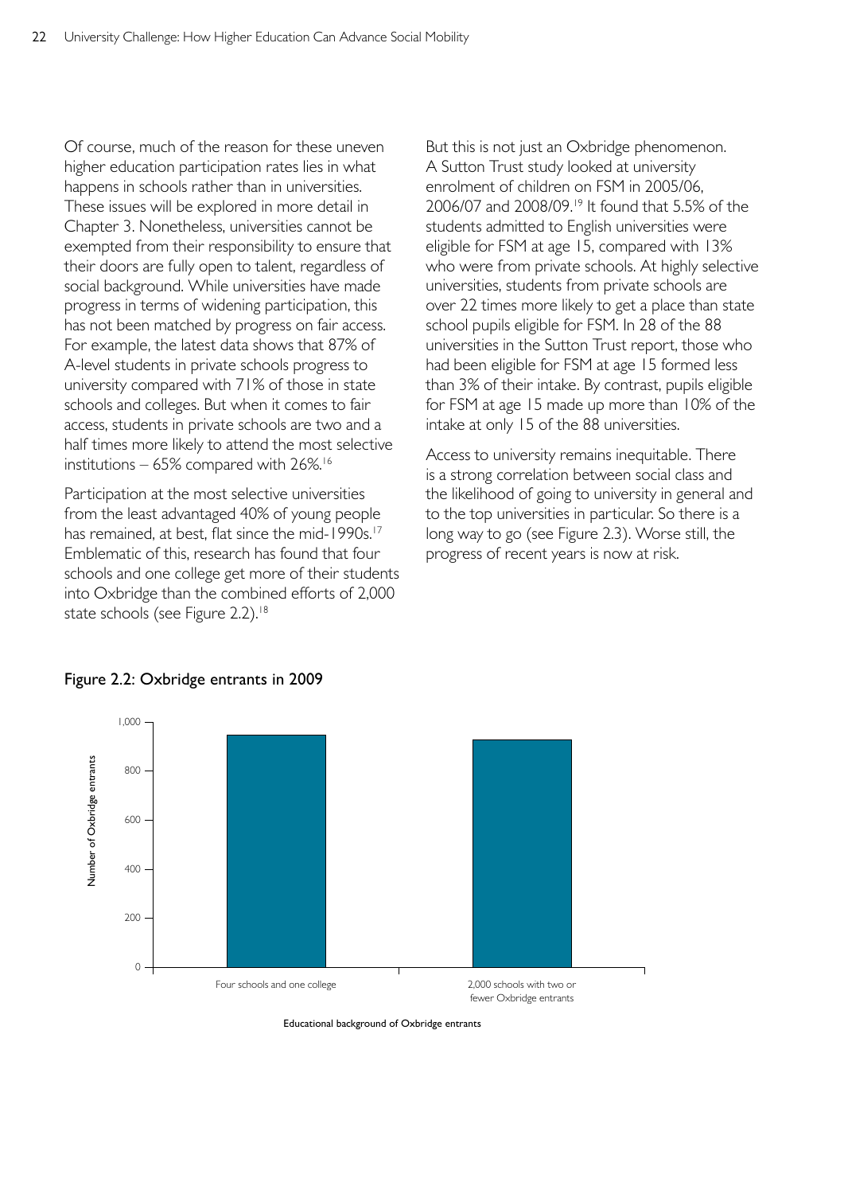Of course, much of the reason for these uneven higher education participation rates lies in what happens in schools rather than in universities. These issues will be explored in more detail in Chapter 3. Nonetheless, universities cannot be exempted from their responsibility to ensure that their doors are fully open to talent, regardless of social background. While universities have made progress in terms of widening participation, this has not been matched by progress on fair access. For example, the latest data shows that 87% of A-level students in private schools progress to university compared with 71% of those in state schools and colleges. But when it comes to fair access, students in private schools are two and a half times more likely to attend the most selective institutions – 65% compared with 26%.[16]

Participation at the most selective universities from the least advantaged 40% of young people has remained, at best, flat since the mid-1990s.[17] Emblematic of this, research has found that four schools and one college get more of their students into Oxbridge than the combined efforts of 2,000 state schools (see Figure 2.2).[18]

But this is not just an Oxbridge phenomenon. A Sutton Trust study looked at university enrolment of children on FSM in 2005/06, 2006/07 and 2008/09.[19] It found that 5.5% of the students admitted to English universities were eligible for FSM at age 15, compared with 13% who were from private schools. At highly selective universities, students from private schools are over 22 times more likely to get a place than state school pupils eligible for FSM. In 28 of the 88 universities in the Sutton Trust report, those who had been eligible for FSM at age 15 formed less than 3% of their intake. By contrast, pupils eligible for FSM at age 15 made up more than 10% of the intake at only 15 of the 88 universities.

Access to university remains inequitable. There is a strong correlation between social class and the likelihood of going to university in general and to the top universities in particular. So there is a long way to go (see Figure 2.3). Worse still, the progress of recent years is now at risk.

Figure 2.2: Oxbridge entrants in 2009

| Educational background of Oxbridge entrants | Number of Oxbridge entrants (approx.) |
|---|---|
| Four schools and one college | ~946 |
| 2,000 schools with two or fewer Oxbridge entrants | ~927 |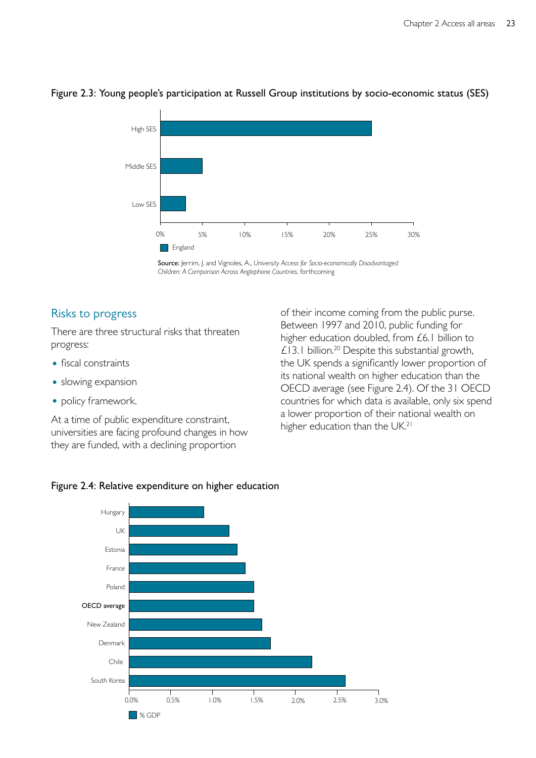Figure 2.3: Young people's participation at Russell Group institutions by socio-economic status (SES)

Source: Jerrim, J. and Vignoles, A., *University Access for Socio-economically Disadvantaged Children: A Comparison Across Anglophone Countries*, forthcoming

## Risks to progress

There are three structural risks that threaten progress:

- fiscal constraints
- slowing expansion
- policy framework.

At a time of public expenditure constraint, universities are facing profound changes in how they are funded, with a declining proportion of their income coming from the public purse. Between 1997 and 2010, public funding for higher education doubled, from £6.1 billion to £13.1 billion.[20] Despite this substantial growth, the UK spends a significantly lower proportion of its national wealth on higher education than the OECD average (see Figure 2.4). Of the 31 OECD countries for which data is available, only six spend a lower proportion of their national wealth on higher education than the UK.[21]

Figure 2.4: Relative expenditure on higher education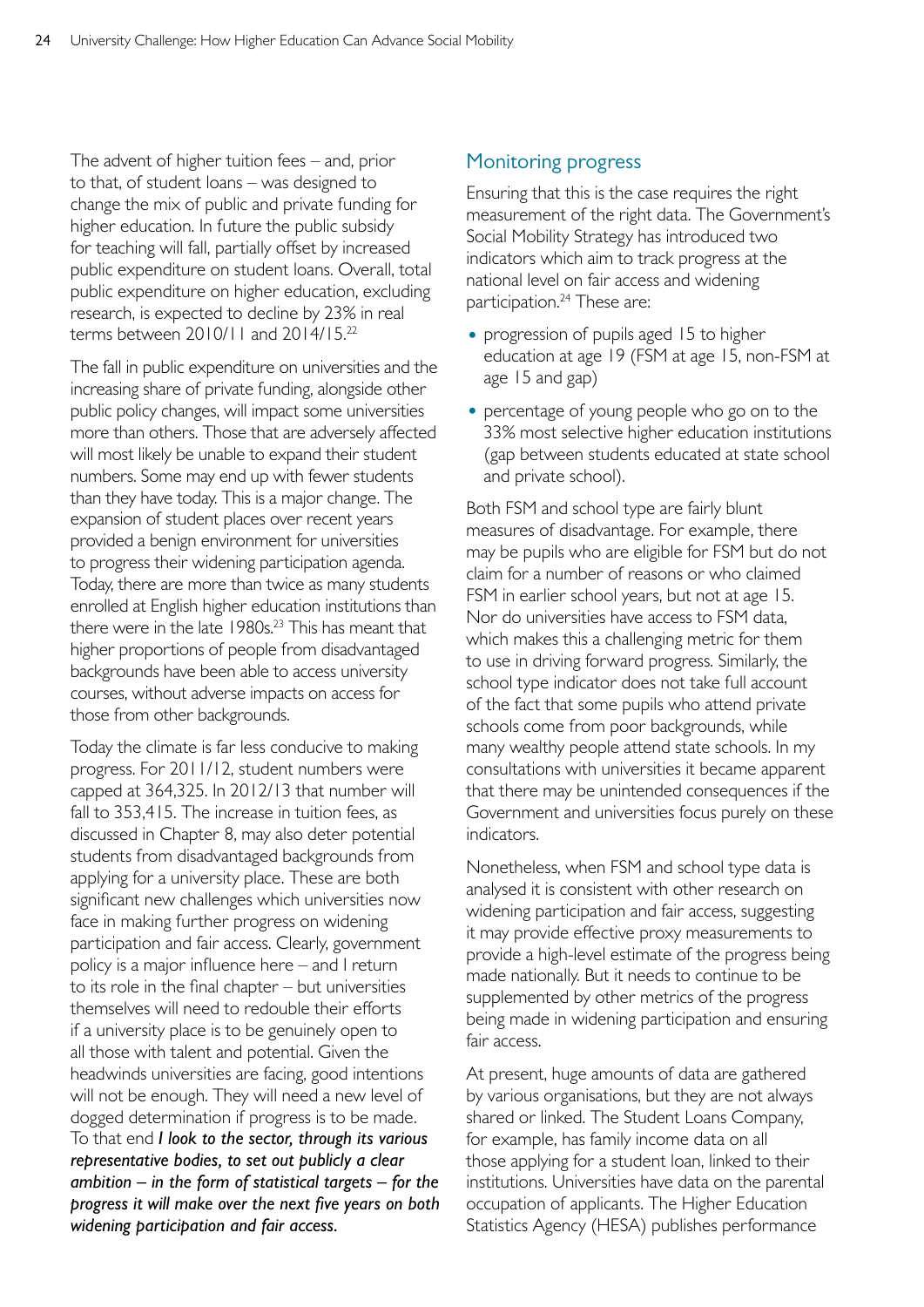The advent of higher tuition fees – and, prior to that, of student loans – was designed to change the mix of public and private funding for higher education. In future the public subsidy for teaching will fall, partially offset by increased public expenditure on student loans. Overall, total public expenditure on higher education, excluding research, is expected to decline by 23% in real terms between 2010/11 and 2014/15.[22]

The fall in public expenditure on universities and the increasing share of private funding, alongside other public policy changes, will impact some universities more than others. Those that are adversely affected will most likely be unable to expand their student numbers. Some may end up with fewer students than they have today. This is a major change. The expansion of student places over recent years provided a benign environment for universities to progress their widening participation agenda. Today, there are more than twice as many students enrolled at English higher education institutions than there were in the late 1980s.[23] This has meant that higher proportions of people from disadvantaged backgrounds have been able to access university courses, without adverse impacts on access for those from other backgrounds.

Today the climate is far less conducive to making progress. For 2011/12, student numbers were capped at 364,325. In 2012/13 that number will fall to 353,415. The increase in tuition fees, as discussed in Chapter 8, may also deter potential students from disadvantaged backgrounds from applying for a university place. These are both significant new challenges which universities now face in making further progress on widening participation and fair access. Clearly, government policy is a major influence here – and I return to its role in the final chapter – but universities themselves will need to redouble their efforts if a university place is to be genuinely open to all those with talent and potential. Given the headwinds universities are facing, good intentions will not be enough. They will need a new level of dogged determination if progress is to be made. To that end ***I look to the sector, through its various representative bodies, to set out publicly a clear ambition – in the form of statistical targets – for the progress it will make over the next five years on both widening participation and fair access.***

## Monitoring progress

Ensuring that this is the case requires the right measurement of the right data. The Government's Social Mobility Strategy has introduced two indicators which aim to track progress at the national level on fair access and widening participation.[24] These are:

- progression of pupils aged 15 to higher education at age 19 (FSM at age 15, non-FSM at age 15 and gap)
- percentage of young people who go on to the 33% most selective higher education institutions (gap between students educated at state school and private school).

Both FSM and school type are fairly blunt measures of disadvantage. For example, there may be pupils who are eligible for FSM but do not claim for a number of reasons or who claimed FSM in earlier school years, but not at age 15. Nor do universities have access to FSM data, which makes this a challenging metric for them to use in driving forward progress. Similarly, the school type indicator does not take full account of the fact that some pupils who attend private schools come from poor backgrounds, while many wealthy people attend state schools. In my consultations with universities it became apparent that there may be unintended consequences if the Government and universities focus purely on these indicators.

Nonetheless, when FSM and school type data is analysed it is consistent with other research on widening participation and fair access, suggesting it may provide effective proxy measurements to provide a high-level estimate of the progress being made nationally. But it needs to continue to be supplemented by other metrics of the progress being made in widening participation and ensuring fair access.

At present, huge amounts of data are gathered by various organisations, but they are not always shared or linked. The Student Loans Company, for example, has family income data on all those applying for a student loan, linked to their institutions. Universities have data on the parental occupation of applicants. The Higher Education Statistics Agency (HESA) publishes performance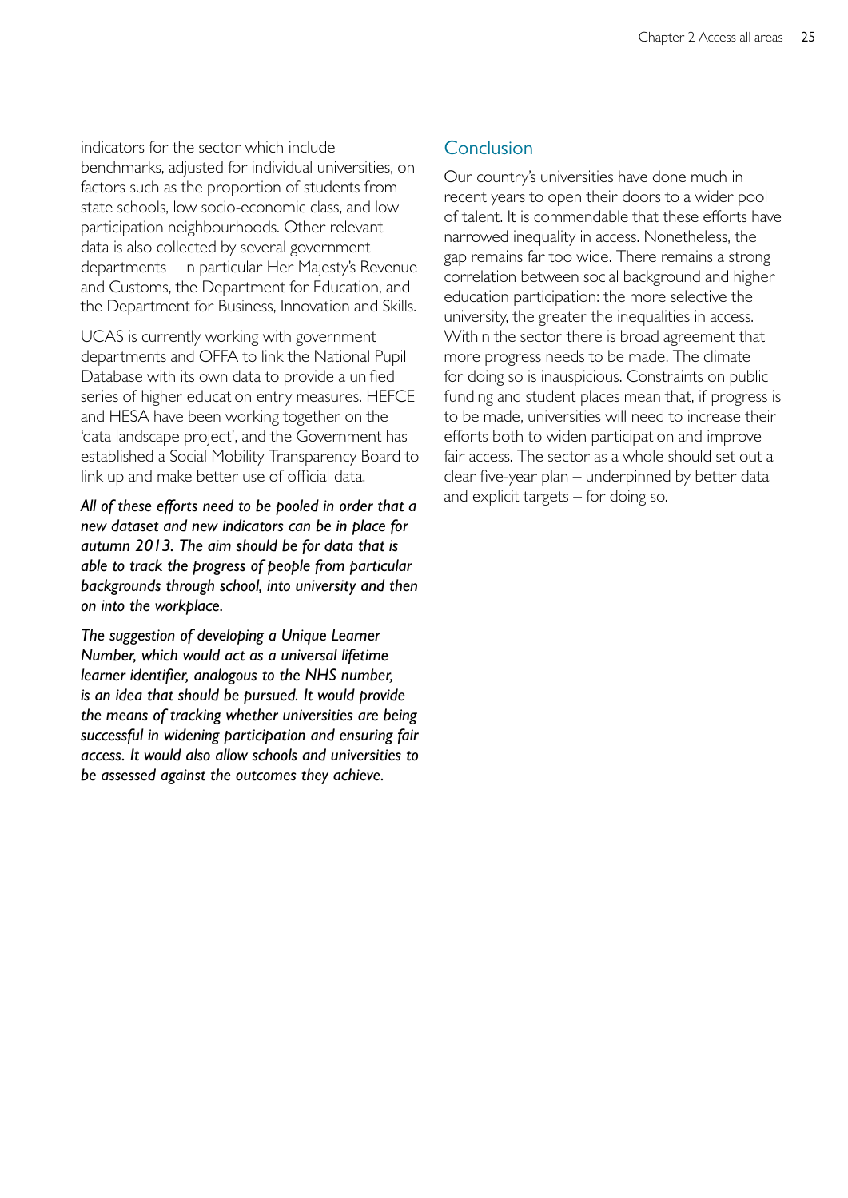indicators for the sector which include benchmarks, adjusted for individual universities, on factors such as the proportion of students from state schools, low socio-economic class, and low participation neighbourhoods. Other relevant data is also collected by several government departments – in particular Her Majesty's Revenue and Customs, the Department for Education, and the Department for Business, Innovation and Skills.

UCAS is currently working with government departments and OFFA to link the National Pupil Database with its own data to provide a unified series of higher education entry measures. HEFCE and HESA have been working together on the 'data landscape project', and the Government has established a Social Mobility Transparency Board to link up and make better use of official data.

*All of these efforts need to be pooled in order that a new dataset and new indicators can be in place for autumn 2013. The aim should be for data that is able to track the progress of people from particular backgrounds through school, into university and then on into the workplace.*

*The suggestion of developing a Unique Learner Number, which would act as a universal lifetime learner identifier, analogous to the NHS number, is an idea that should be pursued. It would provide the means of tracking whether universities are being successful in widening participation and ensuring fair access. It would also allow schools and universities to be assessed against the outcomes they achieve.*

## Conclusion

Our country's universities have done much in recent years to open their doors to a wider pool of talent. It is commendable that these efforts have narrowed inequality in access. Nonetheless, the gap remains far too wide. There remains a strong correlation between social background and higher education participation: the more selective the university, the greater the inequalities in access. Within the sector there is broad agreement that more progress needs to be made. The climate for doing so is inauspicious. Constraints on public funding and student places mean that, if progress is to be made, universities will need to increase their efforts both to widen participation and improve fair access. The sector as a whole should set out a clear five-year plan – underpinned by better data and explicit targets – for doing so.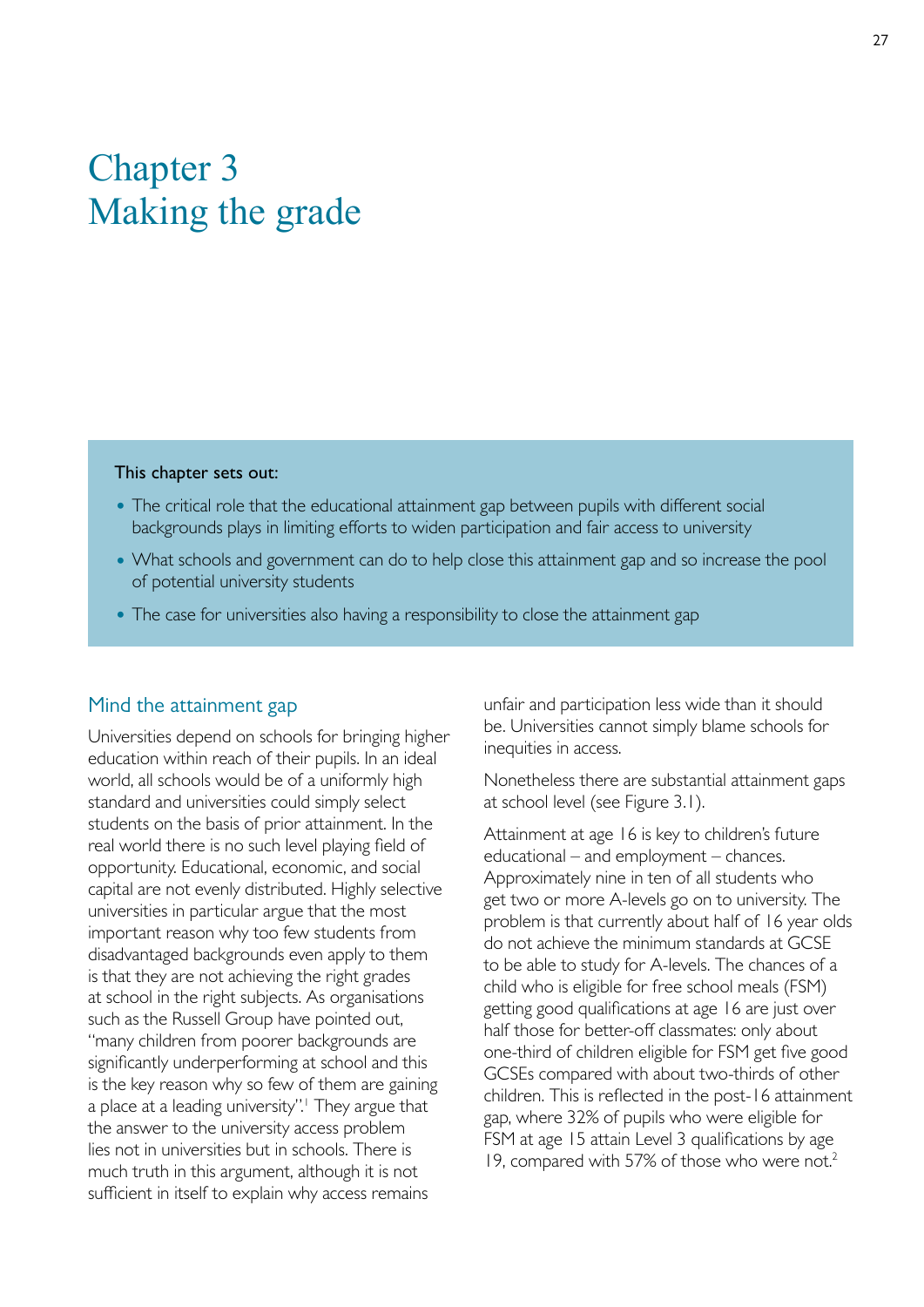# Chapter 3
# Making the grade

**This chapter sets out:**

- The critical role that the educational attainment gap between pupils with different social backgrounds plays in limiting efforts to widen participation and fair access to university
- What schools and government can do to help close this attainment gap and so increase the pool of potential university students
- The case for universities also having a responsibility to close the attainment gap

## Mind the attainment gap

Universities depend on schools for bringing higher education within reach of their pupils. In an ideal world, all schools would be of a uniformly high standard and universities could simply select students on the basis of prior attainment. In the real world there is no such level playing field of opportunity. Educational, economic, and social capital are not evenly distributed. Highly selective universities in particular argue that the most important reason why too few students from disadvantaged backgrounds even apply to them is that they are not achieving the right grades at school in the right subjects. As organisations such as the Russell Group have pointed out, "many children from poorer backgrounds are significantly underperforming at school and this is the key reason why so few of them are gaining a place at a leading university".[1] They argue that the answer to the university access problem lies not in universities but in schools. There is much truth in this argument, although it is not sufficient in itself to explain why access remains unfair and participation less wide than it should be. Universities cannot simply blame schools for inequities in access.

Nonetheless there are substantial attainment gaps at school level (see Figure 3.1).

Attainment at age 16 is key to children's future educational – and employment – chances. Approximately nine in ten of all students who get two or more A-levels go on to university. The problem is that currently about half of 16 year olds do not achieve the minimum standards at GCSE to be able to study for A-levels. The chances of a child who is eligible for free school meals (FSM) getting good qualifications at age 16 are just over half those for better-off classmates: only about one-third of children eligible for FSM get five good GCSEs compared with about two-thirds of other children. This is reflected in the post-16 attainment gap, where 32% of pupils who were eligible for FSM at age 15 attain Level 3 qualifications by age 19, compared with 57% of those who were not.[2]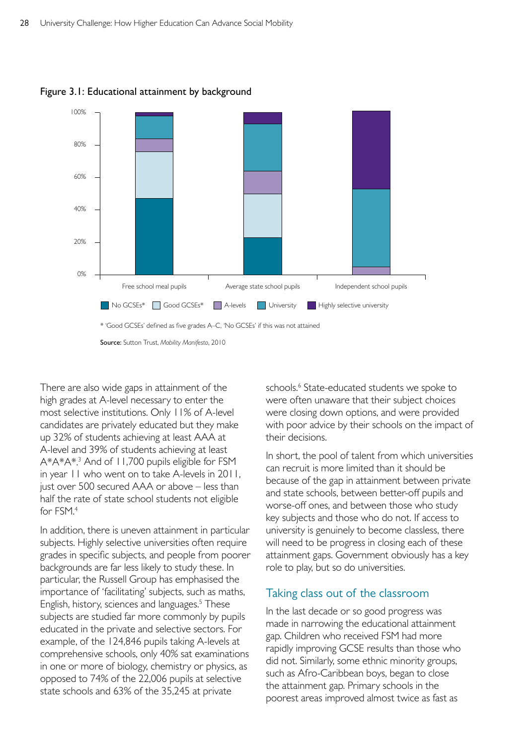Figure 3.1: Educational attainment by background

No GCSEs* | Good GCSEs* | A-levels | University | Highly selective university

* 'Good GCSEs' defined as five grades A–C, 'No GCSEs' if this was not attained

**Source:** Sutton Trust, *Mobility Manifesto*, 2010

There are also wide gaps in attainment of the high grades at A-level necessary to enter the most selective institutions. Only 11% of A-level candidates are privately educated but they make up 32% of students achieving at least AAA at A-level and 39% of students achieving at least A*A*A*.[3] And of 11,700 pupils eligible for FSM in year 11 who went on to take A-levels in 2011, just over 500 secured AAA or above – less than half the rate of state school students not eligible for FSM.[4]

In addition, there is uneven attainment in particular subjects. Highly selective universities often require grades in specific subjects, and people from poorer backgrounds are far less likely to study these. In particular, the Russell Group has emphasised the importance of 'facilitating' subjects, such as maths, English, history, sciences and languages.[5] These subjects are studied far more commonly by pupils educated in the private and selective sectors. For example, of the 124,846 pupils taking A-levels at comprehensive schools, only 40% sat examinations in one or more of biology, chemistry or physics, as opposed to 74% of the 22,006 pupils at selective state schools and 63% of the 35,245 at private schools.[6] State-educated students we spoke to were often unaware that their subject choices were closing down options, and were provided with poor advice by their schools on the impact of their decisions.

In short, the pool of talent from which universities can recruit is more limited than it should be because of the gap in attainment between private and state schools, between better-off pupils and worse-off ones, and between those who study key subjects and those who do not. If access to university is genuinely to become classless, there will need to be progress in closing each of these attainment gaps. Government obviously has a key role to play, but so do universities.

## Taking class out of the classroom

In the last decade or so good progress was made in narrowing the educational attainment gap. Children who received FSM had more rapidly improving GCSE results than those who did not. Similarly, some ethnic minority groups, such as Afro-Caribbean boys, began to close the attainment gap. Primary schools in the poorest areas improved almost twice as fast as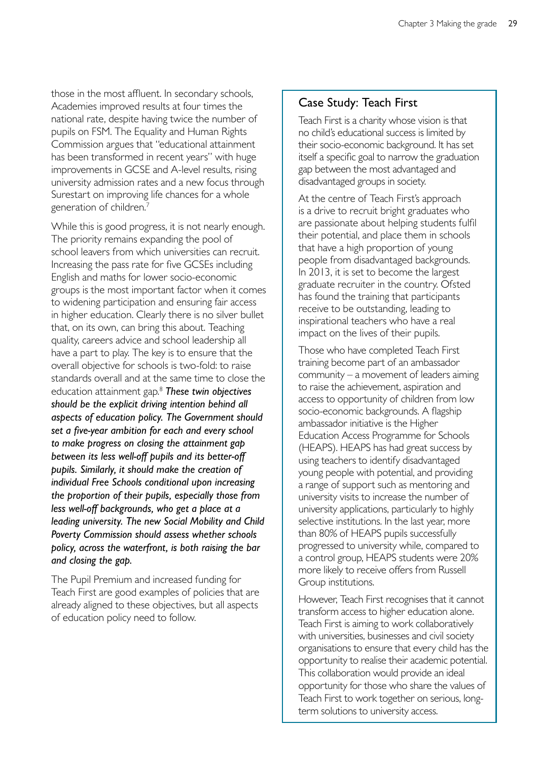those in the most affluent. In secondary schools, Academies improved results at four times the national rate, despite having twice the number of pupils on FSM. The Equality and Human Rights Commission argues that "educational attainment has been transformed in recent years" with huge improvements in GCSE and A-level results, rising university admission rates and a new focus through Surestart on improving life chances for a whole generation of children.[7]

While this is good progress, it is not nearly enough. The priority remains expanding the pool of school leavers from which universities can recruit. Increasing the pass rate for five GCSEs including English and maths for lower socio-economic groups is the most important factor when it comes to widening participation and ensuring fair access in higher education. Clearly there is no silver bullet that, on its own, can bring this about. Teaching quality, careers advice and school leadership all have a part to play. The key is to ensure that the overall objective for schools is two-fold: to raise standards overall and at the same time to close the education attainment gap.[8] ***These twin objectives should be the explicit driving intention behind all aspects of education policy. The Government should set a five-year ambition for each and every school to make progress on closing the attainment gap between its less well-off pupils and its better-off pupils. Similarly, it should make the creation of individual Free Schools conditional upon increasing the proportion of their pupils, especially those from less well-off backgrounds, who get a place at a leading university. The new Social Mobility and Child Poverty Commission should assess whether schools policy, across the waterfront, is both raising the bar and closing the gap.***

The Pupil Premium and increased funding for Teach First are good examples of policies that are already aligned to these objectives, but all aspects of education policy need to follow.

### Case Study: Teach First

Teach First is a charity whose vision is that no child's educational success is limited by their socio-economic background. It has set itself a specific goal to narrow the graduation gap between the most advantaged and disadvantaged groups in society.

At the centre of Teach First's approach is a drive to recruit bright graduates who are passionate about helping students fulfil their potential, and place them in schools that have a high proportion of young people from disadvantaged backgrounds. In 2013, it is set to become the largest graduate recruiter in the country. Ofsted has found the training that participants receive to be outstanding, leading to inspirational teachers who have a real impact on the lives of their pupils.

Those who have completed Teach First training become part of an ambassador community – a movement of leaders aiming to raise the achievement, aspiration and access to opportunity of children from low socio-economic backgrounds. A flagship ambassador initiative is the Higher Education Access Programme for Schools (HEAPS). HEAPS has had great success by using teachers to identify disadvantaged young people with potential, and providing a range of support such as mentoring and university visits to increase the number of university applications, particularly to highly selective institutions. In the last year, more than 80% of HEAPS pupils successfully progressed to university while, compared to a control group, HEAPS students were 20% more likely to receive offers from Russell Group institutions.

However, Teach First recognises that it cannot transform access to higher education alone. Teach First is aiming to work collaboratively with universities, businesses and civil society organisations to ensure that every child has the opportunity to realise their academic potential. This collaboration would provide an ideal opportunity for those who share the values of Teach First to work together on serious, long-term solutions to university access.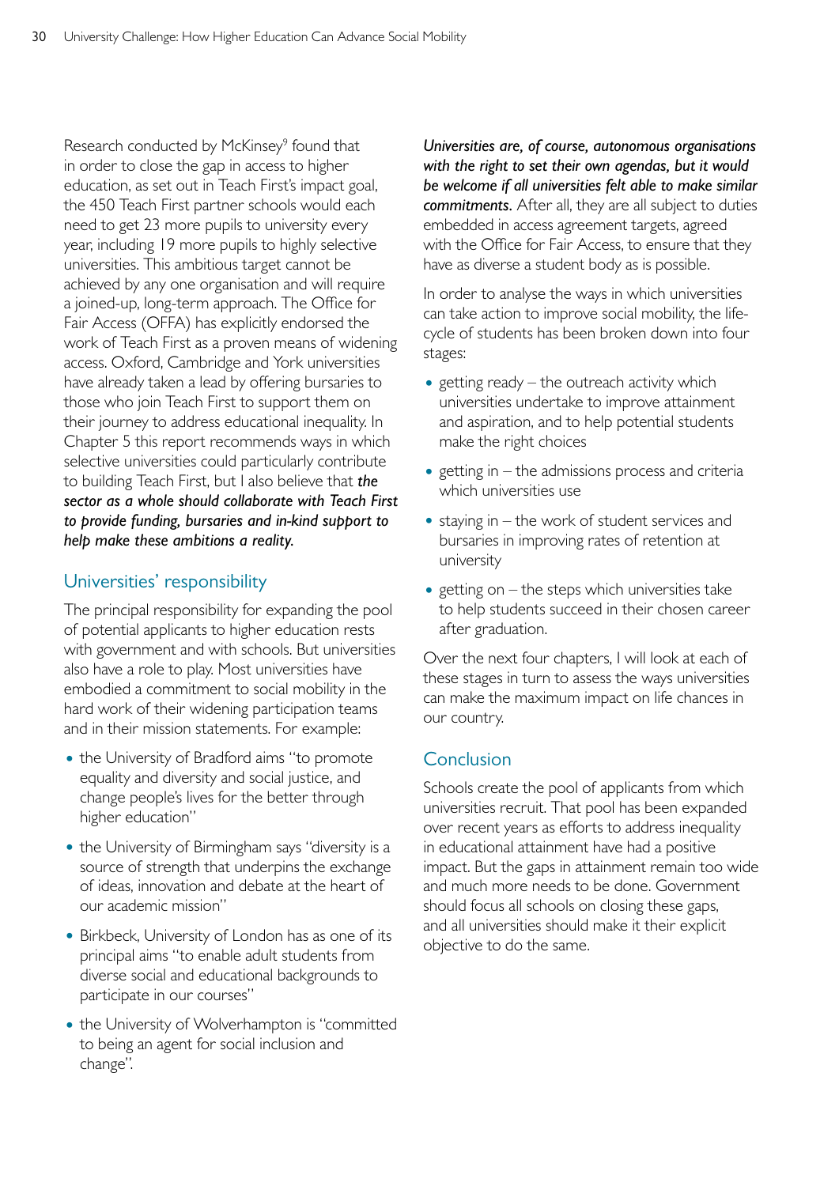Research conducted by McKinsey[9] found that in order to close the gap in access to higher education, as set out in Teach First's impact goal, the 450 Teach First partner schools would each need to get 23 more pupils to university every year, including 19 more pupils to highly selective universities. This ambitious target cannot be achieved by any one organisation and will require a joined-up, long-term approach. The Office for Fair Access (OFFA) has explicitly endorsed the work of Teach First as a proven means of widening access. Oxford, Cambridge and York universities have already taken a lead by offering bursaries to those who join Teach First to support them on their journey to address educational inequality. In Chapter 5 this report recommends ways in which selective universities could particularly contribute to building Teach First, but I also believe that ***the sector as a whole should collaborate with Teach First to provide funding, bursaries and in-kind support to help make these ambitions a reality.***

## Universities' responsibility

The principal responsibility for expanding the pool of potential applicants to higher education rests with government and with schools. But universities also have a role to play. Most universities have embodied a commitment to social mobility in the hard work of their widening participation teams and in their mission statements. For example:

- the University of Bradford aims "to promote equality and diversity and social justice, and change people's lives for the better through higher education"
- the University of Birmingham says "diversity is a source of strength that underpins the exchange of ideas, innovation and debate at the heart of our academic mission"
- Birkbeck, University of London has as one of its principal aims "to enable adult students from diverse social and educational backgrounds to participate in our courses"
- the University of Wolverhampton is "committed to being an agent for social inclusion and change".

***Universities are, of course, autonomous organisations with the right to set their own agendas, but it would be welcome if all universities felt able to make similar commitments.*** After all, they are all subject to duties embedded in access agreement targets, agreed with the Office for Fair Access, to ensure that they have as diverse a student body as is possible.

In order to analyse the ways in which universities can take action to improve social mobility, the life-cycle of students has been broken down into four stages:

- getting ready – the outreach activity which universities undertake to improve attainment and aspiration, and to help potential students make the right choices
- getting in – the admissions process and criteria which universities use
- staying in – the work of student services and bursaries in improving rates of retention at university
- getting on – the steps which universities take to help students succeed in their chosen career after graduation.

Over the next four chapters, I will look at each of these stages in turn to assess the ways universities can make the maximum impact on life chances in our country.

## Conclusion

Schools create the pool of applicants from which universities recruit. That pool has been expanded over recent years as efforts to address inequality in educational attainment have had a positive impact. But the gaps in attainment remain too wide and much more needs to be done. Government should focus all schools on closing these gaps, and all universities should make it their explicit objective to do the same.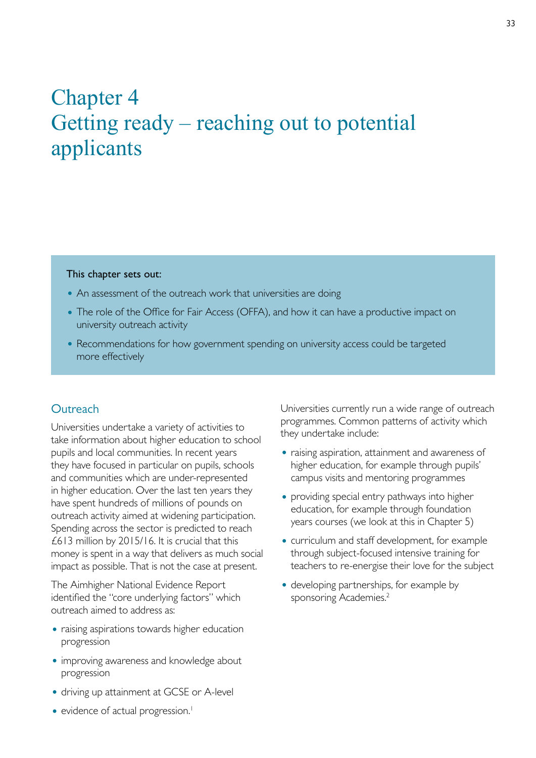# Chapter 4
# Getting ready – reaching out to potential applicants

**This chapter sets out:**

- An assessment of the outreach work that universities are doing
- The role of the Office for Fair Access (OFFA), and how it can have a productive impact on university outreach activity
- Recommendations for how government spending on university access could be targeted more effectively

## Outreach

Universities undertake a variety of activities to take information about higher education to school pupils and local communities. In recent years they have focused in particular on pupils, schools and communities which are under-represented in higher education. Over the last ten years they have spent hundreds of millions of pounds on outreach activity aimed at widening participation. Spending across the sector is predicted to reach £613 million by 2015/16. It is crucial that this money is spent in a way that delivers as much social impact as possible. That is not the case at present.

The Aimhigher National Evidence Report identified the "core underlying factors" which outreach aimed to address as:

- raising aspirations towards higher education progression
- improving awareness and knowledge about progression
- driving up attainment at GCSE or A-level
- evidence of actual progression.[1]

Universities currently run a wide range of outreach programmes. Common patterns of activity which they undertake include:

- raising aspiration, attainment and awareness of higher education, for example through pupils' campus visits and mentoring programmes
- providing special entry pathways into higher education, for example through foundation years courses (we look at this in Chapter 5)
- curriculum and staff development, for example through subject-focused intensive training for teachers to re-energise their love for the subject
- developing partnerships, for example by sponsoring Academies.[2]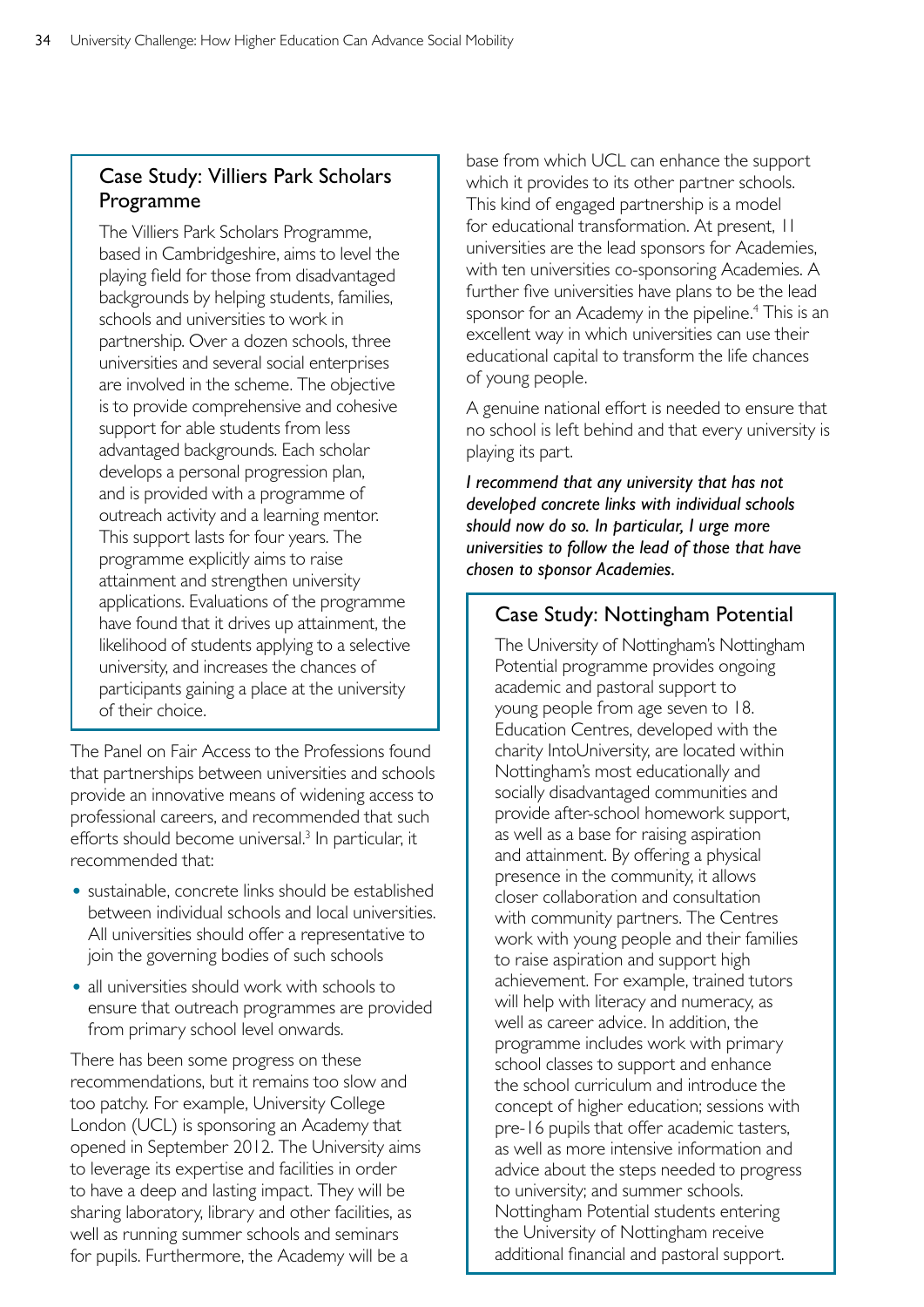### Case Study: Villiers Park Scholars Programme

The Villiers Park Scholars Programme, based in Cambridgeshire, aims to level the playing field for those from disadvantaged backgrounds by helping students, families, schools and universities to work in partnership. Over a dozen schools, three universities and several social enterprises are involved in the scheme. The objective is to provide comprehensive and cohesive support for able students from less advantaged backgrounds. Each scholar develops a personal progression plan, and is provided with a programme of outreach activity and a learning mentor. This support lasts for four years. The programme explicitly aims to raise attainment and strengthen university applications. Evaluations of the programme have found that it drives up attainment, the likelihood of students applying to a selective university, and increases the chances of participants gaining a place at the university of their choice.

The Panel on Fair Access to the Professions found that partnerships between universities and schools provide an innovative means of widening access to professional careers, and recommended that such efforts should become universal.[3] In particular, it recommended that:

- sustainable, concrete links should be established between individual schools and local universities. All universities should offer a representative to join the governing bodies of such schools
- all universities should work with schools to ensure that outreach programmes are provided from primary school level onwards.

There has been some progress on these recommendations, but it remains too slow and too patchy. For example, University College London (UCL) is sponsoring an Academy that opened in September 2012. The University aims to leverage its expertise and facilities in order to have a deep and lasting impact. They will be sharing laboratory, library and other facilities, as well as running summer schools and seminars for pupils. Furthermore, the Academy will be a base from which UCL can enhance the support which it provides to its other partner schools. This kind of engaged partnership is a model for educational transformation. At present, 11 universities are the lead sponsors for Academies, with ten universities co-sponsoring Academies. A further five universities have plans to be the lead sponsor for an Academy in the pipeline.[4] This is an excellent way in which universities can use their educational capital to transform the life chances of young people.

A genuine national effort is needed to ensure that no school is left behind and that every university is playing its part.

***I recommend that any university that has not developed concrete links with individual schools should now do so. In particular, I urge more universities to follow the lead of those that have chosen to sponsor Academies.***

### Case Study: Nottingham Potential

The University of Nottingham's Nottingham Potential programme provides ongoing academic and pastoral support to young people from age seven to 18. Education Centres, developed with the charity IntoUniversity, are located within Nottingham's most educationally and socially disadvantaged communities and provide after-school homework support, as well as a base for raising aspiration and attainment. By offering a physical presence in the community, it allows closer collaboration and consultation with community partners. The Centres work with young people and their families to raise aspiration and support high achievement. For example, trained tutors will help with literacy and numeracy, as well as career advice. In addition, the programme includes work with primary school classes to support and enhance the school curriculum and introduce the concept of higher education; sessions with pre-16 pupils that offer academic tasters, as well as more intensive information and advice about the steps needed to progress to university; and summer schools. Nottingham Potential students entering the University of Nottingham receive additional financial and pastoral support.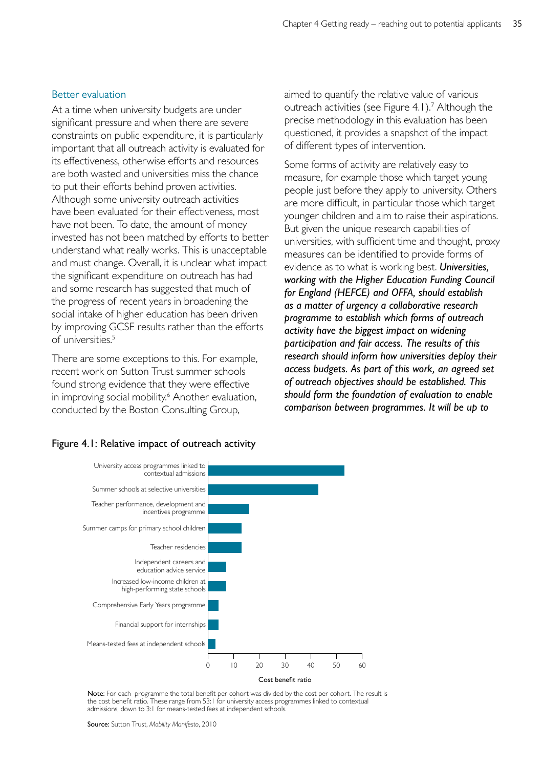### Better evaluation

At a time when university budgets are under significant pressure and when there are severe constraints on public expenditure, it is particularly important that all outreach activity is evaluated for its effectiveness, otherwise efforts and resources are both wasted and universities miss the chance to put their efforts behind proven activities. Although some university outreach activities have been evaluated for their effectiveness, most have not been. To date, the amount of money invested has not been matched by efforts to better understand what really works. This is unacceptable and must change. Overall, it is unclear what impact the significant expenditure on outreach has had and some research has suggested that much of the progress of recent years in broadening the social intake of higher education has been driven by improving GCSE results rather than the efforts of universities.[5]

There are some exceptions to this. For example, recent work on Sutton Trust summer schools found strong evidence that they were effective in improving social mobility.[6] Another evaluation, conducted by the Boston Consulting Group, aimed to quantify the relative value of various outreach activities (see Figure 4.1).[7] Although the precise methodology in this evaluation has been questioned, it provides a snapshot of the impact of different types of intervention.

Some forms of activity are relatively easy to measure, for example those which target young people just before they apply to university. Others are more difficult, in particular those which target younger children and aim to raise their aspirations. But given the unique research capabilities of universities, with sufficient time and thought, proxy measures can be identified to provide forms of evidence as to what is working best. ***Universities, working with the Higher Education Funding Council for England (HEFCE) and OFFA, should establish as a matter of urgency a collaborative research programme to establish which forms of outreach activity have the biggest impact on widening participation and fair access. The results of this research should inform how universities deploy their access budgets. As part of this work, an agreed set of outreach objectives should be established. This should form the foundation of evaluation to enable comparison between programmes. It will be up to***

Figure 4.1: Relative impact of outreach activity

| Programme | Cost benefit ratio (approx.) |
|---|---|
| University access programmes linked to contextual admissions | 53 |
| Summer schools at selective universities | 43 |
| Teacher performance, development and incentives programme | 16 |
| Summer camps for primary school children | 13 |
| Teacher residencies | 13 |
| Independent careers and education advice service | 7 |
| Increased low-income children at high-performing state schools | 7 |
| Comprehensive Early Years programme | 4 |
| Financial support for internships | 4 |
| Means-tested fees at independent schools | 3 |

**Note:** For each programme the total benefit per cohort was divided by the cost per cohort. The result is the cost benefit ratio. These range from 53:1 for university access programmes linked to contextual admissions, down to 3:1 for means-tested fees at independent schools.

**Source:** Sutton Trust, *Mobility Manifesto*, 2010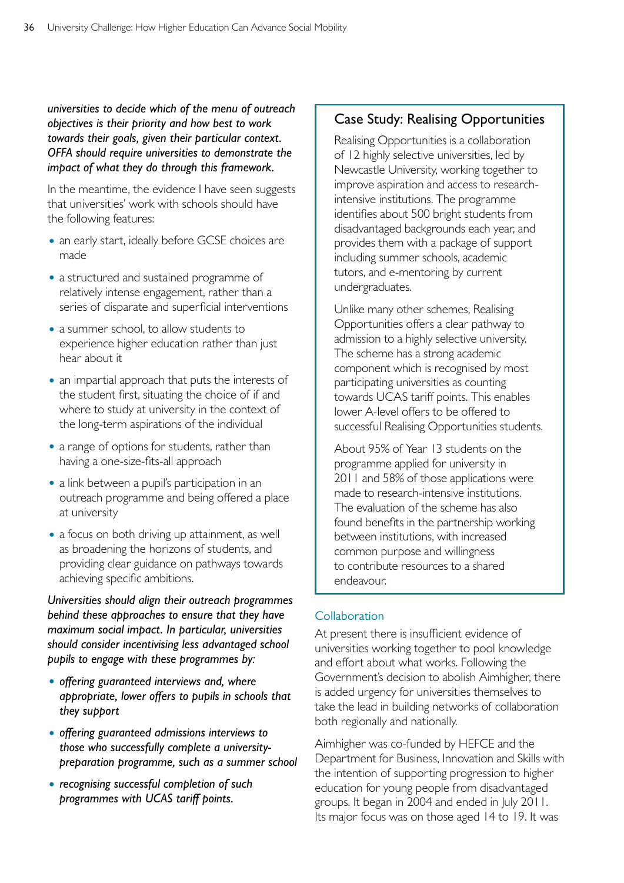*universities to decide which of the menu of outreach objectives is their priority and how best to work towards their goals, given their particular context. OFFA should require universities to demonstrate the impact of what they do through this framework.*

In the meantime, the evidence I have seen suggests that universities' work with schools should have the following features:

- an early start, ideally before GCSE choices are made
- a structured and sustained programme of relatively intense engagement, rather than a series of disparate and superficial interventions
- a summer school, to allow students to experience higher education rather than just hear about it
- an impartial approach that puts the interests of the student first, situating the choice of if and where to study at university in the context of the long-term aspirations of the individual
- a range of options for students, rather than having a one-size-fits-all approach
- a link between a pupil's participation in an outreach programme and being offered a place at university
- a focus on both driving up attainment, as well as broadening the horizons of students, and providing clear guidance on pathways towards achieving specific ambitions.

*Universities should align their outreach programmes behind these approaches to ensure that they have maximum social impact. In particular, universities should consider incentivising less advantaged school pupils to engage with these programmes by:*

- *offering guaranteed interviews and, where appropriate, lower offers to pupils in schools that they support*
- *offering guaranteed admissions interviews to those who successfully complete a university-preparation programme, such as a summer school*
- *recognising successful completion of such programmes with UCAS tariff points.*

## Case Study: Realising Opportunities

Realising Opportunities is a collaboration of 12 highly selective universities, led by Newcastle University, working together to improve aspiration and access to research-intensive institutions. The programme identifies about 500 bright students from disadvantaged backgrounds each year, and provides them with a package of support including summer schools, academic tutors, and e-mentoring by current undergraduates.

Unlike many other schemes, Realising Opportunities offers a clear pathway to admission to a highly selective university. The scheme has a strong academic component which is recognised by most participating universities as counting towards UCAS tariff points. This enables lower A-level offers to be offered to successful Realising Opportunities students.

About 95% of Year 13 students on the programme applied for university in 2011 and 58% of those applications were made to research-intensive institutions. The evaluation of the scheme has also found benefits in the partnership working between institutions, with increased common purpose and willingness to contribute resources to a shared endeavour.

### Collaboration

At present there is insufficient evidence of universities working together to pool knowledge and effort about what works. Following the Government's decision to abolish Aimhigher, there is added urgency for universities themselves to take the lead in building networks of collaboration both regionally and nationally.

Aimhigher was co-funded by HEFCE and the Department for Business, Innovation and Skills with the intention of supporting progression to higher education for young people from disadvantaged groups. It began in 2004 and ended in July 2011. Its major focus was on those aged 14 to 19. It was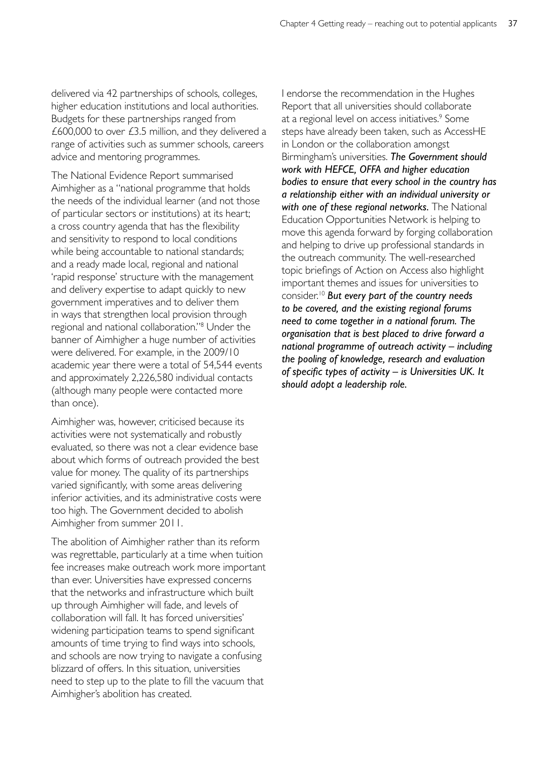delivered via 42 partnerships of schools, colleges, higher education institutions and local authorities. Budgets for these partnerships ranged from £600,000 to over £3.5 million, and they delivered a range of activities such as summer schools, careers advice and mentoring programmes.

The National Evidence Report summarised Aimhigher as a "national programme that holds the needs of the individual learner (and not those of particular sectors or institutions) at its heart; a cross country agenda that has the flexibility and sensitivity to respond to local conditions while being accountable to national standards; and a ready made local, regional and national 'rapid response' structure with the management and delivery expertise to adapt quickly to new government imperatives and to deliver them in ways that strengthen local provision through regional and national collaboration."[8] Under the banner of Aimhigher a huge number of activities were delivered. For example, in the 2009/10 academic year there were a total of 54,544 events and approximately 2,226,580 individual contacts (although many people were contacted more than once).

Aimhigher was, however, criticised because its activities were not systematically and robustly evaluated, so there was not a clear evidence base about which forms of outreach provided the best value for money. The quality of its partnerships varied significantly, with some areas delivering inferior activities, and its administrative costs were too high. The Government decided to abolish Aimhigher from summer 2011.

The abolition of Aimhigher rather than its reform was regrettable, particularly at a time when tuition fee increases make outreach work more important than ever. Universities have expressed concerns that the networks and infrastructure which built up through Aimhigher will fade, and levels of collaboration will fall. It has forced universities' widening participation teams to spend significant amounts of time trying to find ways into schools, and schools are now trying to navigate a confusing blizzard of offers. In this situation, universities need to step up to the plate to fill the vacuum that Aimhigher's abolition has created.

I endorse the recommendation in the Hughes Report that all universities should collaborate at a regional level on access initiatives.[9] Some steps have already been taken, such as AccessHE in London or the collaboration amongst Birmingham's universities. ***The Government should work with HEFCE, OFFA and higher education bodies to ensure that every school in the country has a relationship either with an individual university or with one of these regional networks.*** The National Education Opportunities Network is helping to move this agenda forward by forging collaboration and helping to drive up professional standards in the outreach community. The well-researched topic briefings of Action on Access also highlight important themes and issues for universities to consider.[10] ***But every part of the country needs to be covered, and the existing regional forums need to come together in a national forum. The organisation that is best placed to drive forward a national programme of outreach activity – including the pooling of knowledge, research and evaluation of specific types of activity – is Universities UK. It should adopt a leadership role.***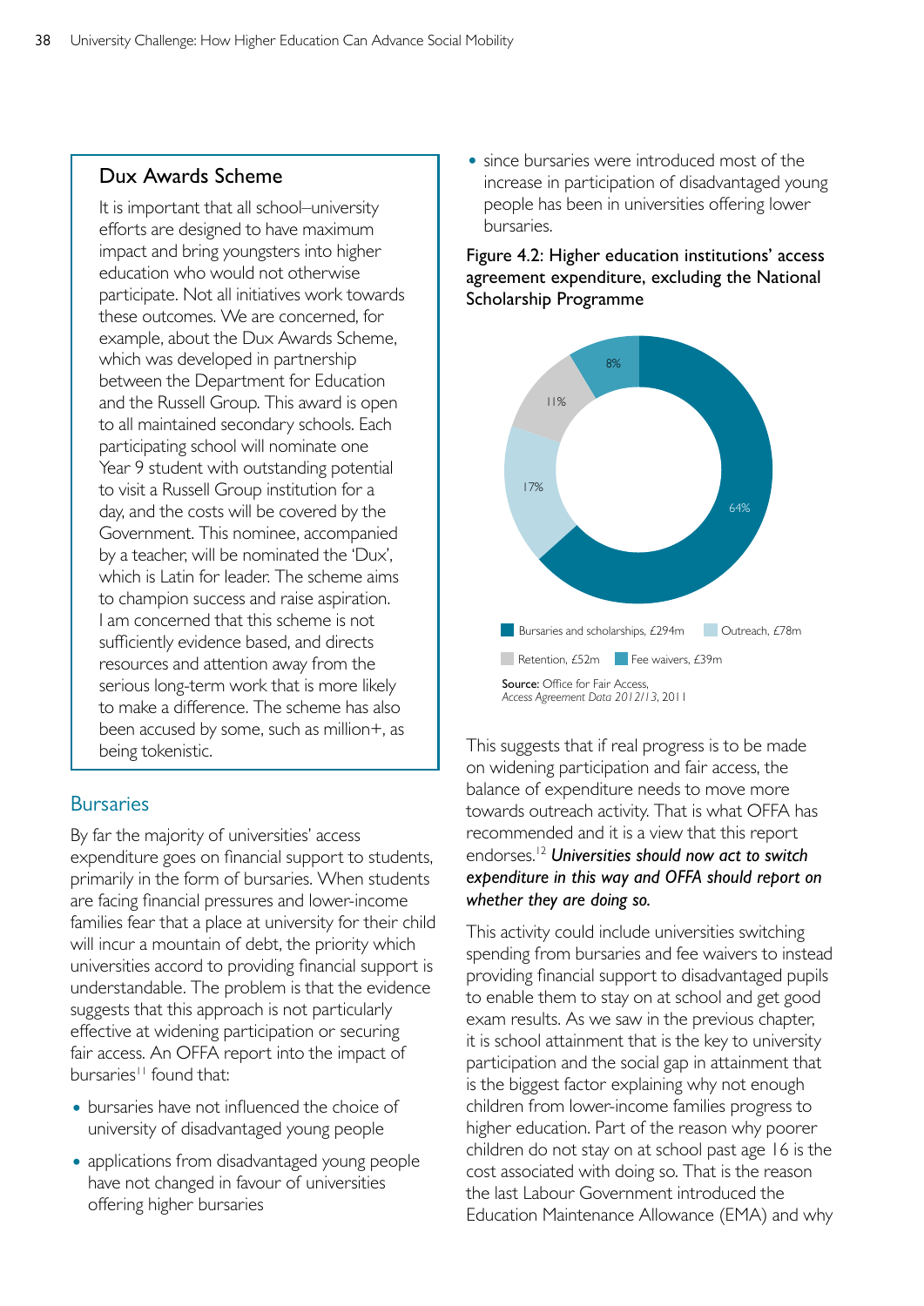## Dux Awards Scheme

It is important that all school–university efforts are designed to have maximum impact and bring youngsters into higher education who would not otherwise participate. Not all initiatives work towards these outcomes. We are concerned, for example, about the Dux Awards Scheme, which was developed in partnership between the Department for Education and the Russell Group. This award is open to all maintained secondary schools. Each participating school will nominate one Year 9 student with outstanding potential to visit a Russell Group institution for a day, and the costs will be covered by the Government. This nominee, accompanied by a teacher, will be nominated the 'Dux', which is Latin for leader. The scheme aims to champion success and raise aspiration. I am concerned that this scheme is not sufficiently evidence based, and directs resources and attention away from the serious long-term work that is more likely to make a difference. The scheme has also been accused by some, such as million+, as being tokenistic.

## Bursaries

By far the majority of universities' access expenditure goes on financial support to students, primarily in the form of bursaries. When students are facing financial pressures and lower-income families fear that a place at university for their child will incur a mountain of debt, the priority which universities accord to providing financial support is understandable. The problem is that the evidence suggests that this approach is not particularly effective at widening participation or securing fair access. An OFFA report into the impact of bursaries[11] found that:

- bursaries have not influenced the choice of university of disadvantaged young people
- applications from disadvantaged young people have not changed in favour of universities offering higher bursaries
- since bursaries were introduced most of the increase in participation of disadvantaged young people has been in universities offering lower bursaries.

**Figure 4.2: Higher education institutions' access agreement expenditure, excluding the National Scholarship Programme**

| Category | Amount | Share |
|---|---|---|
| Bursaries and scholarships | £294m | 64% |
| Outreach | £78m | 17% |
| Retention | £52m | 11% |
| Fee waivers | £39m | 8% |

**Source:** Office for Fair Access, *Access Agreement Data 2012/13*, 2011

This suggests that if real progress is to be made on widening participation and fair access, the balance of expenditure needs to move more towards outreach activity. That is what OFFA has recommended and it is a view that this report endorses.[12] ***Universities should now act to switch expenditure in this way and OFFA should report on whether they are doing so.***

This activity could include universities switching spending from bursaries and fee waivers to instead providing financial support to disadvantaged pupils to enable them to stay on at school and get good exam results. As we saw in the previous chapter, it is school attainment that is the key to university participation and the social gap in attainment that is the biggest factor explaining why not enough children from lower-income families progress to higher education. Part of the reason why poorer children do not stay on at school past age 16 is the cost associated with doing so. That is the reason the last Labour Government introduced the Education Maintenance Allowance (EMA) and why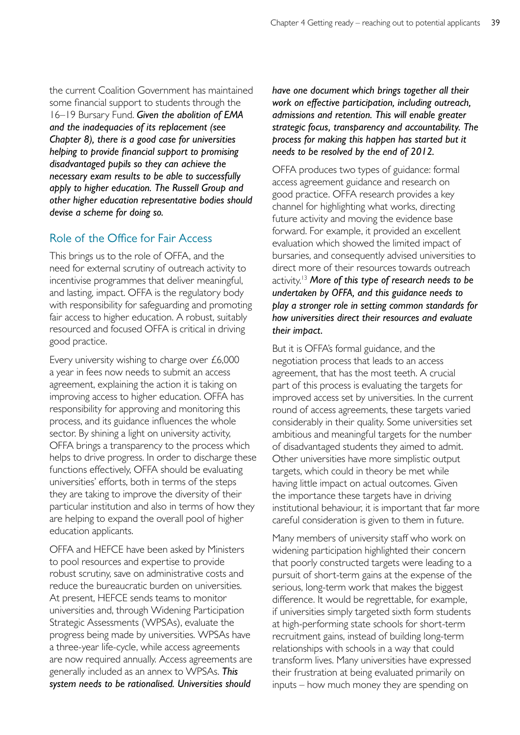the current Coalition Government has maintained some financial support to students through the 16–19 Bursary Fund. ***Given the abolition of EMA and the inadequacies of its replacement (see Chapter 8), there is a good case for universities helping to provide financial support to promising disadvantaged pupils so they can achieve the necessary exam results to be able to successfully apply to higher education. The Russell Group and other higher education representative bodies should devise a scheme for doing so.***

## Role of the Office for Fair Access

This brings us to the role of OFFA, and the need for external scrutiny of outreach activity to incentivise programmes that deliver meaningful, and lasting, impact. OFFA is the regulatory body with responsibility for safeguarding and promoting fair access to higher education. A robust, suitably resourced and focused OFFA is critical in driving good practice.

Every university wishing to charge over £6,000 a year in fees now needs to submit an access agreement, explaining the action it is taking on improving access to higher education. OFFA has responsibility for approving and monitoring this process, and its guidance influences the whole sector. By shining a light on university activity, OFFA brings a transparency to the process which helps to drive progress. In order to discharge these functions effectively, OFFA should be evaluating universities' efforts, both in terms of the steps they are taking to improve the diversity of their particular institution and also in terms of how they are helping to expand the overall pool of higher education applicants.

OFFA and HEFCE have been asked by Ministers to pool resources and expertise to provide robust scrutiny, save on administrative costs and reduce the bureaucratic burden on universities. At present, HEFCE sends teams to monitor universities and, through Widening Participation Strategic Assessments (WPSAs), evaluate the progress being made by universities. WPSAs have a three-year life-cycle, while access agreements are now required annually. Access agreements are generally included as an annex to WPSAs. ***This system needs to be rationalised. Universities should have one document which brings together all their work on effective participation, including outreach, admissions and retention. This will enable greater strategic focus, transparency and accountability. The process for making this happen has started but it needs to be resolved by the end of 2012.***

OFFA produces two types of guidance: formal access agreement guidance and research on good practice. OFFA research provides a key channel for highlighting what works, directing future activity and moving the evidence base forward. For example, it provided an excellent evaluation which showed the limited impact of bursaries, and consequently advised universities to direct more of their resources towards outreach activity.[13] ***More of this type of research needs to be undertaken by OFFA, and this guidance needs to play a stronger role in setting common standards for how universities direct their resources and evaluate their impact.***

But it is OFFA's formal guidance, and the negotiation process that leads to an access agreement, that has the most teeth. A crucial part of this process is evaluating the targets for improved access set by universities. In the current round of access agreements, these targets varied considerably in their quality. Some universities set ambitious and meaningful targets for the number of disadvantaged students they aimed to admit. Other universities have more simplistic output targets, which could in theory be met while having little impact on actual outcomes. Given the importance these targets have in driving institutional behaviour, it is important that far more careful consideration is given to them in future.

Many members of university staff who work on widening participation highlighted their concern that poorly constructed targets were leading to a pursuit of short-term gains at the expense of the serious, long-term work that makes the biggest difference. It would be regrettable, for example, if universities simply targeted sixth form students at high-performing state schools for short-term recruitment gains, instead of building long-term relationships with schools in a way that could transform lives. Many universities have expressed their frustration at being evaluated primarily on inputs – how much money they are spending on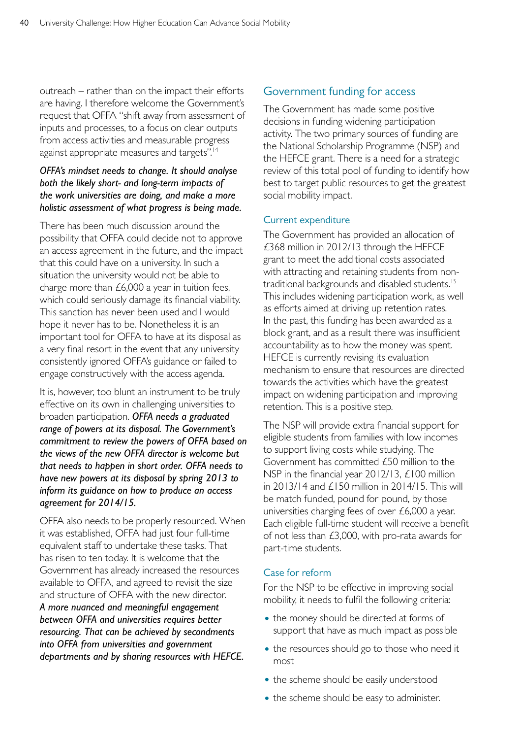outreach – rather than on the impact their efforts are having. I therefore welcome the Government's request that OFFA "shift away from assessment of inputs and processes, to a focus on clear outputs from access activities and measurable progress against appropriate measures and targets".[14]

***OFFA's mindset needs to change. It should analyse both the likely short- and long-term impacts of the work universities are doing, and make a more holistic assessment of what progress is being made.***

There has been much discussion around the possibility that OFFA could decide not to approve an access agreement in the future, and the impact that this could have on a university. In such a situation the university would not be able to charge more than £6,000 a year in tuition fees, which could seriously damage its financial viability. This sanction has never been used and I would hope it never has to be. Nonetheless it is an important tool for OFFA to have at its disposal as a very final resort in the event that any university consistently ignored OFFA's guidance or failed to engage constructively with the access agenda.

It is, however, too blunt an instrument to be truly effective on its own in challenging universities to broaden participation. ***OFFA needs a graduated range of powers at its disposal. The Government's commitment to review the powers of OFFA based on the views of the new OFFA director is welcome but that needs to happen in short order. OFFA needs to have new powers at its disposal by spring 2013 to inform its guidance on how to produce an access agreement for 2014/15.***

OFFA also needs to be properly resourced. When it was established, OFFA had just four full-time equivalent staff to undertake these tasks. That has risen to ten today. It is welcome that the Government has already increased the resources available to OFFA, and agreed to revisit the size and structure of OFFA with the new director. ***A more nuanced and meaningful engagement between OFFA and universities requires better resourcing. That can be achieved by secondments into OFFA from universities and government departments and by sharing resources with HEFCE.***

## Government funding for access

The Government has made some positive decisions in funding widening participation activity. The two primary sources of funding are the National Scholarship Programme (NSP) and the HEFCE grant. There is a need for a strategic review of this total pool of funding to identify how best to target public resources to get the greatest social mobility impact.

### Current expenditure

The Government has provided an allocation of £368 million in 2012/13 through the HEFCE grant to meet the additional costs associated with attracting and retaining students from non-traditional backgrounds and disabled students.[15] This includes widening participation work, as well as efforts aimed at driving up retention rates. In the past, this funding has been awarded as a block grant, and as a result there was insufficient accountability as to how the money was spent. HEFCE is currently revising its evaluation mechanism to ensure that resources are directed towards the activities which have the greatest impact on widening participation and improving retention. This is a positive step.

The NSP will provide extra financial support for eligible students from families with low incomes to support living costs while studying. The Government has committed £50 million to the NSP in the financial year 2012/13, £100 million in 2013/14 and £150 million in 2014/15. This will be match funded, pound for pound, by those universities charging fees of over £6,000 a year. Each eligible full-time student will receive a benefit of not less than £3,000, with pro-rata awards for part-time students.

### Case for reform

For the NSP to be effective in improving social mobility, it needs to fulfil the following criteria:

- the money should be directed at forms of support that have as much impact as possible
- the resources should go to those who need it most
- the scheme should be easily understood
- the scheme should be easy to administer.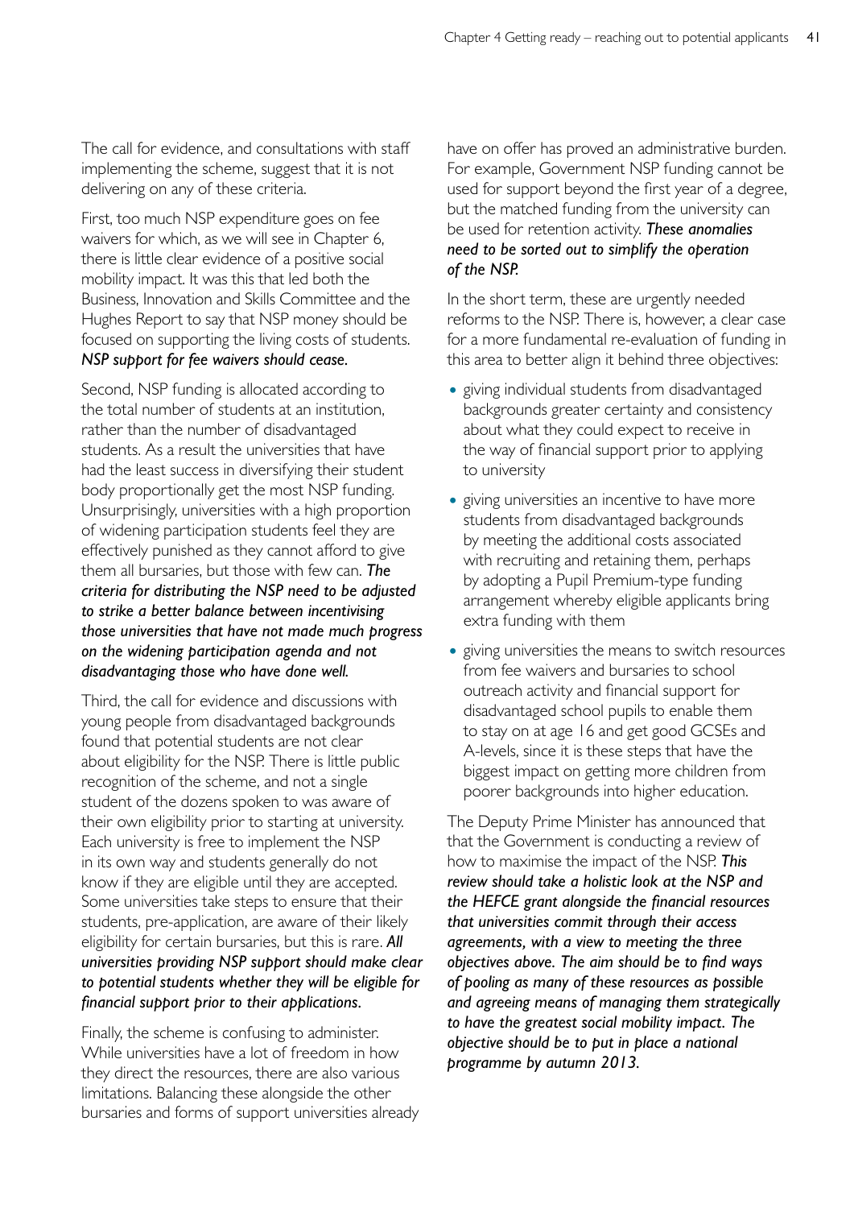The call for evidence, and consultations with staff implementing the scheme, suggest that it is not delivering on any of these criteria.

First, too much NSP expenditure goes on fee waivers for which, as we will see in Chapter 6, there is little clear evidence of a positive social mobility impact. It was this that led both the Business, Innovation and Skills Committee and the Hughes Report to say that NSP money should be focused on supporting the living costs of students. ***NSP support for fee waivers should cease.***

Second, NSP funding is allocated according to the total number of students at an institution, rather than the number of disadvantaged students. As a result the universities that have had the least success in diversifying their student body proportionally get the most NSP funding. Unsurprisingly, universities with a high proportion of widening participation students feel they are effectively punished as they cannot afford to give them all bursaries, but those with few can. ***The criteria for distributing the NSP need to be adjusted to strike a better balance between incentivising those universities that have not made much progress on the widening participation agenda and not disadvantaging those who have done well.***

Third, the call for evidence and discussions with young people from disadvantaged backgrounds found that potential students are not clear about eligibility for the NSP. There is little public recognition of the scheme, and not a single student of the dozens spoken to was aware of their own eligibility prior to starting at university. Each university is free to implement the NSP in its own way and students generally do not know if they are eligible until they are accepted. Some universities take steps to ensure that their students, pre-application, are aware of their likely eligibility for certain bursaries, but this is rare. ***All universities providing NSP support should make clear to potential students whether they will be eligible for financial support prior to their applications.***

Finally, the scheme is confusing to administer. While universities have a lot of freedom in how they direct the resources, there are also various limitations. Balancing these alongside the other bursaries and forms of support universities already have on offer has proved an administrative burden. For example, Government NSP funding cannot be used for support beyond the first year of a degree, but the matched funding from the university can be used for retention activity. ***These anomalies need to be sorted out to simplify the operation of the NSP.***

In the short term, these are urgently needed reforms to the NSP. There is, however, a clear case for a more fundamental re-evaluation of funding in this area to better align it behind three objectives:

- giving individual students from disadvantaged backgrounds greater certainty and consistency about what they could expect to receive in the way of financial support prior to applying to university
- giving universities an incentive to have more students from disadvantaged backgrounds by meeting the additional costs associated with recruiting and retaining them, perhaps by adopting a Pupil Premium-type funding arrangement whereby eligible applicants bring extra funding with them
- giving universities the means to switch resources from fee waivers and bursaries to school outreach activity and financial support for disadvantaged school pupils to enable them to stay on at age 16 and get good GCSEs and A-levels, since it is these steps that have the biggest impact on getting more children from poorer backgrounds into higher education.

The Deputy Prime Minister has announced that that the Government is conducting a review of how to maximise the impact of the NSP. ***This review should take a holistic look at the NSP and the HEFCE grant alongside the financial resources that universities commit through their access agreements, with a view to meeting the three objectives above. The aim should be to find ways of pooling as many of these resources as possible and agreeing means of managing them strategically to have the greatest social mobility impact. The objective should be to put in place a national programme by autumn 2013.***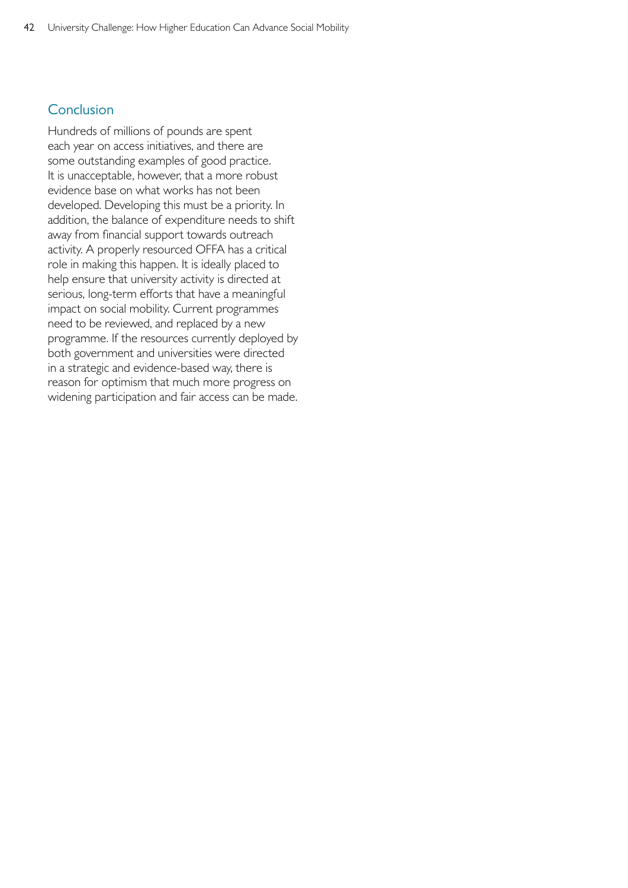## Conclusion

Hundreds of millions of pounds are spent each year on access initiatives, and there are some outstanding examples of good practice. It is unacceptable, however, that a more robust evidence base on what works has not been developed. Developing this must be a priority. In addition, the balance of expenditure needs to shift away from financial support towards outreach activity. A properly resourced OFFA has a critical role in making this happen. It is ideally placed to help ensure that university activity is directed at serious, long-term efforts that have a meaningful impact on social mobility. Current programmes need to be reviewed, and replaced by a new programme. If the resources currently deployed by both government and universities were directed in a strategic and evidence-based way, there is reason for optimism that much more progress on widening participation and fair access can be made.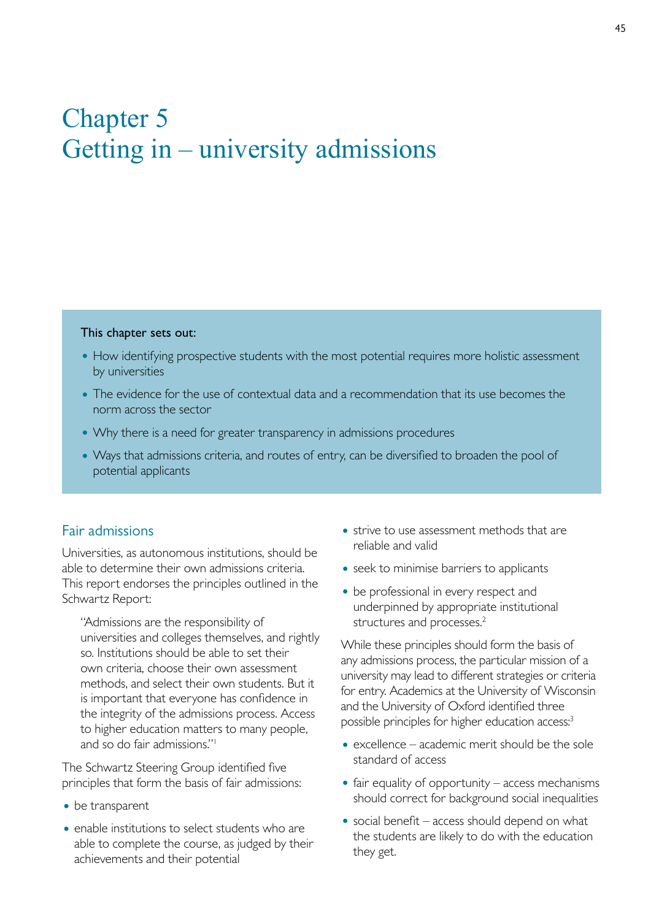# Chapter 5
# Getting in – university admissions

**This chapter sets out:**

- How identifying prospective students with the most potential requires more holistic assessment by universities
- The evidence for the use of contextual data and a recommendation that its use becomes the norm across the sector
- Why there is a need for greater transparency in admissions procedures
- Ways that admissions criteria, and routes of entry, can be diversified to broaden the pool of potential applicants

## Fair admissions

Universities, as autonomous institutions, should be able to determine their own admissions criteria. This report endorses the principles outlined in the Schwartz Report:

> "Admissions are the responsibility of universities and colleges themselves, and rightly so. Institutions should be able to set their own criteria, choose their own assessment methods, and select their own students. But it is important that everyone has confidence in the integrity of the admissions process. Access to higher education matters to many people, and so do fair admissions."[1]

The Schwartz Steering Group identified five principles that form the basis of fair admissions:

- be transparent
- enable institutions to select students who are able to complete the course, as judged by their achievements and their potential
- strive to use assessment methods that are reliable and valid
- seek to minimise barriers to applicants
- be professional in every respect and underpinned by appropriate institutional structures and processes.[2]

While these principles should form the basis of any admissions process, the particular mission of a university may lead to different strategies or criteria for entry. Academics at the University of Wisconsin and the University of Oxford identified three possible principles for higher education access:[3]

- excellence – academic merit should be the sole standard of access
- fair equality of opportunity – access mechanisms should correct for background social inequalities
- social benefit – access should depend on what the students are likely to do with the education they get.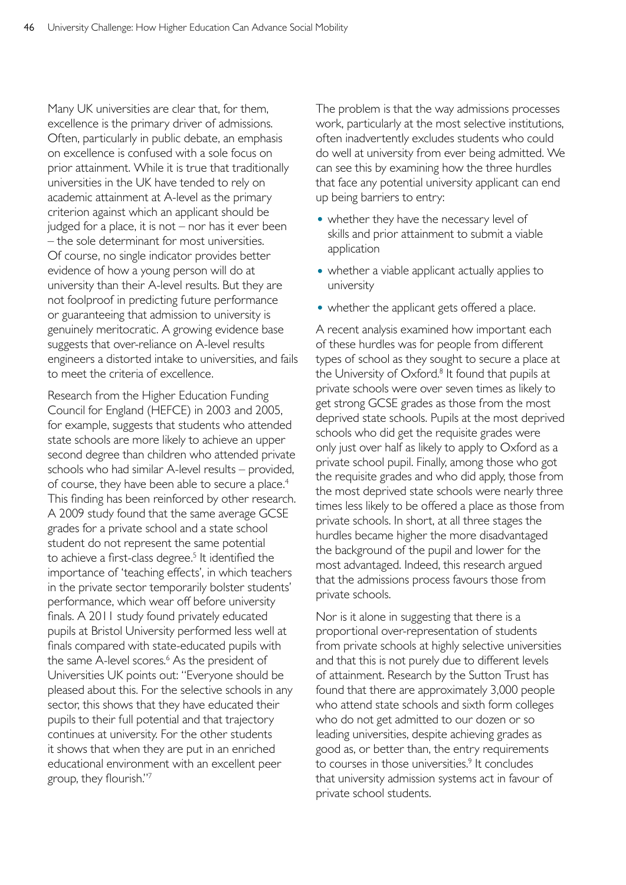Many UK universities are clear that, for them, excellence is the primary driver of admissions. Often, particularly in public debate, an emphasis on excellence is confused with a sole focus on prior attainment. While it is true that traditionally universities in the UK have tended to rely on academic attainment at A-level as the primary criterion against which an applicant should be judged for a place, it is not – nor has it ever been – the sole determinant for most universities. Of course, no single indicator provides better evidence of how a young person will do at university than their A-level results. But they are not foolproof in predicting future performance or guaranteeing that admission to university is genuinely meritocratic. A growing evidence base suggests that over-reliance on A-level results engineers a distorted intake to universities, and fails to meet the criteria of excellence.

Research from the Higher Education Funding Council for England (HEFCE) in 2003 and 2005, for example, suggests that students who attended state schools are more likely to achieve an upper second degree than children who attended private schools who had similar A-level results – provided, of course, they have been able to secure a place.[4] This finding has been reinforced by other research. A 2009 study found that the same average GCSE grades for a private school and a state school student do not represent the same potential to achieve a first-class degree.[5] It identified the importance of 'teaching effects', in which teachers in the private sector temporarily bolster students' performance, which wear off before university finals. A 2011 study found privately educated pupils at Bristol University performed less well at finals compared with state-educated pupils with the same A-level scores.[6] As the president of Universities UK points out: "Everyone should be pleased about this. For the selective schools in any sector, this shows that they have educated their pupils to their full potential and that trajectory continues at university. For the other students it shows that when they are put in an enriched educational environment with an excellent peer group, they flourish."[7]

The problem is that the way admissions processes work, particularly at the most selective institutions, often inadvertently excludes students who could do well at university from ever being admitted. We can see this by examining how the three hurdles that face any potential university applicant can end up being barriers to entry:

- whether they have the necessary level of skills and prior attainment to submit a viable application
- whether a viable applicant actually applies to university
- whether the applicant gets offered a place.

A recent analysis examined how important each of these hurdles was for people from different types of school as they sought to secure a place at the University of Oxford.[8] It found that pupils at private schools were over seven times as likely to get strong GCSE grades as those from the most deprived state schools. Pupils at the most deprived schools who did get the requisite grades were only just over half as likely to apply to Oxford as a private school pupil. Finally, among those who got the requisite grades and who did apply, those from the most deprived state schools were nearly three times less likely to be offered a place as those from private schools. In short, at all three stages the hurdles became higher the more disadvantaged the background of the pupil and lower for the most advantaged. Indeed, this research argued that the admissions process favours those from private schools.

Nor is it alone in suggesting that there is a proportional over-representation of students from private schools at highly selective universities and that this is not purely due to different levels of attainment. Research by the Sutton Trust has found that there are approximately 3,000 people who attend state schools and sixth form colleges who do not get admitted to our dozen or so leading universities, despite achieving grades as good as, or better than, the entry requirements to courses in those universities.[9] It concludes that university admission systems act in favour of private school students.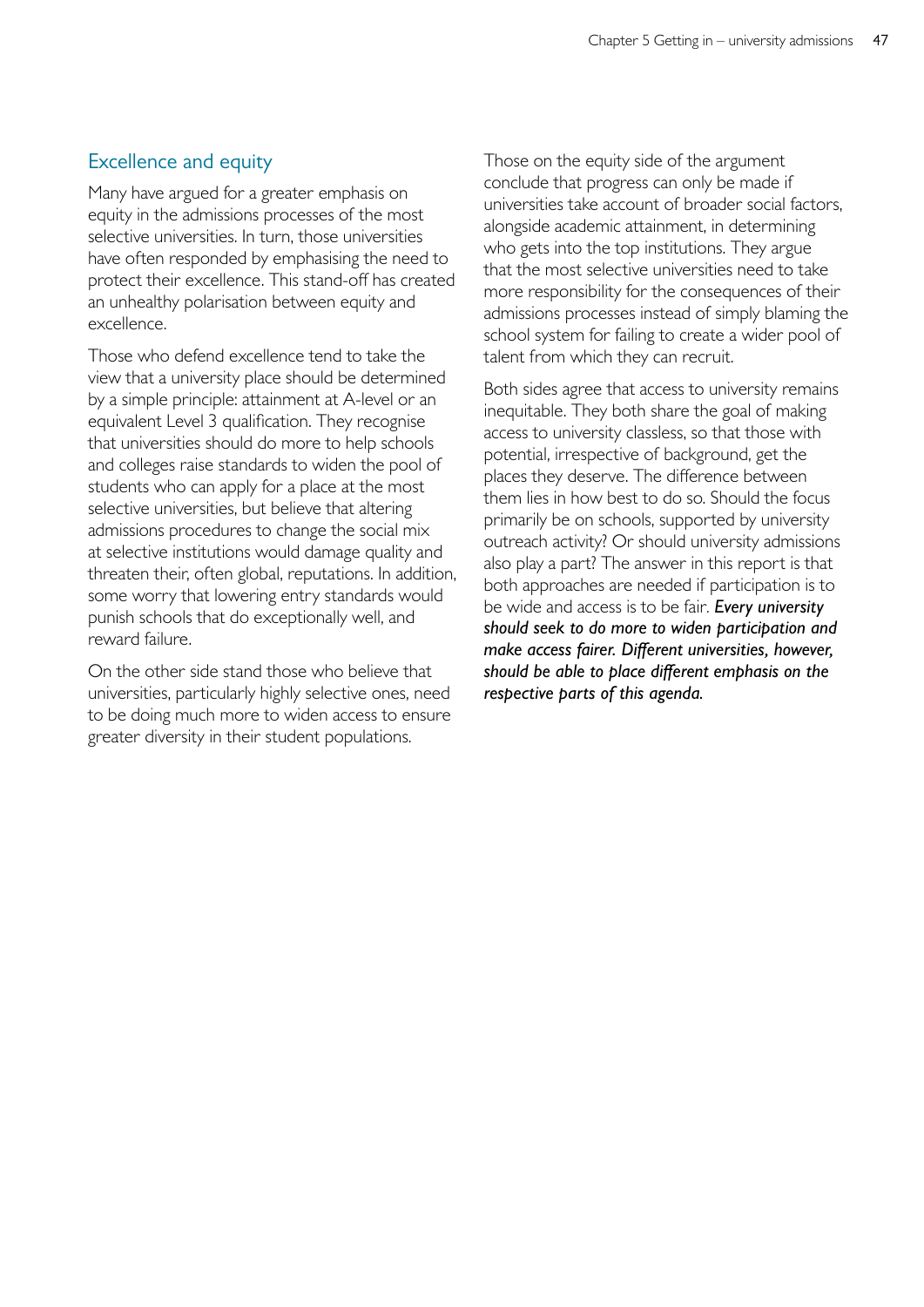## Excellence and equity

Many have argued for a greater emphasis on equity in the admissions processes of the most selective universities. In turn, those universities have often responded by emphasising the need to protect their excellence. This stand-off has created an unhealthy polarisation between equity and excellence.

Those who defend excellence tend to take the view that a university place should be determined by a simple principle: attainment at A-level or an equivalent Level 3 qualification. They recognise that universities should do more to help schools and colleges raise standards to widen the pool of students who can apply for a place at the most selective universities, but believe that altering admissions procedures to change the social mix at selective institutions would damage quality and threaten their, often global, reputations. In addition, some worry that lowering entry standards would punish schools that do exceptionally well, and reward failure.

On the other side stand those who believe that universities, particularly highly selective ones, need to be doing much more to widen access to ensure greater diversity in their student populations.

Those on the equity side of the argument conclude that progress can only be made if universities take account of broader social factors, alongside academic attainment, in determining who gets into the top institutions. They argue that the most selective universities need to take more responsibility for the consequences of their admissions processes instead of simply blaming the school system for failing to create a wider pool of talent from which they can recruit.

Both sides agree that access to university remains inequitable. They both share the goal of making access to university classless, so that those with potential, irrespective of background, get the places they deserve. The difference between them lies in how best to do so. Should the focus primarily be on schools, supported by university outreach activity? Or should university admissions also play a part? The answer in this report is that both approaches are needed if participation is to be wide and access is to be fair. ***Every university should seek to do more to widen participation and make access fairer. Different universities, however, should be able to place different emphasis on the respective parts of this agenda.***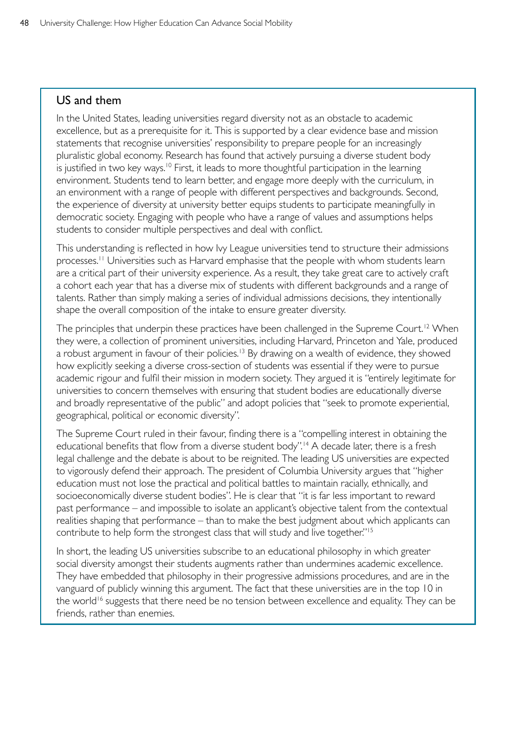## US and them

In the United States, leading universities regard diversity not as an obstacle to academic excellence, but as a prerequisite for it. This is supported by a clear evidence base and mission statements that recognise universities' responsibility to prepare people for an increasingly pluralistic global economy. Research has found that actively pursuing a diverse student body is justified in two key ways.[10] First, it leads to more thoughtful participation in the learning environment. Students tend to learn better, and engage more deeply with the curriculum, in an environment with a range of people with different perspectives and backgrounds. Second, the experience of diversity at university better equips students to participate meaningfully in democratic society. Engaging with people who have a range of values and assumptions helps students to consider multiple perspectives and deal with conflict.

This understanding is reflected in how Ivy League universities tend to structure their admissions processes.[11] Universities such as Harvard emphasise that the people with whom students learn are a critical part of their university experience. As a result, they take great care to actively craft a cohort each year that has a diverse mix of students with different backgrounds and a range of talents. Rather than simply making a series of individual admissions decisions, they intentionally shape the overall composition of the intake to ensure greater diversity.

The principles that underpin these practices have been challenged in the Supreme Court.[12] When they were, a collection of prominent universities, including Harvard, Princeton and Yale, produced a robust argument in favour of their policies.[13] By drawing on a wealth of evidence, they showed how explicitly seeking a diverse cross-section of students was essential if they were to pursue academic rigour and fulfil their mission in modern society. They argued it is "entirely legitimate for universities to concern themselves with ensuring that student bodies are educationally diverse and broadly representative of the public" and adopt policies that "seek to promote experiential, geographical, political or economic diversity".

The Supreme Court ruled in their favour, finding there is a "compelling interest in obtaining the educational benefits that flow from a diverse student body".[14] A decade later, there is a fresh legal challenge and the debate is about to be reignited. The leading US universities are expected to vigorously defend their approach. The president of Columbia University argues that "higher education must not lose the practical and political battles to maintain racially, ethnically, and socioeconomically diverse student bodies". He is clear that "it is far less important to reward past performance – and impossible to isolate an applicant's objective talent from the contextual realities shaping that performance – than to make the best judgment about which applicants can contribute to help form the strongest class that will study and live together."[15]

In short, the leading US universities subscribe to an educational philosophy in which greater social diversity amongst their students augments rather than undermines academic excellence. They have embedded that philosophy in their progressive admissions procedures, and are in the vanguard of publicly winning this argument. The fact that these universities are in the top 10 in the world[16] suggests that there need be no tension between excellence and equality. They can be friends, rather than enemies.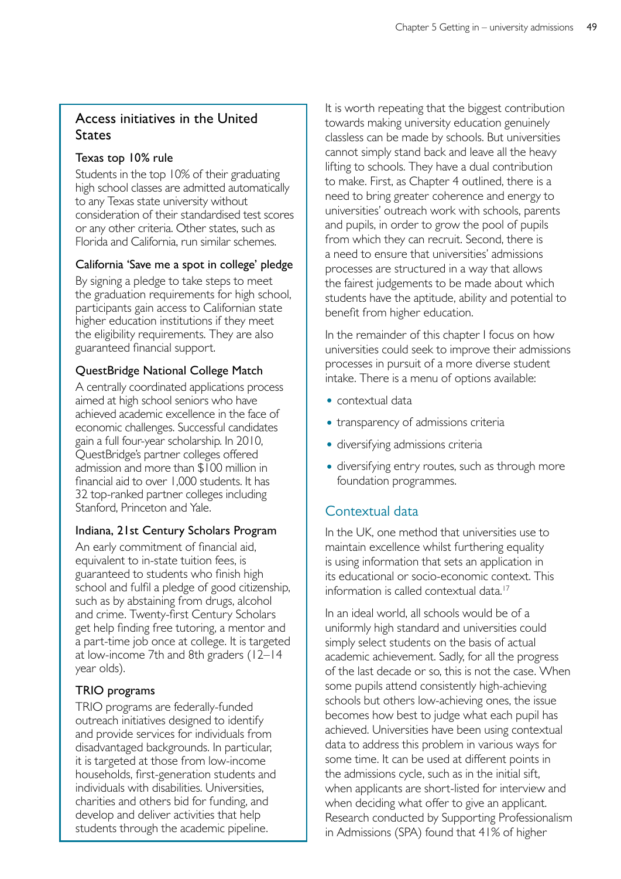## Access initiatives in the United States

### Texas top 10% rule

Students in the top 10% of their graduating high school classes are admitted automatically to any Texas state university without consideration of their standardised test scores or any other criteria. Other states, such as Florida and California, run similar schemes.

### California 'Save me a spot in college' pledge

By signing a pledge to take steps to meet the graduation requirements for high school, participants gain access to Californian state higher education institutions if they meet the eligibility requirements. They are also guaranteed financial support.

### QuestBridge National College Match

A centrally coordinated applications process aimed at high school seniors who have achieved academic excellence in the face of economic challenges. Successful candidates gain a full four-year scholarship. In 2010, QuestBridge's partner colleges offered admission and more than $100 million in financial aid to over 1,000 students. It has 32 top-ranked partner colleges including Stanford, Princeton and Yale.

### Indiana, 21st Century Scholars Program

An early commitment of financial aid, equivalent to in-state tuition fees, is guaranteed to students who finish high school and fulfil a pledge of good citizenship, such as by abstaining from drugs, alcohol and crime. Twenty-first Century Scholars get help finding free tutoring, a mentor and a part-time job once at college. It is targeted at low-income 7th and 8th graders (12–14 year olds).

### TRIO programs

TRIO programs are federally-funded outreach initiatives designed to identify and provide services for individuals from disadvantaged backgrounds. In particular, it is targeted at those from low-income households, first-generation students and individuals with disabilities. Universities, charities and others bid for funding, and develop and deliver activities that help students through the academic pipeline.

It is worth repeating that the biggest contribution towards making university education genuinely classless can be made by schools. But universities cannot simply stand back and leave all the heavy lifting to schools. They have a dual contribution to make. First, as Chapter 4 outlined, there is a need to bring greater coherence and energy to universities' outreach work with schools, parents and pupils, in order to grow the pool of pupils from which they can recruit. Second, there is a need to ensure that universities' admissions processes are structured in a way that allows the fairest judgements to be made about which students have the aptitude, ability and potential to benefit from higher education.

In the remainder of this chapter I focus on how universities could seek to improve their admissions processes in pursuit of a more diverse student intake. There is a menu of options available:

- contextual data
- transparency of admissions criteria
- diversifying admissions criteria
- diversifying entry routes, such as through more foundation programmes.

## Contextual data

In the UK, one method that universities use to maintain excellence whilst furthering equality is using information that sets an application in its educational or socio-economic context. This information is called contextual data.[17]

In an ideal world, all schools would be of a uniformly high standard and universities could simply select students on the basis of actual academic achievement. Sadly, for all the progress of the last decade or so, this is not the case. When some pupils attend consistently high-achieving schools but others low-achieving ones, the issue becomes how best to judge what each pupil has achieved. Universities have been using contextual data to address this problem in various ways for some time. It can be used at different points in the admissions cycle, such as in the initial sift, when applicants are short-listed for interview and when deciding what offer to give an applicant. Research conducted by Supporting Professionalism in Admissions (SPA) found that 41% of higher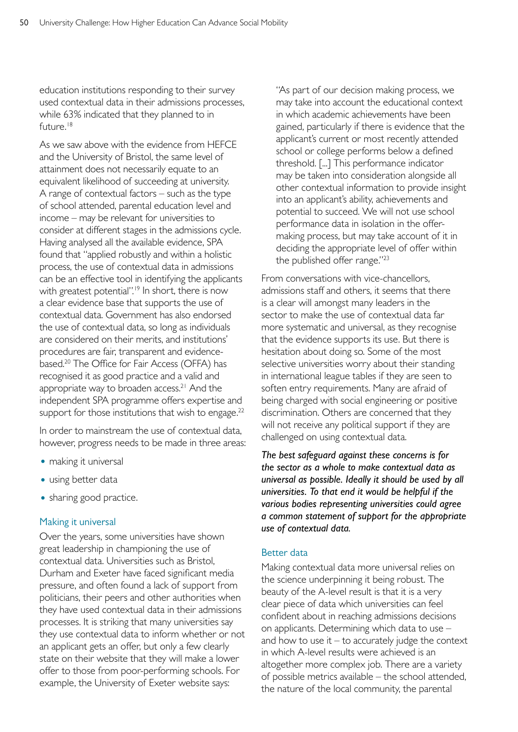education institutions responding to their survey used contextual data in their admissions processes, while 63% indicated that they planned to in future.[18]

As we saw above with the evidence from HEFCE and the University of Bristol, the same level of attainment does not necessarily equate to an equivalent likelihood of succeeding at university. A range of contextual factors – such as the type of school attended, parental education level and income – may be relevant for universities to consider at different stages in the admissions cycle. Having analysed all the available evidence, SPA found that "applied robustly and within a holistic process, the use of contextual data in admissions can be an effective tool in identifying the applicants with greatest potential".[19] In short, there is now a clear evidence base that supports the use of contextual data. Government has also endorsed the use of contextual data, so long as individuals are considered on their merits, and institutions' procedures are fair, transparent and evidence-based.[20] The Office for Fair Access (OFFA) has recognised it as good practice and a valid and appropriate way to broaden access.[21] And the independent SPA programme offers expertise and support for those institutions that wish to engage.[22]

In order to mainstream the use of contextual data, however, progress needs to be made in three areas:

- making it universal
- using better data
- sharing good practice.

### Making it universal

Over the years, some universities have shown great leadership in championing the use of contextual data. Universities such as Bristol, Durham and Exeter have faced significant media pressure, and often found a lack of support from politicians, their peers and other authorities when they have used contextual data in their admissions processes. It is striking that many universities say they use contextual data to inform whether or not an applicant gets an offer, but only a few clearly state on their website that they will make a lower offer to those from poor-performing schools. For example, the University of Exeter website says:

> "As part of our decision making process, we may take into account the educational context in which academic achievements have been gained, particularly if there is evidence that the applicant's current or most recently attended school or college performs below a defined threshold. [...] This performance indicator may be taken into consideration alongside all other contextual information to provide insight into an applicant's ability, achievements and potential to succeed. We will not use school performance data in isolation in the offer-making process, but may take account of it in deciding the appropriate level of offer within the published offer range."[23]

From conversations with vice-chancellors, admissions staff and others, it seems that there is a clear will amongst many leaders in the sector to make the use of contextual data far more systematic and universal, as they recognise that the evidence supports its use. But there is hesitation about doing so. Some of the most selective universities worry about their standing in international league tables if they are seen to soften entry requirements. Many are afraid of being charged with social engineering or positive discrimination. Others are concerned that they will not receive any political support if they are challenged on using contextual data.

***The best safeguard against these concerns is for the sector as a whole to make contextual data as universal as possible. Ideally it should be used by all universities. To that end it would be helpful if the various bodies representing universities could agree a common statement of support for the appropriate use of contextual data.***

### Better data

Making contextual data more universal relies on the science underpinning it being robust. The beauty of the A-level result is that it is a very clear piece of data which universities can feel confident about in reaching admissions decisions on applicants. Determining which data to use – and how to use it – to accurately judge the context in which A-level results were achieved is an altogether more complex job. There are a variety of possible metrics available – the school attended, the nature of the local community, the parental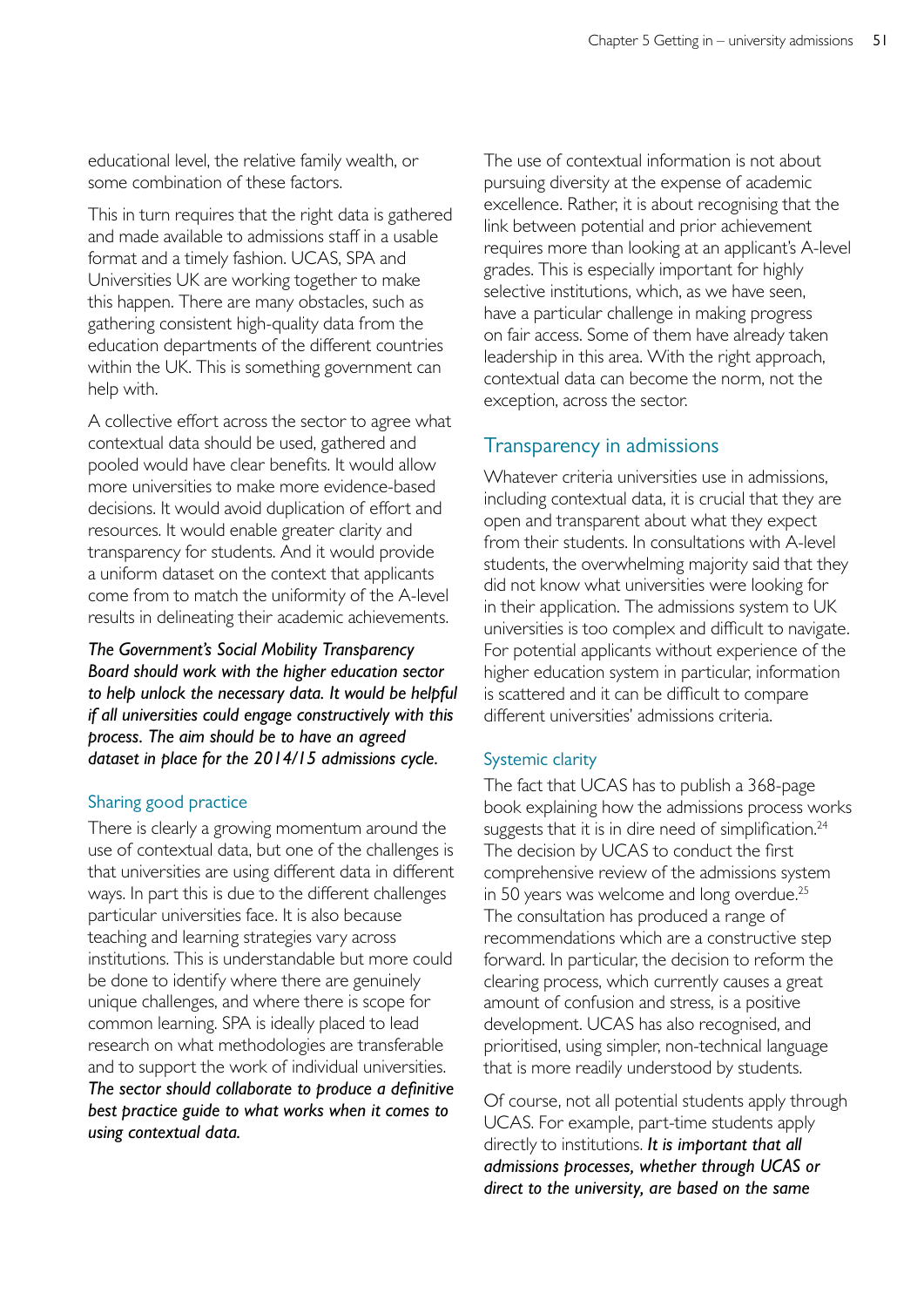educational level, the relative family wealth, or some combination of these factors.

This in turn requires that the right data is gathered and made available to admissions staff in a usable format and a timely fashion. UCAS, SPA and Universities UK are working together to make this happen. There are many obstacles, such as gathering consistent high-quality data from the education departments of the different countries within the UK. This is something government can help with.

A collective effort across the sector to agree what contextual data should be used, gathered and pooled would have clear benefits. It would allow more universities to make more evidence-based decisions. It would avoid duplication of effort and resources. It would enable greater clarity and transparency for students. And it would provide a uniform dataset on the context that applicants come from to match the uniformity of the A-level results in delineating their academic achievements.

***The Government's Social Mobility Transparency Board should work with the higher education sector to help unlock the necessary data. It would be helpful if all universities could engage constructively with this process. The aim should be to have an agreed dataset in place for the 2014/15 admissions cycle.***

### Sharing good practice

There is clearly a growing momentum around the use of contextual data, but one of the challenges is that universities are using different data in different ways. In part this is due to the different challenges particular universities face. It is also because teaching and learning strategies vary across institutions. This is understandable but more could be done to identify where there are genuinely unique challenges, and where there is scope for common learning. SPA is ideally placed to lead research on what methodologies are transferable and to support the work of individual universities. ***The sector should collaborate to produce a definitive best practice guide to what works when it comes to using contextual data.***

The use of contextual information is not about pursuing diversity at the expense of academic excellence. Rather, it is about recognising that the link between potential and prior achievement requires more than looking at an applicant's A-level grades. This is especially important for highly selective institutions, which, as we have seen, have a particular challenge in making progress on fair access. Some of them have already taken leadership in this area. With the right approach, contextual data can become the norm, not the exception, across the sector.

## Transparency in admissions

Whatever criteria universities use in admissions, including contextual data, it is crucial that they are open and transparent about what they expect from their students. In consultations with A-level students, the overwhelming majority said that they did not know what universities were looking for in their application. The admissions system to UK universities is too complex and difficult to navigate. For potential applicants without experience of the higher education system in particular, information is scattered and it can be difficult to compare different universities' admissions criteria.

### Systemic clarity

The fact that UCAS has to publish a 368-page book explaining how the admissions process works suggests that it is in dire need of simplification.[24] The decision by UCAS to conduct the first comprehensive review of the admissions system in 50 years was welcome and long overdue.[25] The consultation has produced a range of recommendations which are a constructive step forward. In particular, the decision to reform the clearing process, which currently causes a great amount of confusion and stress, is a positive development. UCAS has also recognised, and prioritised, using simpler, non-technical language that is more readily understood by students.

Of course, not all potential students apply through UCAS. For example, part-time students apply directly to institutions. ***It is important that all admissions processes, whether through UCAS or direct to the university, are based on the same***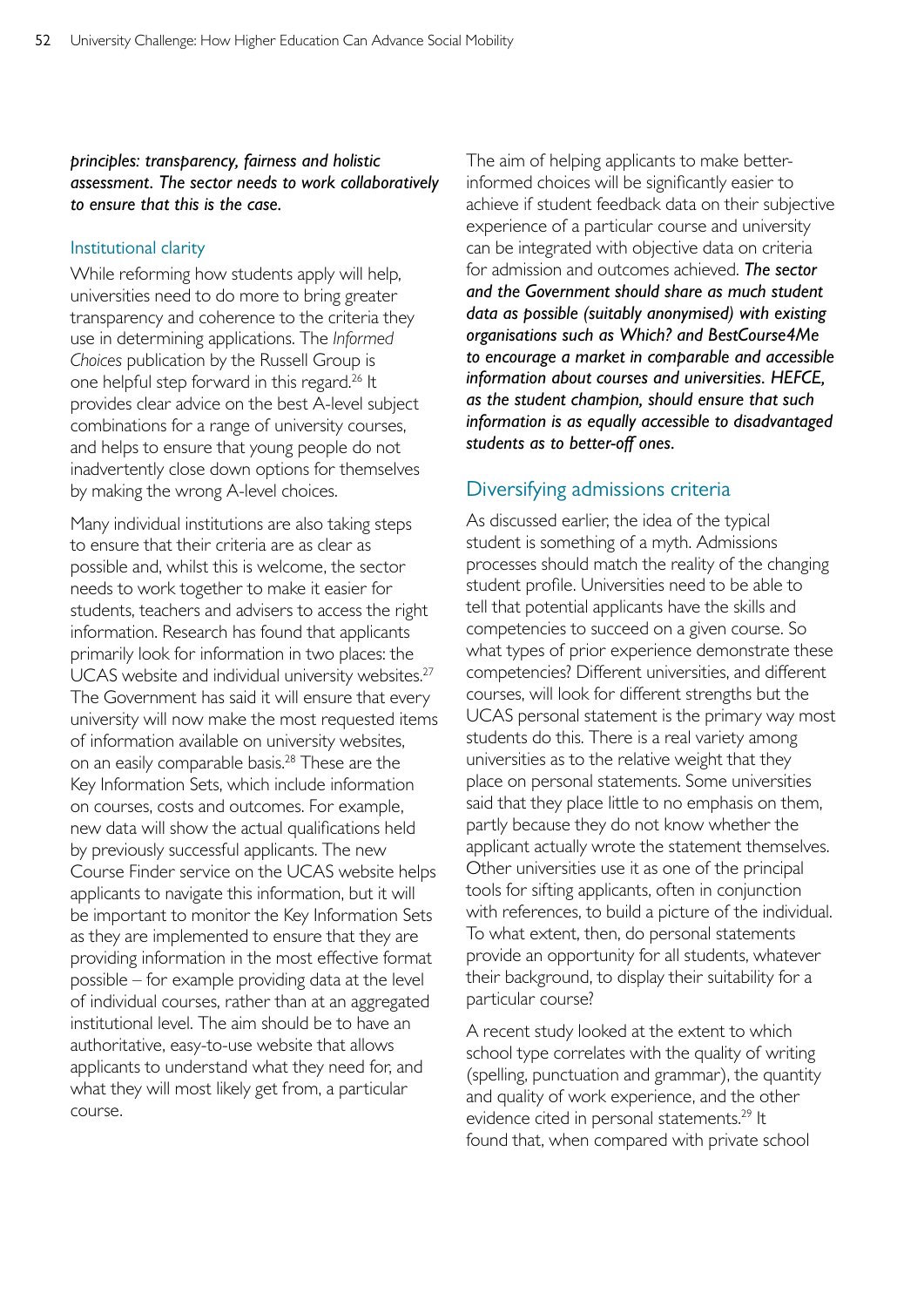***principles: transparency, fairness and holistic assessment. The sector needs to work collaboratively to ensure that this is the case.***

### Institutional clarity

While reforming how students apply will help, universities need to do more to bring greater transparency and coherence to the criteria they use in determining applications. The *Informed Choices* publication by the Russell Group is one helpful step forward in this regard.[26] It provides clear advice on the best A-level subject combinations for a range of university courses, and helps to ensure that young people do not inadvertently close down options for themselves by making the wrong A-level choices.

Many individual institutions are also taking steps to ensure that their criteria are as clear as possible and, whilst this is welcome, the sector needs to work together to make it easier for students, teachers and advisers to access the right information. Research has found that applicants primarily look for information in two places: the UCAS website and individual university websites.[27] The Government has said it will ensure that every university will now make the most requested items of information available on university websites, on an easily comparable basis.[28] These are the Key Information Sets, which include information on courses, costs and outcomes. For example, new data will show the actual qualifications held by previously successful applicants. The new Course Finder service on the UCAS website helps applicants to navigate this information, but it will be important to monitor the Key Information Sets as they are implemented to ensure that they are providing information in the most effective format possible – for example providing data at the level of individual courses, rather than at an aggregated institutional level. The aim should be to have an authoritative, easy-to-use website that allows applicants to understand what they need for, and what they will most likely get from, a particular course.

The aim of helping applicants to make better-informed choices will be significantly easier to achieve if student feedback data on their subjective experience of a particular course and university can be integrated with objective data on criteria for admission and outcomes achieved. ***The sector and the Government should share as much student data as possible (suitably anonymised) with existing organisations such as Which? and BestCourse4Me to encourage a market in comparable and accessible information about courses and universities. HEFCE, as the student champion, should ensure that such information is as equally accessible to disadvantaged students as to better-off ones.***

## Diversifying admissions criteria

As discussed earlier, the idea of the typical student is something of a myth. Admissions processes should match the reality of the changing student profile. Universities need to be able to tell that potential applicants have the skills and competencies to succeed on a given course. So what types of prior experience demonstrate these competencies? Different universities, and different courses, will look for different strengths but the UCAS personal statement is the primary way most students do this. There is a real variety among universities as to the relative weight that they place on personal statements. Some universities said that they place little to no emphasis on them, partly because they do not know whether the applicant actually wrote the statement themselves. Other universities use it as one of the principal tools for sifting applicants, often in conjunction with references, to build a picture of the individual. To what extent, then, do personal statements provide an opportunity for all students, whatever their background, to display their suitability for a particular course?

A recent study looked at the extent to which school type correlates with the quality of writing (spelling, punctuation and grammar), the quantity and quality of work experience, and the other evidence cited in personal statements.[29] It found that, when compared with private school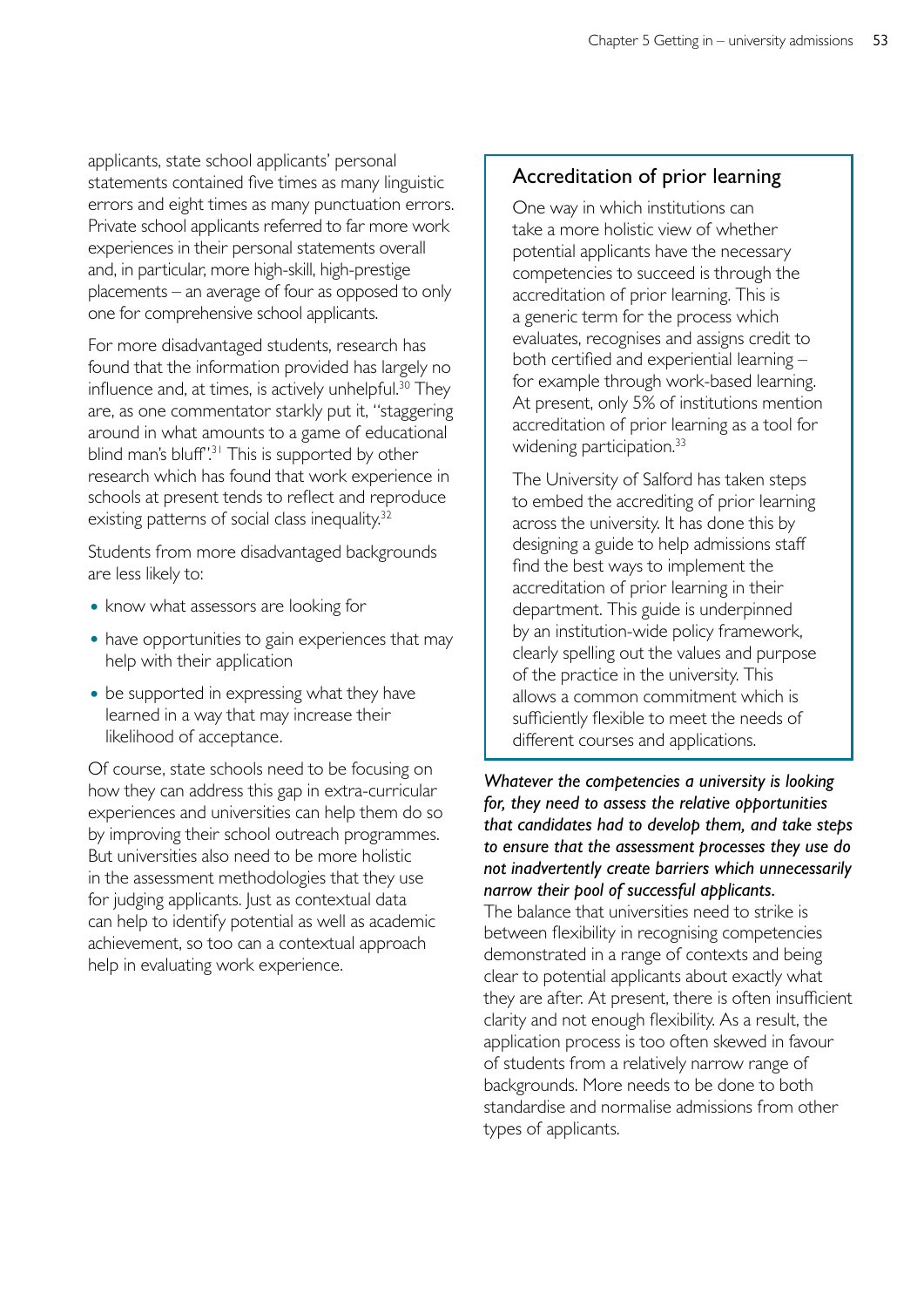applicants, state school applicants' personal statements contained five times as many linguistic errors and eight times as many punctuation errors. Private school applicants referred to far more work experiences in their personal statements overall and, in particular, more high-skill, high-prestige placements – an average of four as opposed to only one for comprehensive school applicants.

For more disadvantaged students, research has found that the information provided has largely no influence and, at times, is actively unhelpful.[30] They are, as one commentator starkly put it, "staggering around in what amounts to a game of educational blind man's bluff".[31] This is supported by other research which has found that work experience in schools at present tends to reflect and reproduce existing patterns of social class inequality.[32]

Students from more disadvantaged backgrounds are less likely to:

- know what assessors are looking for
- have opportunities to gain experiences that may help with their application
- be supported in expressing what they have learned in a way that may increase their likelihood of acceptance.

Of course, state schools need to be focusing on how they can address this gap in extra-curricular experiences and universities can help them do so by improving their school outreach programmes. But universities also need to be more holistic in the assessment methodologies that they use for judging applicants. Just as contextual data can help to identify potential as well as academic achievement, so too can a contextual approach help in evaluating work experience.

## Accreditation of prior learning

One way in which institutions can take a more holistic view of whether potential applicants have the necessary competencies to succeed is through the accreditation of prior learning. This is a generic term for the process which evaluates, recognises and assigns credit to both certified and experiential learning – for example through work-based learning. At present, only 5% of institutions mention accreditation of prior learning as a tool for widening participation.[33]

The University of Salford has taken steps to embed the accrediting of prior learning across the university. It has done this by designing a guide to help admissions staff find the best ways to implement the accreditation of prior learning in their department. This guide is underpinned by an institution-wide policy framework, clearly spelling out the values and purpose of the practice in the university. This allows a common commitment which is sufficiently flexible to meet the needs of different courses and applications.

***Whatever the competencies a university is looking for, they need to assess the relative opportunities that candidates had to develop them, and take steps to ensure that the assessment processes they use do not inadvertently create barriers which unnecessarily narrow their pool of successful applicants.***

The balance that universities need to strike is between flexibility in recognising competencies demonstrated in a range of contexts and being clear to potential applicants about exactly what they are after. At present, there is often insufficient clarity and not enough flexibility. As a result, the application process is too often skewed in favour of students from a relatively narrow range of backgrounds. More needs to be done to both standardise and normalise admissions from other types of applicants.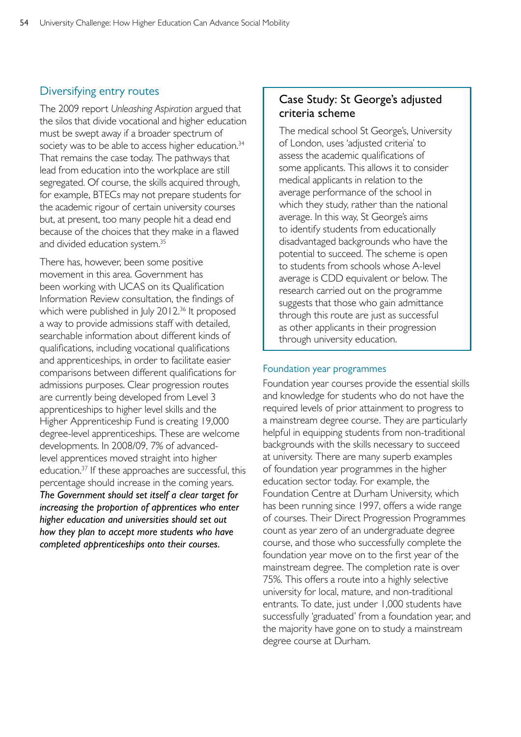## Diversifying entry routes

The 2009 report *Unleashing Aspiration* argued that the silos that divide vocational and higher education must be swept away if a broader spectrum of society was to be able to access higher education.[34] That remains the case today. The pathways that lead from education into the workplace are still segregated. Of course, the skills acquired through, for example, BTECs may not prepare students for the academic rigour of certain university courses but, at present, too many people hit a dead end because of the choices that they make in a flawed and divided education system.[35]

There has, however, been some positive movement in this area. Government has been working with UCAS on its Qualification Information Review consultation, the findings of which were published in July 2012.[36] It proposed a way to provide admissions staff with detailed, searchable information about different kinds of qualifications, including vocational qualifications and apprenticeships, in order to facilitate easier comparisons between different qualifications for admissions purposes. Clear progression routes are currently being developed from Level 3 apprenticeships to higher level skills and the Higher Apprenticeship Fund is creating 19,000 degree-level apprenticeships. These are welcome developments. In 2008/09, 7% of advanced-level apprentices moved straight into higher education.[37] If these approaches are successful, this percentage should increase in the coming years. ***The Government should set itself a clear target for increasing the proportion of apprentices who enter higher education and universities should set out how they plan to accept more students who have completed apprenticeships onto their courses.***

### Case Study: St George's adjusted criteria scheme

The medical school St George's, University of London, uses 'adjusted criteria' to assess the academic qualifications of some applicants. This allows it to consider medical applicants in relation to the average performance of the school in which they study, rather than the national average. In this way, St George's aims to identify students from educationally disadvantaged backgrounds who have the potential to succeed. The scheme is open to students from schools whose A-level average is CDD equivalent or below. The research carried out on the programme suggests that those who gain admittance through this route are just as successful as other applicants in their progression through university education.

### Foundation year programmes

Foundation year courses provide the essential skills and knowledge for students who do not have the required levels of prior attainment to progress to a mainstream degree course. They are particularly helpful in equipping students from non-traditional backgrounds with the skills necessary to succeed at university. There are many superb examples of foundation year programmes in the higher education sector today. For example, the Foundation Centre at Durham University, which has been running since 1997, offers a wide range of courses. Their Direct Progression Programmes count as year zero of an undergraduate degree course, and those who successfully complete the foundation year move on to the first year of the mainstream degree. The completion rate is over 75%. This offers a route into a highly selective university for local, mature, and non-traditional entrants. To date, just under 1,000 students have successfully 'graduated' from a foundation year, and the majority have gone on to study a mainstream degree course at Durham.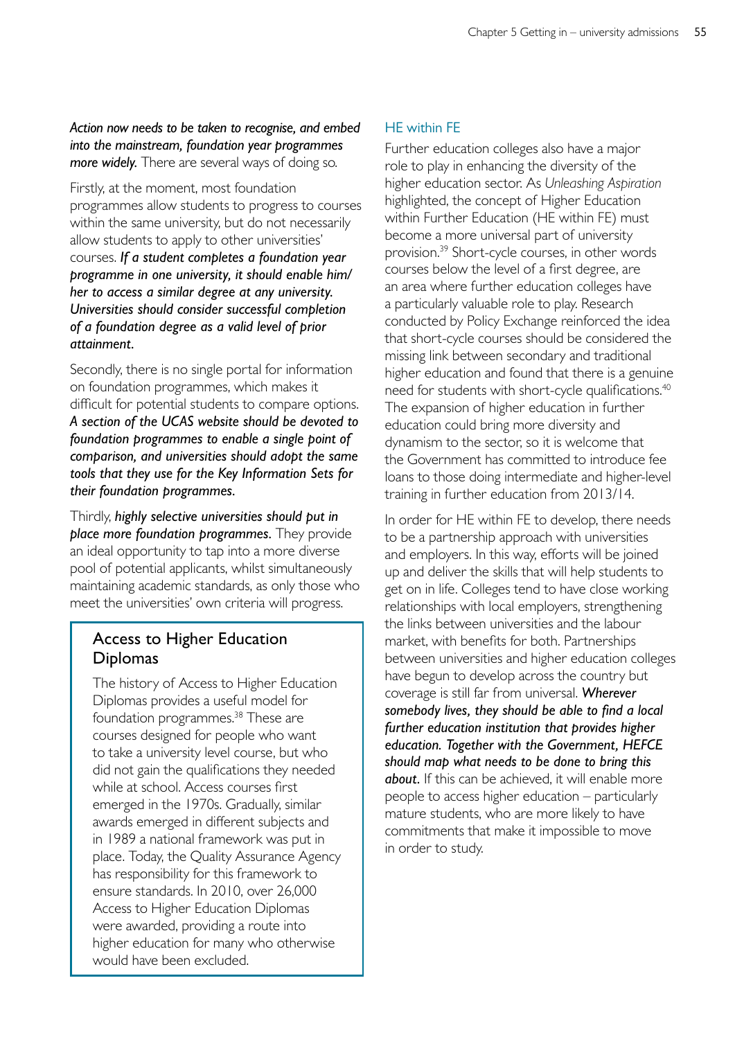***Action now needs to be taken to recognise, and embed into the mainstream, foundation year programmes more widely.*** There are several ways of doing so.

Firstly, at the moment, most foundation programmes allow students to progress to courses within the same university, but do not necessarily allow students to apply to other universities' courses. ***If a student completes a foundation year programme in one university, it should enable him/her to access a similar degree at any university. Universities should consider successful completion of a foundation degree as a valid level of prior attainment.***

Secondly, there is no single portal for information on foundation programmes, which makes it difficult for potential students to compare options. ***A section of the UCAS website should be devoted to foundation programmes to enable a single point of comparison, and universities should adopt the same tools that they use for the Key Information Sets for their foundation programmes.***

Thirdly, ***highly selective universities should put in place more foundation programmes.*** They provide an ideal opportunity to tap into a more diverse pool of potential applicants, whilst simultaneously maintaining academic standards, as only those who meet the universities' own criteria will progress.

### Access to Higher Education Diplomas

The history of Access to Higher Education Diplomas provides a useful model for foundation programmes.[38] These are courses designed for people who want to take a university level course, but who did not gain the qualifications they needed while at school. Access courses first emerged in the 1970s. Gradually, similar awards emerged in different subjects and in 1989 a national framework was put in place. Today, the Quality Assurance Agency has responsibility for this framework to ensure standards. In 2010, over 26,000 Access to Higher Education Diplomas were awarded, providing a route into higher education for many who otherwise would have been excluded.

## HE within FE

Further education colleges also have a major role to play in enhancing the diversity of the higher education sector. As *Unleashing Aspiration* highlighted, the concept of Higher Education within Further Education (HE within FE) must become a more universal part of university provision.[39] Short-cycle courses, in other words courses below the level of a first degree, are an area where further education colleges have a particularly valuable role to play. Research conducted by Policy Exchange reinforced the idea that short-cycle courses should be considered the missing link between secondary and traditional higher education and found that there is a genuine need for students with short-cycle qualifications.[40] The expansion of higher education in further education could bring more diversity and dynamism to the sector, so it is welcome that the Government has committed to introduce fee loans to those doing intermediate and higher-level training in further education from 2013/14.

In order for HE within FE to develop, there needs to be a partnership approach with universities and employers. In this way, efforts will be joined up and deliver the skills that will help students to get on in life. Colleges tend to have close working relationships with local employers, strengthening the links between universities and the labour market, with benefits for both. Partnerships between universities and higher education colleges have begun to develop across the country but coverage is still far from universal. ***Wherever somebody lives, they should be able to find a local further education institution that provides higher education. Together with the Government, HEFCE should map what needs to be done to bring this about.*** If this can be achieved, it will enable more people to access higher education – particularly mature students, who are more likely to have commitments that make it impossible to move in order to study.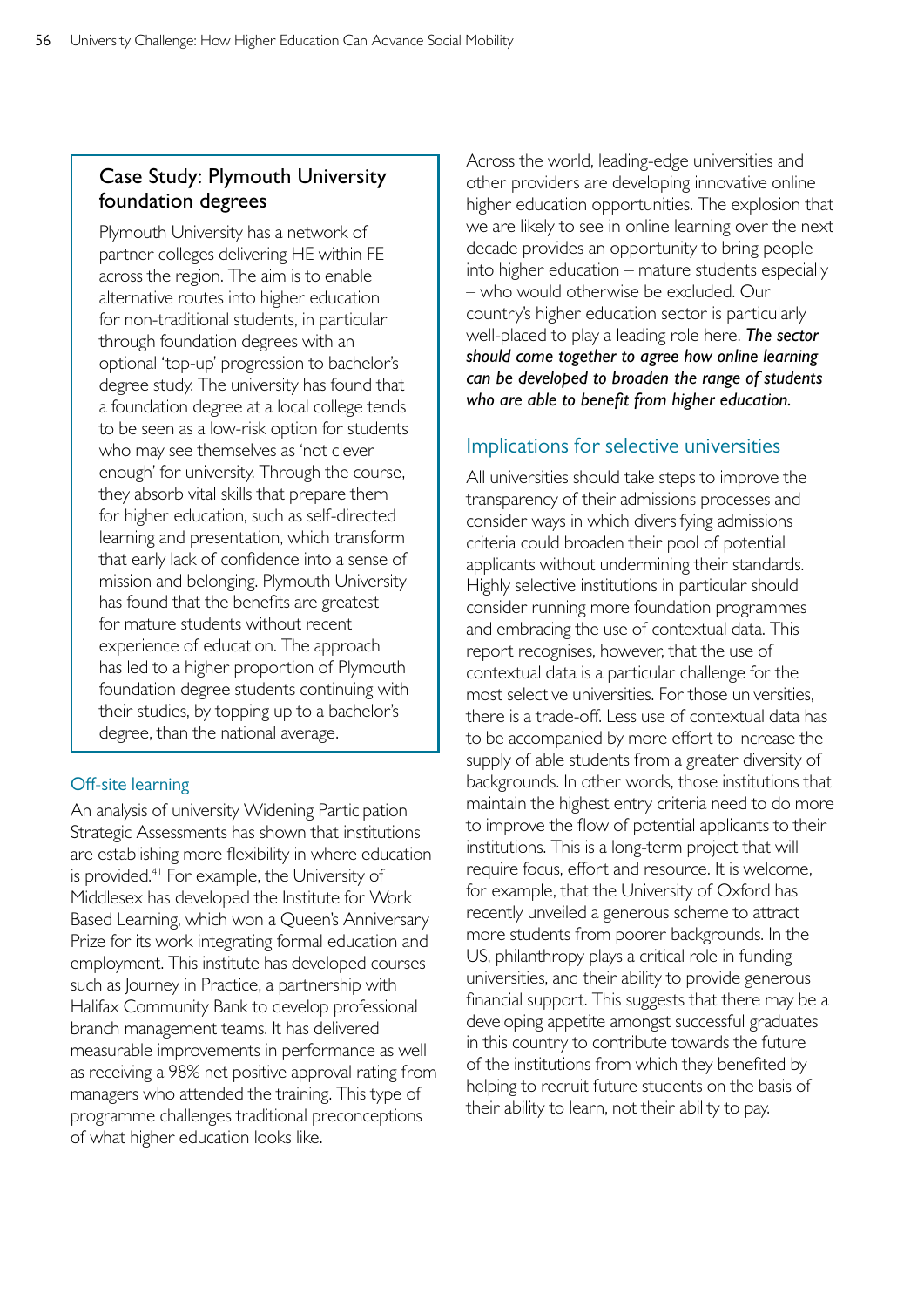### Case Study: Plymouth University foundation degrees

Plymouth University has a network of partner colleges delivering HE within FE across the region. The aim is to enable alternative routes into higher education for non-traditional students, in particular through foundation degrees with an optional 'top-up' progression to bachelor's degree study. The university has found that a foundation degree at a local college tends to be seen as a low-risk option for students who may see themselves as 'not clever enough' for university. Through the course, they absorb vital skills that prepare them for higher education, such as self-directed learning and presentation, which transform that early lack of confidence into a sense of mission and belonging. Plymouth University has found that the benefits are greatest for mature students without recent experience of education. The approach has led to a higher proportion of Plymouth foundation degree students continuing with their studies, by topping up to a bachelor's degree, than the national average.

## Off-site learning

An analysis of university Widening Participation Strategic Assessments has shown that institutions are establishing more flexibility in where education is provided.[41] For example, the University of Middlesex has developed the Institute for Work Based Learning, which won a Queen's Anniversary Prize for its work integrating formal education and employment. This institute has developed courses such as Journey in Practice, a partnership with Halifax Community Bank to develop professional branch management teams. It has delivered measurable improvements in performance as well as receiving a 98% net positive approval rating from managers who attended the training. This type of programme challenges traditional preconceptions of what higher education looks like.

Across the world, leading-edge universities and other providers are developing innovative online higher education opportunities. The explosion that we are likely to see in online learning over the next decade provides an opportunity to bring people into higher education – mature students especially – who would otherwise be excluded. Our country's higher education sector is particularly well-placed to play a leading role here. ***The sector should come together to agree how online learning can be developed to broaden the range of students who are able to benefit from higher education.***

## Implications for selective universities

All universities should take steps to improve the transparency of their admissions processes and consider ways in which diversifying admissions criteria could broaden their pool of potential applicants without undermining their standards. Highly selective institutions in particular should consider running more foundation programmes and embracing the use of contextual data. This report recognises, however, that the use of contextual data is a particular challenge for the most selective universities. For those universities, there is a trade-off. Less use of contextual data has to be accompanied by more effort to increase the supply of able students from a greater diversity of backgrounds. In other words, those institutions that maintain the highest entry criteria need to do more to improve the flow of potential applicants to their institutions. This is a long-term project that will require focus, effort and resource. It is welcome, for example, that the University of Oxford has recently unveiled a generous scheme to attract more students from poorer backgrounds. In the US, philanthropy plays a critical role in funding universities, and their ability to provide generous financial support. This suggests that there may be a developing appetite amongst successful graduates in this country to contribute towards the future of the institutions from which they benefited by helping to recruit future students on the basis of their ability to learn, not their ability to pay.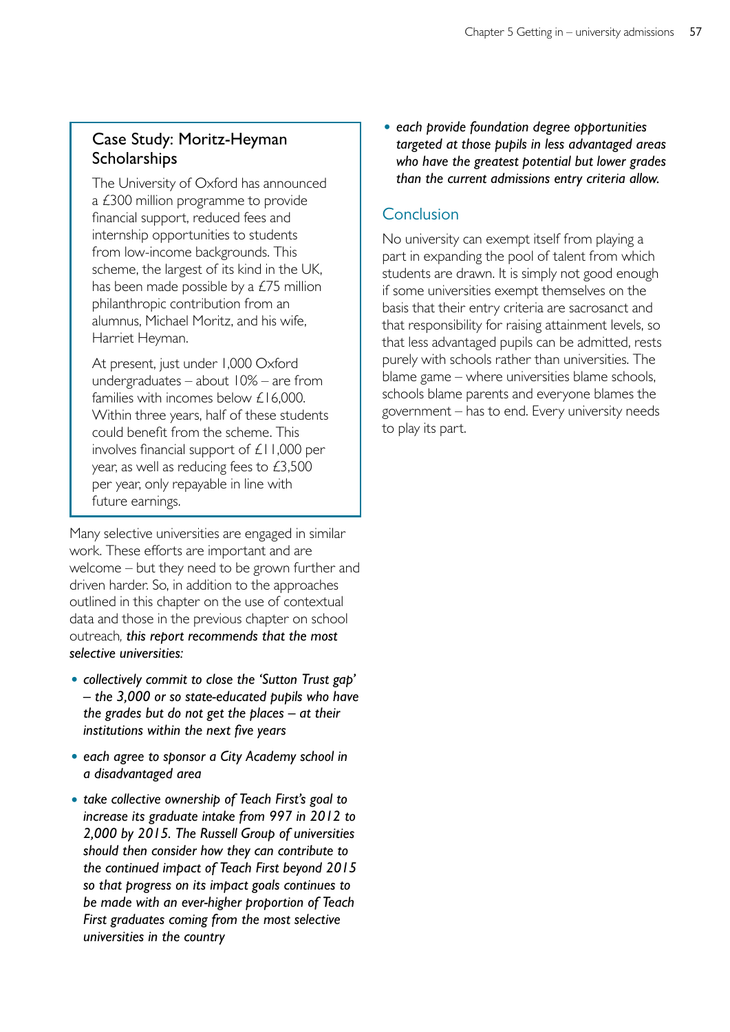### Case Study: Moritz-Heyman Scholarships

The University of Oxford has announced a £300 million programme to provide financial support, reduced fees and internship opportunities to students from low-income backgrounds. This scheme, the largest of its kind in the UK, has been made possible by a £75 million philanthropic contribution from an alumnus, Michael Moritz, and his wife, Harriet Heyman.

At present, just under 1,000 Oxford undergraduates – about 10% – are from families with incomes below £16,000. Within three years, half of these students could benefit from the scheme. This involves financial support of £11,000 per year, as well as reducing fees to £3,500 per year, only repayable in line with future earnings.

Many selective universities are engaged in similar work. These efforts are important and are welcome – but they need to be grown further and driven harder. So, in addition to the approaches outlined in this chapter on the use of contextual data and those in the previous chapter on school outreach, ***this report recommends that the most selective universities:***

- ***collectively commit to close the 'Sutton Trust gap' – the 3,000 or so state-educated pupils who have the grades but do not get the places – at their institutions within the next five years***
- ***each agree to sponsor a City Academy school in a disadvantaged area***
- ***take collective ownership of Teach First's goal to increase its graduate intake from 997 in 2012 to 2,000 by 2015. The Russell Group of universities should then consider how they can contribute to the continued impact of Teach First beyond 2015 so that progress on its impact goals continues to be made with an ever-higher proportion of Teach First graduates coming from the most selective universities in the country***
- ***each provide foundation degree opportunities targeted at those pupils in less advantaged areas who have the greatest potential but lower grades than the current admissions entry criteria allow.***

## Conclusion

No university can exempt itself from playing a part in expanding the pool of talent from which students are drawn. It is simply not good enough if some universities exempt themselves on the basis that their entry criteria are sacrosanct and that responsibility for raising attainment levels, so that less advantaged pupils can be admitted, rests purely with schools rather than universities. The blame game – where universities blame schools, schools blame parents and everyone blames the government – has to end. Every university needs to play its part.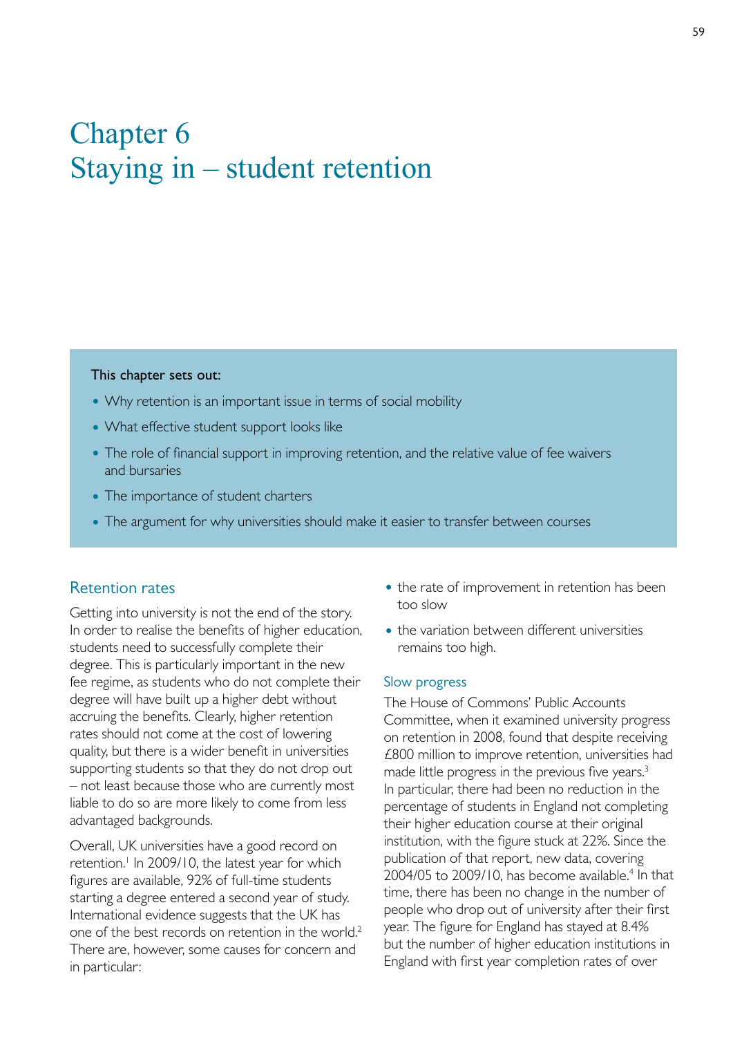# Chapter 6
# Staying in – student retention

**This chapter sets out:**

- Why retention is an important issue in terms of social mobility
- What effective student support looks like
- The role of financial support in improving retention, and the relative value of fee waivers and bursaries
- The importance of student charters
- The argument for why universities should make it easier to transfer between courses

## Retention rates

Getting into university is not the end of the story. In order to realise the benefits of higher education, students need to successfully complete their degree. This is particularly important in the new fee regime, as students who do not complete their degree will have built up a higher debt without accruing the benefits. Clearly, higher retention rates should not come at the cost of lowering quality, but there is a wider benefit in universities supporting students so that they do not drop out – not least because those who are currently most liable to do so are more likely to come from less advantaged backgrounds.

Overall, UK universities have a good record on retention.[1] In 2009/10, the latest year for which figures are available, 92% of full-time students starting a degree entered a second year of study. International evidence suggests that the UK has one of the best records on retention in the world.[2] There are, however, some causes for concern and in particular:

- the rate of improvement in retention has been too slow
- the variation between different universities remains too high.

### Slow progress

The House of Commons' Public Accounts Committee, when it examined university progress on retention in 2008, found that despite receiving £800 million to improve retention, universities had made little progress in the previous five years.[3] In particular, there had been no reduction in the percentage of students in England not completing their higher education course at their original institution, with the figure stuck at 22%. Since the publication of that report, new data, covering 2004/05 to 2009/10, has become available.[4] In that time, there has been no change in the number of people who drop out of university after their first year. The figure for England has stayed at 8.4% but the number of higher education institutions in England with first year completion rates of over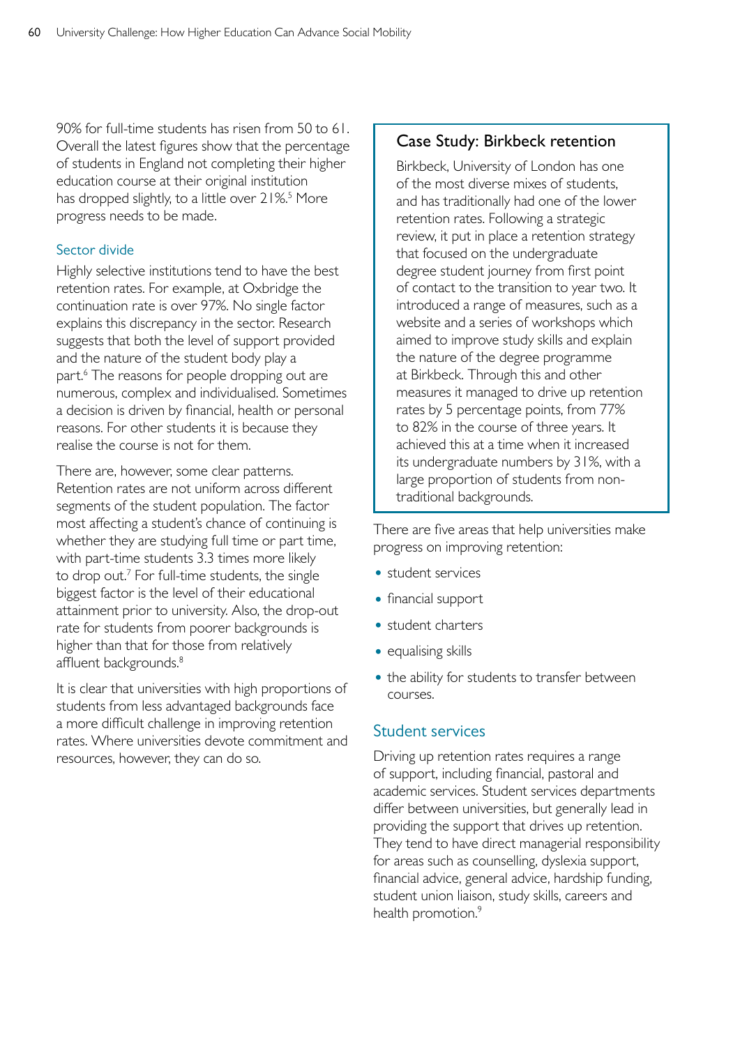90% for full-time students has risen from 50 to 61. Overall the latest figures show that the percentage of students in England not completing their higher education course at their original institution has dropped slightly, to a little over 21%.[5] More progress needs to be made.

### Sector divide

Highly selective institutions tend to have the best retention rates. For example, at Oxbridge the continuation rate is over 97%. No single factor explains this discrepancy in the sector. Research suggests that both the level of support provided and the nature of the student body play a part.[6] The reasons for people dropping out are numerous, complex and individualised. Sometimes a decision is driven by financial, health or personal reasons. For other students it is because they realise the course is not for them.

There are, however, some clear patterns. Retention rates are not uniform across different segments of the student population. The factor most affecting a student's chance of continuing is whether they are studying full time or part time, with part-time students 3.3 times more likely to drop out.[7] For full-time students, the single biggest factor is the level of their educational attainment prior to university. Also, the drop-out rate for students from poorer backgrounds is higher than that for those from relatively affluent backgrounds.[8]

It is clear that universities with high proportions of students from less advantaged backgrounds face a more difficult challenge in improving retention rates. Where universities devote commitment and resources, however, they can do so.

> **Case Study: Birkbeck retention**
>
> Birkbeck, University of London has one of the most diverse mixes of students, and has traditionally had one of the lower retention rates. Following a strategic review, it put in place a retention strategy that focused on the undergraduate degree student journey from first point of contact to the transition to year two. It introduced a range of measures, such as a website and a series of workshops which aimed to improve study skills and explain the nature of the degree programme at Birkbeck. Through this and other measures it managed to drive up retention rates by 5 percentage points, from 77% to 82% in the course of three years. It achieved this at a time when it increased its undergraduate numbers by 31%, with a large proportion of students from non-traditional backgrounds.

There are five areas that help universities make progress on improving retention:

- student services
- financial support
- student charters
- equalising skills
- the ability for students to transfer between courses.

### Student services

Driving up retention rates requires a range of support, including financial, pastoral and academic services. Student services departments differ between universities, but generally lead in providing the support that drives up retention. They tend to have direct managerial responsibility for areas such as counselling, dyslexia support, financial advice, general advice, hardship funding, student union liaison, study skills, careers and health promotion.[9]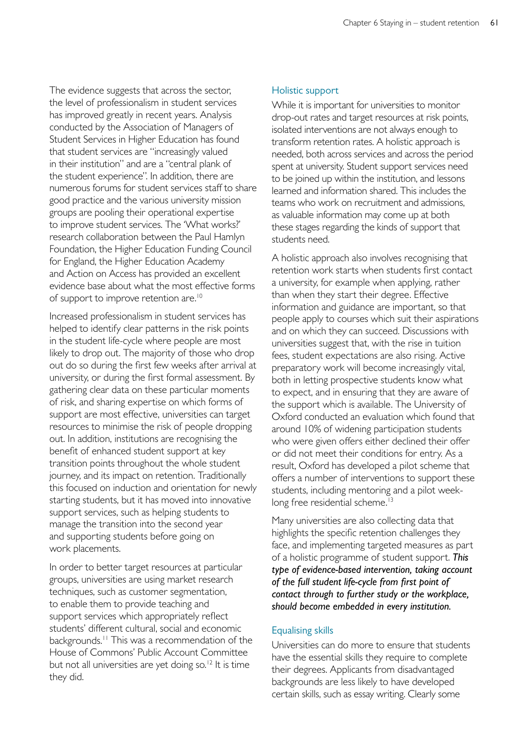The evidence suggests that across the sector, the level of professionalism in student services has improved greatly in recent years. Analysis conducted by the Association of Managers of Student Services in Higher Education has found that student services are "increasingly valued in their institution" and are a "central plank of the student experience". In addition, there are numerous forums for student services staff to share good practice and the various university mission groups are pooling their operational expertise to improve student services. The 'What works?' research collaboration between the Paul Hamlyn Foundation, the Higher Education Funding Council for England, the Higher Education Academy and Action on Access has provided an excellent evidence base about what the most effective forms of support to improve retention are.[10]

Increased professionalism in student services has helped to identify clear patterns in the risk points in the student life-cycle where people are most likely to drop out. The majority of those who drop out do so during the first few weeks after arrival at university, or during the first formal assessment. By gathering clear data on these particular moments of risk, and sharing expertise on which forms of support are most effective, universities can target resources to minimise the risk of people dropping out. In addition, institutions are recognising the benefit of enhanced student support at key transition points throughout the whole student journey, and its impact on retention. Traditionally this focused on induction and orientation for newly starting students, but it has moved into innovative support services, such as helping students to manage the transition into the second year and supporting students before going on work placements.

In order to better target resources at particular groups, universities are using market research techniques, such as customer segmentation, to enable them to provide teaching and support services which appropriately reflect students' different cultural, social and economic backgrounds.[11] This was a recommendation of the House of Commons' Public Account Committee but not all universities are yet doing so.[12] It is time they did.

## Holistic support

While it is important for universities to monitor drop-out rates and target resources at risk points, isolated interventions are not always enough to transform retention rates. A holistic approach is needed, both across services and across the period spent at university. Student support services need to be joined up within the institution, and lessons learned and information shared. This includes the teams who work on recruitment and admissions, as valuable information may come up at both these stages regarding the kinds of support that students need.

A holistic approach also involves recognising that retention work starts when students first contact a university, for example when applying, rather than when they start their degree. Effective information and guidance are important, so that people apply to courses which suit their aspirations and on which they can succeed. Discussions with universities suggest that, with the rise in tuition fees, student expectations are also rising. Active preparatory work will become increasingly vital, both in letting prospective students know what to expect, and in ensuring that they are aware of the support which is available. The University of Oxford conducted an evaluation which found that around 10% of widening participation students who were given offers either declined their offer or did not meet their conditions for entry. As a result, Oxford has developed a pilot scheme that offers a number of interventions to support these students, including mentoring and a pilot week-long free residential scheme.[13]

Many universities are also collecting data that highlights the specific retention challenges they face, and implementing targeted measures as part of a holistic programme of student support. ***This type of evidence-based intervention, taking account of the full student life-cycle from first point of contact through to further study or the workplace, should become embedded in every institution.***

## Equalising skills

Universities can do more to ensure that students have the essential skills they require to complete their degrees. Applicants from disadvantaged backgrounds are less likely to have developed certain skills, such as essay writing. Clearly some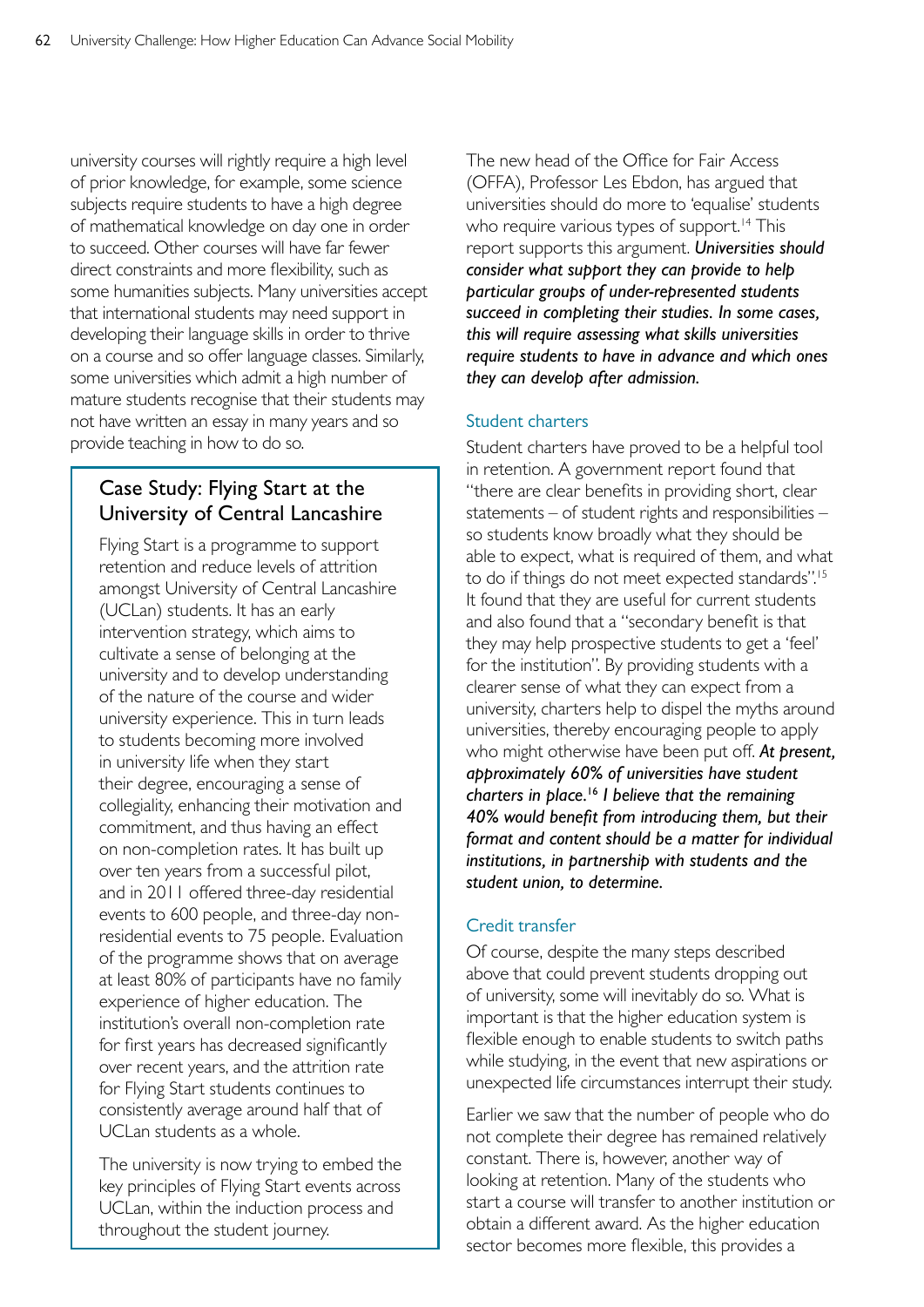university courses will rightly require a high level of prior knowledge, for example, some science subjects require students to have a high degree of mathematical knowledge on day one in order to succeed. Other courses will have far fewer direct constraints and more flexibility, such as some humanities subjects. Many universities accept that international students may need support in developing their language skills in order to thrive on a course and so offer language classes. Similarly, some universities which admit a high number of mature students recognise that their students may not have written an essay in many years and so provide teaching in how to do so.

### Case Study: Flying Start at the University of Central Lancashire

Flying Start is a programme to support retention and reduce levels of attrition amongst University of Central Lancashire (UCLan) students. It has an early intervention strategy, which aims to cultivate a sense of belonging at the university and to develop understanding of the nature of the course and wider university experience. This in turn leads to students becoming more involved in university life when they start their degree, encouraging a sense of collegiality, enhancing their motivation and commitment, and thus having an effect on non-completion rates. It has built up over ten years from a successful pilot, and in 2011 offered three-day residential events to 600 people, and three-day non-residential events to 75 people. Evaluation of the programme shows that on average at least 80% of participants have no family experience of higher education. The institution's overall non-completion rate for first years has decreased significantly over recent years, and the attrition rate for Flying Start students continues to consistently average around half that of UCLan students as a whole.

The university is now trying to embed the key principles of Flying Start events across UCLan, within the induction process and throughout the student journey.

The new head of the Office for Fair Access (OFFA), Professor Les Ebdon, has argued that universities should do more to 'equalise' students who require various types of support.[14] This report supports this argument. ***Universities should consider what support they can provide to help particular groups of under-represented students succeed in completing their studies. In some cases, this will require assessing what skills universities require students to have in advance and which ones they can develop after admission.***

### Student charters

Student charters have proved to be a helpful tool in retention. A government report found that "there are clear benefits in providing short, clear statements – of student rights and responsibilities – so students know broadly what they should be able to expect, what is required of them, and what to do if things do not meet expected standards".[15] It found that they are useful for current students and also found that a "secondary benefit is that they may help prospective students to get a 'feel' for the institution". By providing students with a clearer sense of what they can expect from a university, charters help to dispel the myths around universities, thereby encouraging people to apply who might otherwise have been put off. ***At present, approximately 60% of universities have student charters in place.[16] I believe that the remaining 40% would benefit from introducing them, but their format and content should be a matter for individual institutions, in partnership with students and the student union, to determine.***

### Credit transfer

Of course, despite the many steps described above that could prevent students dropping out of university, some will inevitably do so. What is important is that the higher education system is flexible enough to enable students to switch paths while studying, in the event that new aspirations or unexpected life circumstances interrupt their study.

Earlier we saw that the number of people who do not complete their degree has remained relatively constant. There is, however, another way of looking at retention. Many of the students who start a course will transfer to another institution or obtain a different award. As the higher education sector becomes more flexible, this provides a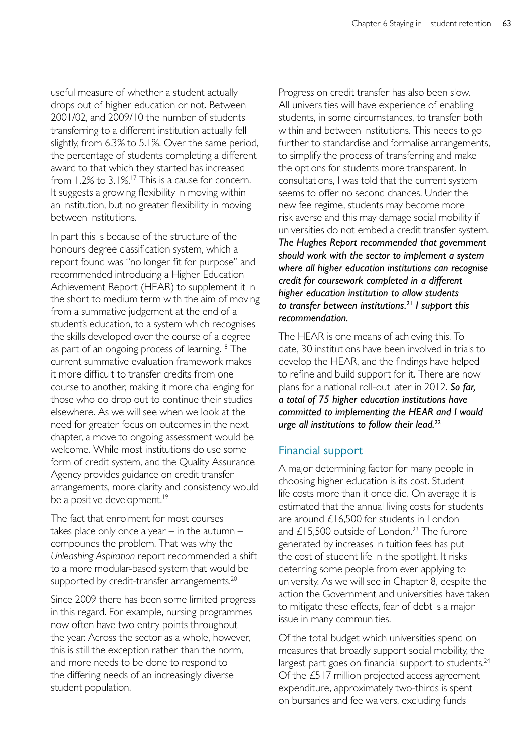useful measure of whether a student actually drops out of higher education or not. Between 2001/02, and 2009/10 the number of students transferring to a different institution actually fell slightly, from 6.3% to 5.1%. Over the same period, the percentage of students completing a different award to that which they started has increased from 1.2% to 3.1%.[17] This is a cause for concern. It suggests a growing flexibility in moving within an institution, but no greater flexibility in moving between institutions.

In part this is because of the structure of the honours degree classification system, which a report found was "no longer fit for purpose" and recommended introducing a Higher Education Achievement Report (HEAR) to supplement it in the short to medium term with the aim of moving from a summative judgement at the end of a student's education, to a system which recognises the skills developed over the course of a degree as part of an ongoing process of learning.[18] The current summative evaluation framework makes it more difficult to transfer credits from one course to another, making it more challenging for those who do drop out to continue their studies elsewhere. As we will see when we look at the need for greater focus on outcomes in the next chapter, a move to ongoing assessment would be welcome. While most institutions do use some form of credit system, and the Quality Assurance Agency provides guidance on credit transfer arrangements, more clarity and consistency would be a positive development.[19]

The fact that enrolment for most courses takes place only once a year – in the autumn – compounds the problem. That was why the *Unleashing Aspiration* report recommended a shift to a more modular-based system that would be supported by credit-transfer arrangements.[20]

Since 2009 there has been some limited progress in this regard. For example, nursing programmes now often have two entry points throughout the year. Across the sector as a whole, however, this is still the exception rather than the norm, and more needs to be done to respond to the differing needs of an increasingly diverse student population.

Progress on credit transfer has also been slow. All universities will have experience of enabling students, in some circumstances, to transfer both within and between institutions. This needs to go further to standardise and formalise arrangements, to simplify the process of transferring and make the options for students more transparent. In consultations, I was told that the current system seems to offer no second chances. Under the new fee regime, students may become more risk averse and this may damage social mobility if universities do not embed a credit transfer system. ***The Hughes Report recommended that government should work with the sector to implement a system where all higher education institutions can recognise credit for coursework completed in a different higher education institution to allow students to transfer between institutions.[21] I support this recommendation.***

The HEAR is one means of achieving this. To date, 30 institutions have been involved in trials to develop the HEAR, and the findings have helped to refine and build support for it. There are now plans for a national roll-out later in 2012. ***So far, a total of 75 higher education institutions have committed to implementing the HEAR and I would urge all institutions to follow their lead.[22]***

## Financial support

A major determining factor for many people in choosing higher education is its cost. Student life costs more than it once did. On average it is estimated that the annual living costs for students are around £16,500 for students in London and £15,500 outside of London.[23] The furore generated by increases in tuition fees has put the cost of student life in the spotlight. It risks deterring some people from ever applying to university. As we will see in Chapter 8, despite the action the Government and universities have taken to mitigate these effects, fear of debt is a major issue in many communities.

Of the total budget which universities spend on measures that broadly support social mobility, the largest part goes on financial support to students.[24] Of the £517 million projected access agreement expenditure, approximately two-thirds is spent on bursaries and fee waivers, excluding funds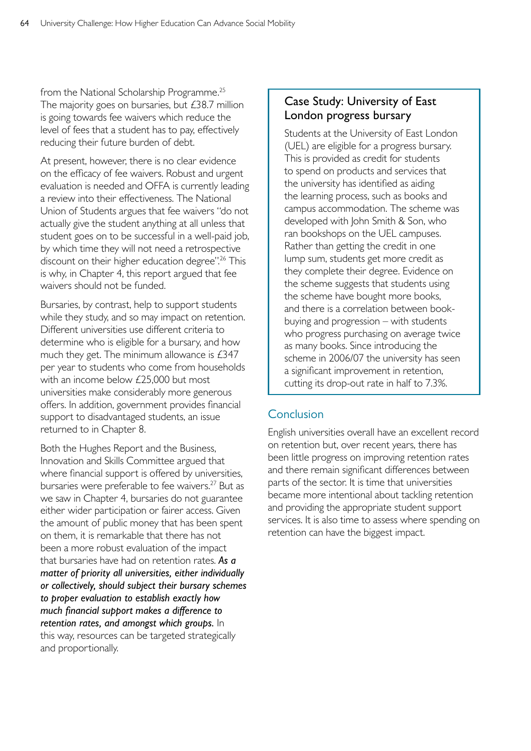from the National Scholarship Programme.[25] The majority goes on bursaries, but £38.7 million is going towards fee waivers which reduce the level of fees that a student has to pay, effectively reducing their future burden of debt.

At present, however, there is no clear evidence on the efficacy of fee waivers. Robust and urgent evaluation is needed and OFFA is currently leading a review into their effectiveness. The National Union of Students argues that fee waivers "do not actually give the student anything at all unless that student goes on to be successful in a well-paid job, by which time they will not need a retrospective discount on their higher education degree".[26] This is why, in Chapter 4, this report argued that fee waivers should not be funded.

Bursaries, by contrast, help to support students while they study, and so may impact on retention. Different universities use different criteria to determine who is eligible for a bursary, and how much they get. The minimum allowance is £347 per year to students who come from households with an income below £25,000 but most universities make considerably more generous offers. In addition, government provides financial support to disadvantaged students, an issue returned to in Chapter 8.

Both the Hughes Report and the Business, Innovation and Skills Committee argued that where financial support is offered by universities, bursaries were preferable to fee waivers.[27] But as we saw in Chapter 4, bursaries do not guarantee either wider participation or fairer access. Given the amount of public money that has been spent on them, it is remarkable that there has not been a more robust evaluation of the impact that bursaries have had on retention rates. ***As a matter of priority all universities, either individually or collectively, should subject their bursary schemes to proper evaluation to establish exactly how much financial support makes a difference to retention rates, and amongst which groups.*** In this way, resources can be targeted strategically and proportionally.

### Case Study: University of East London progress bursary

Students at the University of East London (UEL) are eligible for a progress bursary. This is provided as credit for students to spend on products and services that the university has identified as aiding the learning process, such as books and campus accommodation. The scheme was developed with John Smith & Son, who ran bookshops on the UEL campuses. Rather than getting the credit in one lump sum, students get more credit as they complete their degree. Evidence on the scheme suggests that students using the scheme have bought more books, and there is a correlation between book-buying and progression – with students who progress purchasing on average twice as many books. Since introducing the scheme in 2006/07 the university has seen a significant improvement in retention, cutting its drop-out rate in half to 7.3%.

## Conclusion

English universities overall have an excellent record on retention but, over recent years, there has been little progress on improving retention rates and there remain significant differences between parts of the sector. It is time that universities became more intentional about tackling retention and providing the appropriate student support services. It is also time to assess where spending on retention can have the biggest impact.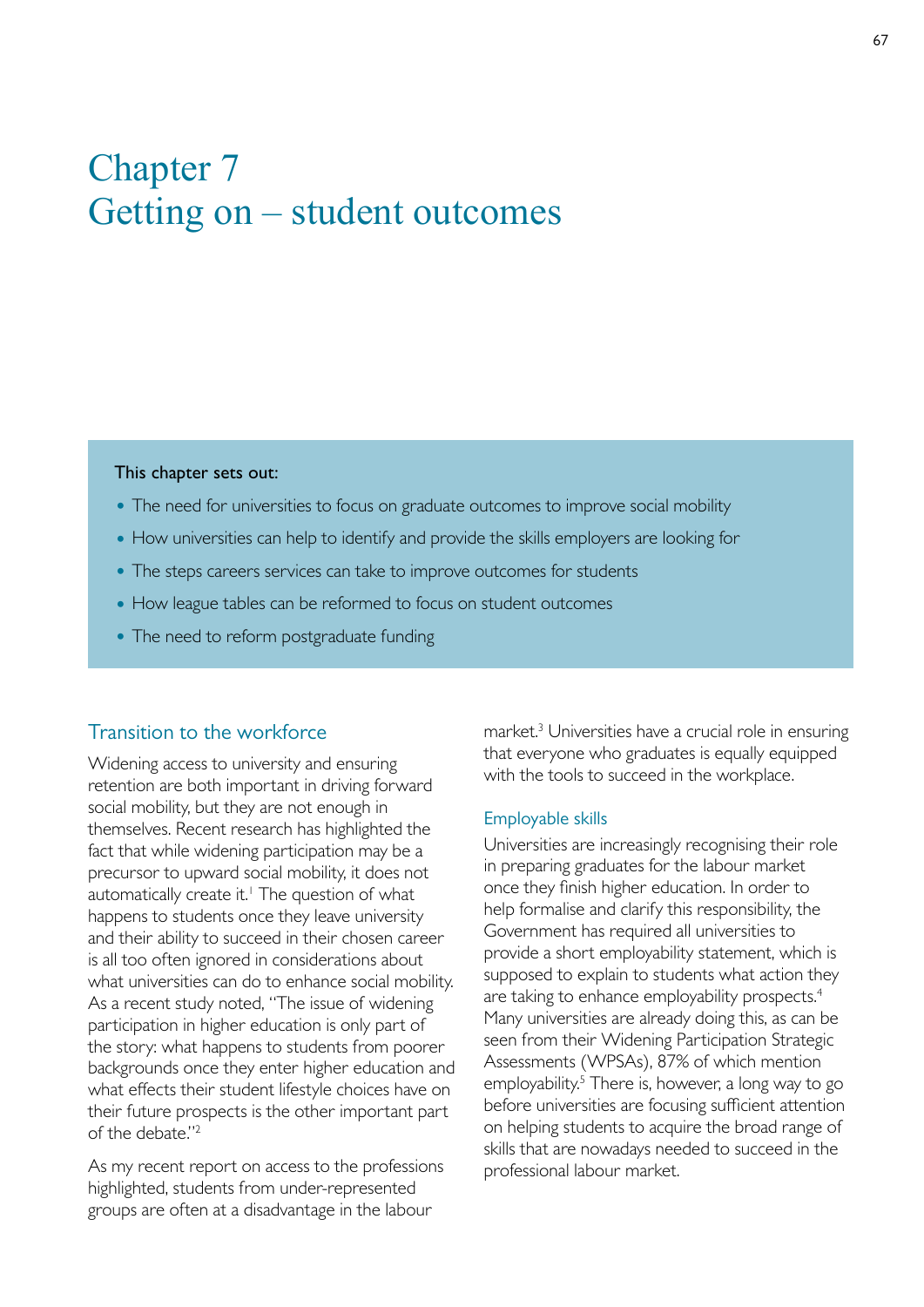# Chapter 7
# Getting on – student outcomes

**This chapter sets out:**

- The need for universities to focus on graduate outcomes to improve social mobility
- How universities can help to identify and provide the skills employers are looking for
- The steps careers services can take to improve outcomes for students
- How league tables can be reformed to focus on student outcomes
- The need to reform postgraduate funding

## Transition to the workforce

Widening access to university and ensuring retention are both important in driving forward social mobility, but they are not enough in themselves. Recent research has highlighted the fact that while widening participation may be a precursor to upward social mobility, it does not automatically create it.[1] The question of what happens to students once they leave university and their ability to succeed in their chosen career is all too often ignored in considerations about what universities can do to enhance social mobility. As a recent study noted, "The issue of widening participation in higher education is only part of the story: what happens to students from poorer backgrounds once they enter higher education and what effects their student lifestyle choices have on their future prospects is the other important part of the debate."[2]

As my recent report on access to the professions highlighted, students from under-represented groups are often at a disadvantage in the labour market.[3] Universities have a crucial role in ensuring that everyone who graduates is equally equipped with the tools to succeed in the workplace.

### Employable skills

Universities are increasingly recognising their role in preparing graduates for the labour market once they finish higher education. In order to help formalise and clarify this responsibility, the Government has required all universities to provide a short employability statement, which is supposed to explain to students what action they are taking to enhance employability prospects.[4] Many universities are already doing this, as can be seen from their Widening Participation Strategic Assessments (WPSAs), 87% of which mention employability.[5] There is, however, a long way to go before universities are focusing sufficient attention on helping students to acquire the broad range of skills that are nowadays needed to succeed in the professional labour market.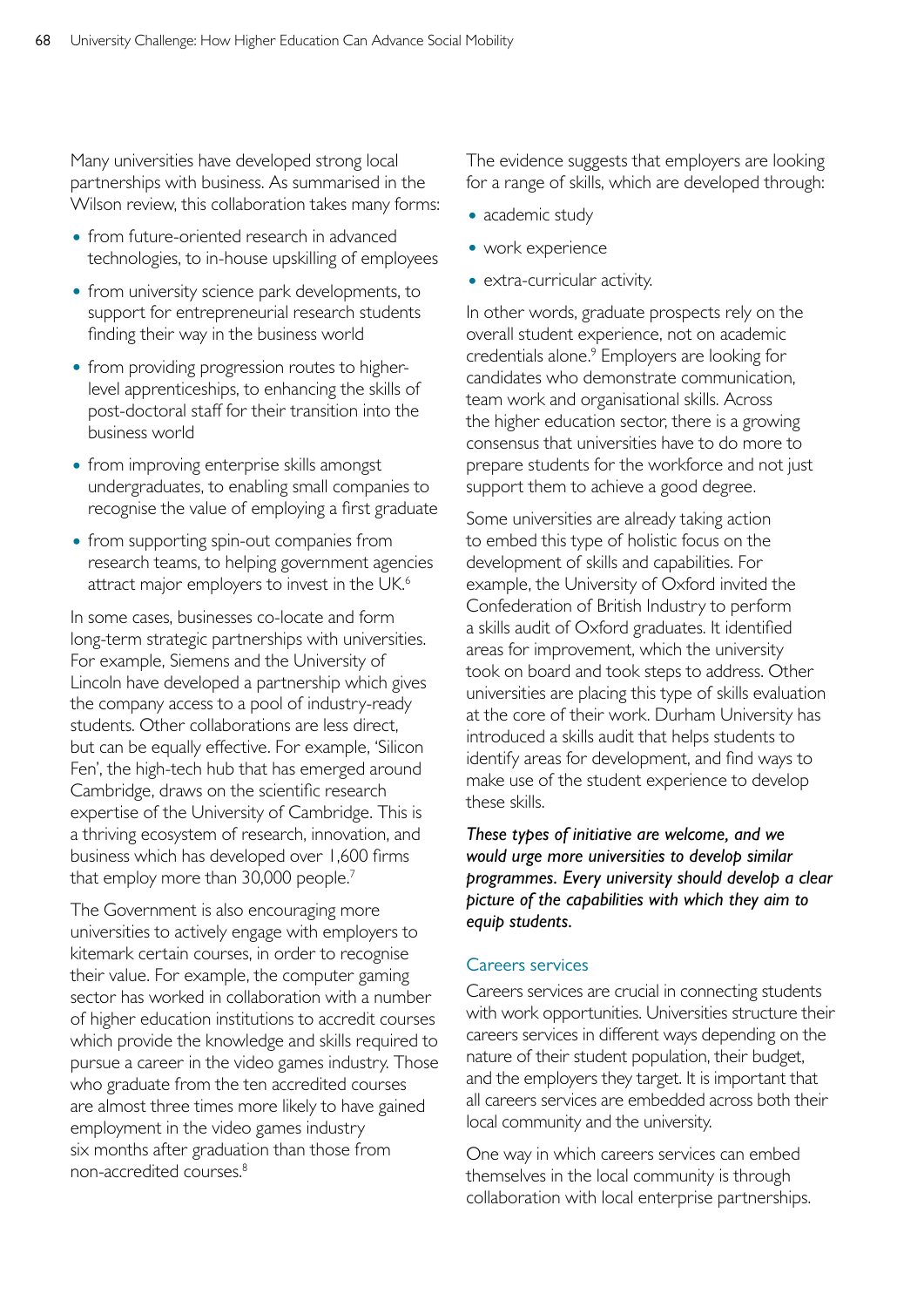Many universities have developed strong local partnerships with business. As summarised in the Wilson review, this collaboration takes many forms:

- from future-oriented research in advanced technologies, to in-house upskilling of employees
- from university science park developments, to support for entrepreneurial research students finding their way in the business world
- from providing progression routes to higher-level apprenticeships, to enhancing the skills of post-doctoral staff for their transition into the business world
- from improving enterprise skills amongst undergraduates, to enabling small companies to recognise the value of employing a first graduate
- from supporting spin-out companies from research teams, to helping government agencies attract major employers to invest in the UK.[6]

In some cases, businesses co-locate and form long-term strategic partnerships with universities. For example, Siemens and the University of Lincoln have developed a partnership which gives the company access to a pool of industry-ready students. Other collaborations are less direct, but can be equally effective. For example, 'Silicon Fen', the high-tech hub that has emerged around Cambridge, draws on the scientific research expertise of the University of Cambridge. This is a thriving ecosystem of research, innovation, and business which has developed over 1,600 firms that employ more than 30,000 people.[7]

The Government is also encouraging more universities to actively engage with employers to kitemark certain courses, in order to recognise their value. For example, the computer gaming sector has worked in collaboration with a number of higher education institutions to accredit courses which provide the knowledge and skills required to pursue a career in the video games industry. Those who graduate from the ten accredited courses are almost three times more likely to have gained employment in the video games industry six months after graduation than those from non-accredited courses.[8]

The evidence suggests that employers are looking for a range of skills, which are developed through:

- academic study
- work experience
- extra-curricular activity.

In other words, graduate prospects rely on the overall student experience, not on academic credentials alone.[9] Employers are looking for candidates who demonstrate communication, team work and organisational skills. Across the higher education sector, there is a growing consensus that universities have to do more to prepare students for the workforce and not just support them to achieve a good degree.

Some universities are already taking action to embed this type of holistic focus on the development of skills and capabilities. For example, the University of Oxford invited the Confederation of British Industry to perform a skills audit of Oxford graduates. It identified areas for improvement, which the university took on board and took steps to address. Other universities are placing this type of skills evaluation at the core of their work. Durham University has introduced a skills audit that helps students to identify areas for development, and find ways to make use of the student experience to develop these skills.

***These types of initiative are welcome, and we would urge more universities to develop similar programmes. Every university should develop a clear picture of the capabilities with which they aim to equip students.***

### Careers services

Careers services are crucial in connecting students with work opportunities. Universities structure their careers services in different ways depending on the nature of their student population, their budget, and the employers they target. It is important that all careers services are embedded across both their local community and the university.

One way in which careers services can embed themselves in the local community is through collaboration with local enterprise partnerships.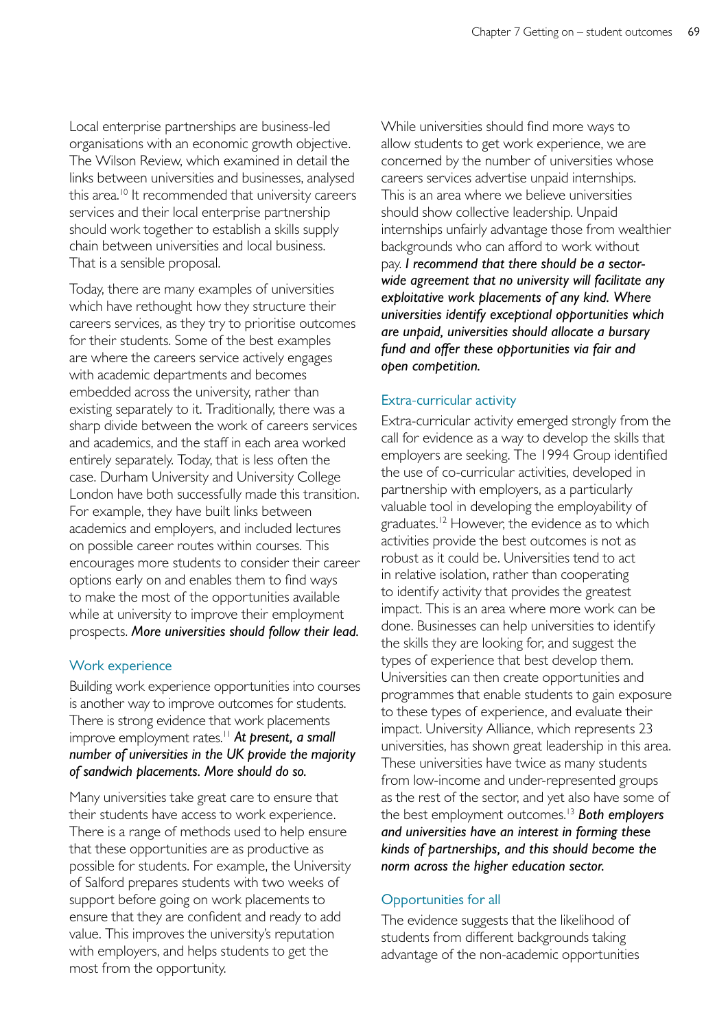Local enterprise partnerships are business-led organisations with an economic growth objective. The Wilson Review, which examined in detail the links between universities and businesses, analysed this area.[10] It recommended that university careers services and their local enterprise partnership should work together to establish a skills supply chain between universities and local business. That is a sensible proposal.

Today, there are many examples of universities which have rethought how they structure their careers services, as they try to prioritise outcomes for their students. Some of the best examples are where the careers service actively engages with academic departments and becomes embedded across the university, rather than existing separately to it. Traditionally, there was a sharp divide between the work of careers services and academics, and the staff in each area worked entirely separately. Today, that is less often the case. Durham University and University College London have both successfully made this transition. For example, they have built links between academics and employers, and included lectures on possible career routes within courses. This encourages more students to consider their career options early on and enables them to find ways to make the most of the opportunities available while at university to improve their employment prospects. ***More universities should follow their lead.***

### Work experience

Building work experience opportunities into courses is another way to improve outcomes for students. There is strong evidence that work placements improve employment rates.[11] ***At present, a small number of universities in the UK provide the majority of sandwich placements. More should do so.***

Many universities take great care to ensure that their students have access to work experience. There is a range of methods used to help ensure that these opportunities are as productive as possible for students. For example, the University of Salford prepares students with two weeks of support before going on work placements to ensure that they are confident and ready to add value. This improves the university's reputation with employers, and helps students to get the most from the opportunity.

While universities should find more ways to allow students to get work experience, we are concerned by the number of universities whose careers services advertise unpaid internships. This is an area where we believe universities should show collective leadership. Unpaid internships unfairly advantage those from wealthier backgrounds who can afford to work without pay. ***I recommend that there should be a sector-wide agreement that no university will facilitate any exploitative work placements of any kind. Where universities identify exceptional opportunities which are unpaid, universities should allocate a bursary fund and offer these opportunities via fair and open competition.***

### Extra-curricular activity

Extra-curricular activity emerged strongly from the call for evidence as a way to develop the skills that employers are seeking. The 1994 Group identified the use of co-curricular activities, developed in partnership with employers, as a particularly valuable tool in developing the employability of graduates.[12] However, the evidence as to which activities provide the best outcomes is not as robust as it could be. Universities tend to act in relative isolation, rather than cooperating to identify activity that provides the greatest impact. This is an area where more work can be done. Businesses can help universities to identify the skills they are looking for, and suggest the types of experience that best develop them. Universities can then create opportunities and programmes that enable students to gain exposure to these types of experience, and evaluate their impact. University Alliance, which represents 23 universities, has shown great leadership in this area. These universities have twice as many students from low-income and under-represented groups as the rest of the sector, and yet also have some of the best employment outcomes.[13] ***Both employers and universities have an interest in forming these kinds of partnerships, and this should become the norm across the higher education sector.***

### Opportunities for all

The evidence suggests that the likelihood of students from different backgrounds taking advantage of the non-academic opportunities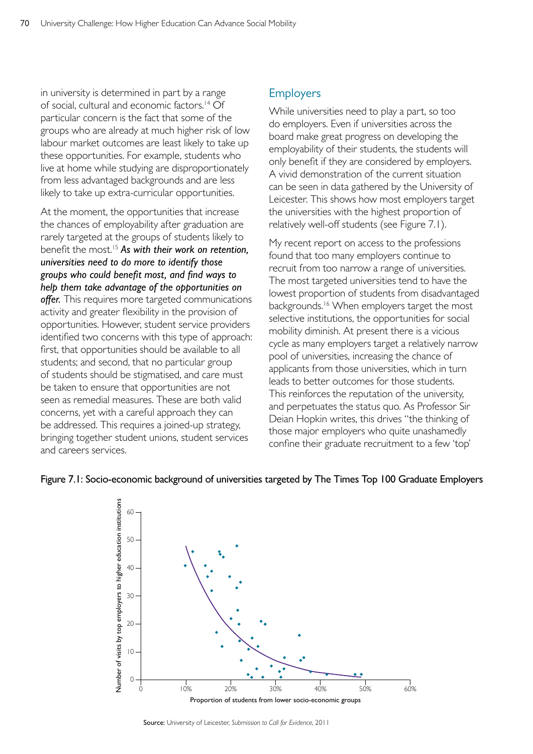in university is determined in part by a range of social, cultural and economic factors.[14] Of particular concern is the fact that some of the groups who are already at much higher risk of low labour market outcomes are least likely to take up these opportunities. For example, students who live at home while studying are disproportionately from less advantaged backgrounds and are less likely to take up extra-curricular opportunities.

At the moment, the opportunities that increase the chances of employability after graduation are rarely targeted at the groups of students likely to benefit the most.[15] ***As with their work on retention, universities need to do more to identify those groups who could benefit most, and find ways to help them take advantage of the opportunities on offer.*** This requires more targeted communications activity and greater flexibility in the provision of opportunities. However, student service providers identified two concerns with this type of approach: first, that opportunities should be available to all students; and second, that no particular group of students should be stigmatised, and care must be taken to ensure that opportunities are not seen as remedial measures. These are both valid concerns, yet with a careful approach they can be addressed. This requires a joined-up strategy, bringing together student unions, student services and careers services.

## Employers

While universities need to play a part, so too do employers. Even if universities across the board make great progress on developing the employability of their students, the students will only benefit if they are considered by employers. A vivid demonstration of the current situation can be seen in data gathered by the University of Leicester. This shows how most employers target the universities with the highest proportion of relatively well-off students (see Figure 7.1).

My recent report on access to the professions found that too many employers continue to recruit from too narrow a range of universities. The most targeted universities tend to have the lowest proportion of students from disadvantaged backgrounds.[16] When employers target the most selective institutions, the opportunities for social mobility diminish. At present there is a vicious cycle as many employers target a relatively narrow pool of universities, increasing the chance of applicants from those universities, which in turn leads to better outcomes for those students. This reinforces the reputation of the university, and perpetuates the status quo. As Professor Sir Deian Hopkin writes, this drives "the thinking of those major employers who quite unashamedly confine their graduate recruitment to a few 'top'

Figure 7.1: Socio-economic background of universities targeted by The Times Top 100 Graduate Employers

Source: University of Leicester, *Submission to Call for Evidence*, 2011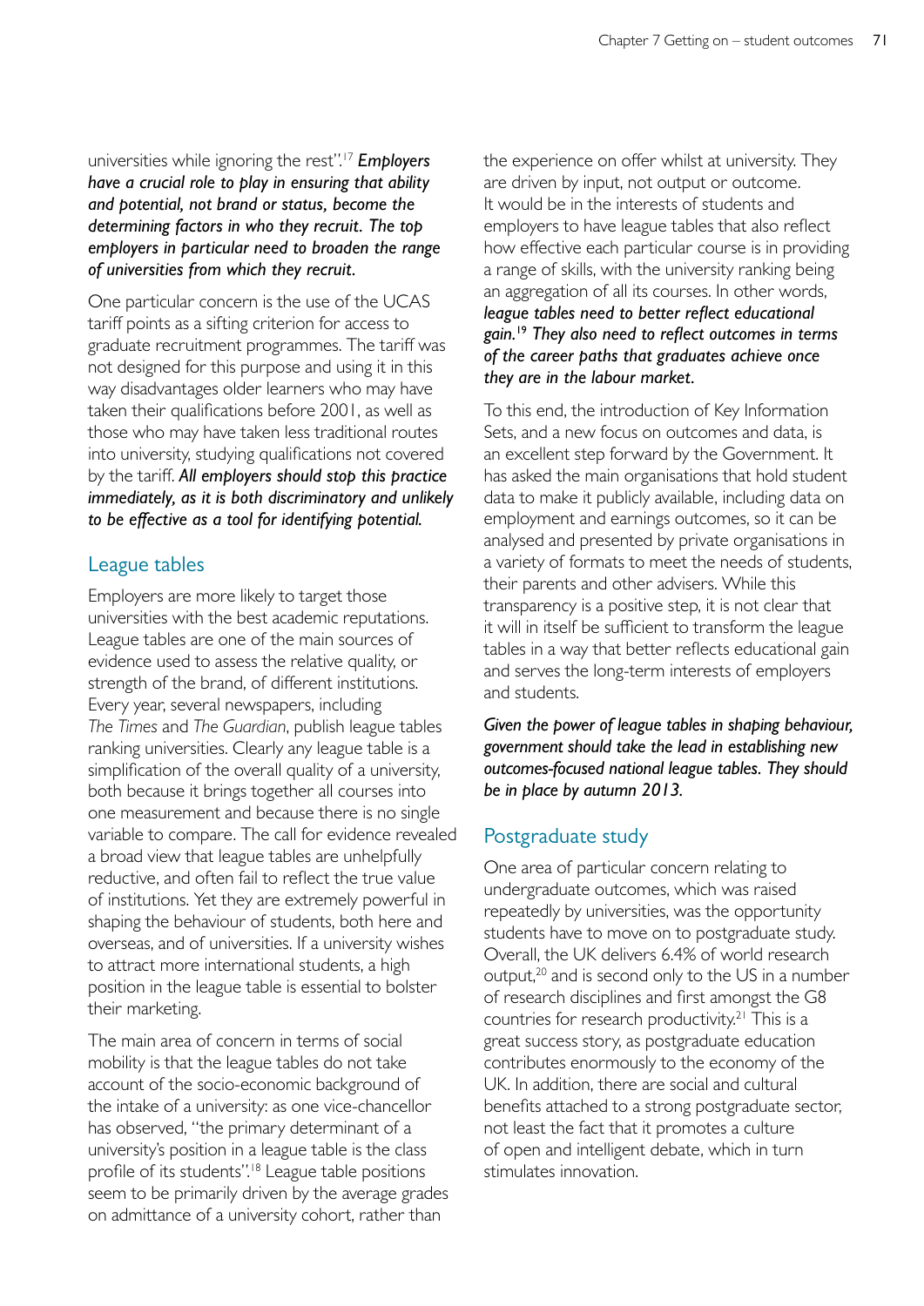universities while ignoring the rest".[17] ***Employers have a crucial role to play in ensuring that ability and potential, not brand or status, become the determining factors in who they recruit. The top employers in particular need to broaden the range of universities from which they recruit.***

One particular concern is the use of the UCAS tariff points as a sifting criterion for access to graduate recruitment programmes. The tariff was not designed for this purpose and using it in this way disadvantages older learners who may have taken their qualifications before 2001, as well as those who may have taken less traditional routes into university, studying qualifications not covered by the tariff. ***All employers should stop this practice immediately, as it is both discriminatory and unlikely to be effective as a tool for identifying potential.***

## League tables

Employers are more likely to target those universities with the best academic reputations. League tables are one of the main sources of evidence used to assess the relative quality, or strength of the brand, of different institutions. Every year, several newspapers, including *The Times* and *The Guardian*, publish league tables ranking universities. Clearly any league table is a simplification of the overall quality of a university, both because it brings together all courses into one measurement and because there is no single variable to compare. The call for evidence revealed a broad view that league tables are unhelpfully reductive, and often fail to reflect the true value of institutions. Yet they are extremely powerful in shaping the behaviour of students, both here and overseas, and of universities. If a university wishes to attract more international students, a high position in the league table is essential to bolster their marketing.

The main area of concern in terms of social mobility is that the league tables do not take account of the socio-economic background of the intake of a university: as one vice-chancellor has observed, "the primary determinant of a university's position in a league table is the class profile of its students".[18] League table positions seem to be primarily driven by the average grades on admittance of a university cohort, rather than the experience on offer whilst at university. They are driven by input, not output or outcome. It would be in the interests of students and employers to have league tables that also reflect how effective each particular course is in providing a range of skills, with the university ranking being an aggregation of all its courses. In other words, ***league tables need to better reflect educational gain.***[19] ***They also need to reflect outcomes in terms of the career paths that graduates achieve once they are in the labour market.***

To this end, the introduction of Key Information Sets, and a new focus on outcomes and data, is an excellent step forward by the Government. It has asked the main organisations that hold student data to make it publicly available, including data on employment and earnings outcomes, so it can be analysed and presented by private organisations in a variety of formats to meet the needs of students, their parents and other advisers. While this transparency is a positive step, it is not clear that it will in itself be sufficient to transform the league tables in a way that better reflects educational gain and serves the long-term interests of employers and students.

***Given the power of league tables in shaping behaviour, government should take the lead in establishing new outcomes-focused national league tables. They should be in place by autumn 2013.***

## Postgraduate study

One area of particular concern relating to undergraduate outcomes, which was raised repeatedly by universities, was the opportunity students have to move on to postgraduate study. Overall, the UK delivers 6.4% of world research output,[20] and is second only to the US in a number of research disciplines and first amongst the G8 countries for research productivity.[21] This is a great success story, as postgraduate education contributes enormously to the economy of the UK. In addition, there are social and cultural benefits attached to a strong postgraduate sector, not least the fact that it promotes a culture of open and intelligent debate, which in turn stimulates innovation.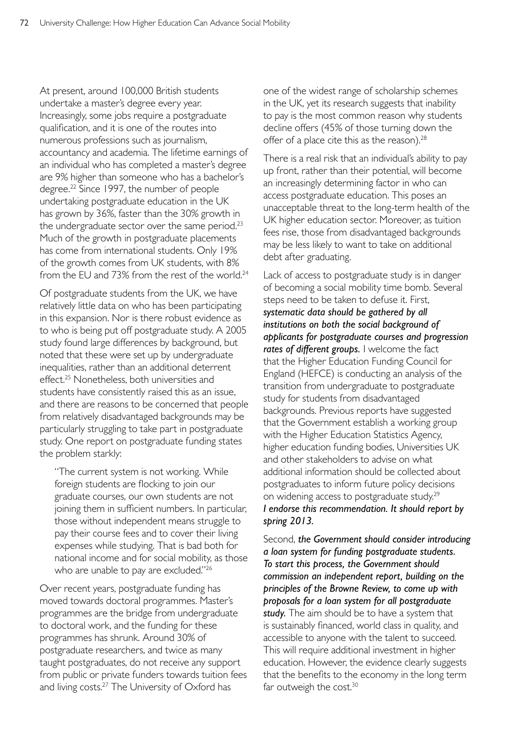At present, around 100,000 British students undertake a master's degree every year. Increasingly, some jobs require a postgraduate qualification, and it is one of the routes into numerous professions such as journalism, accountancy and academia. The lifetime earnings of an individual who has completed a master's degree are 9% higher than someone who has a bachelor's degree.[22] Since 1997, the number of people undertaking postgraduate education in the UK has grown by 36%, faster than the 30% growth in the undergraduate sector over the same period.[23] Much of the growth in postgraduate placements has come from international students. Only 19% of the growth comes from UK students, with 8% from the EU and 73% from the rest of the world.[24]

Of postgraduate students from the UK, we have relatively little data on who has been participating in this expansion. Nor is there robust evidence as to who is being put off postgraduate study. A 2005 study found large differences by background, but noted that these were set up by undergraduate inequalities, rather than an additional deterrent effect.[25] Nonetheless, both universities and students have consistently raised this as an issue, and there are reasons to be concerned that people from relatively disadvantaged backgrounds may be particularly struggling to take part in postgraduate study. One report on postgraduate funding states the problem starkly:

> "The current system is not working. While foreign students are flocking to join our graduate courses, our own students are not joining them in sufficient numbers. In particular, those without independent means struggle to pay their course fees and to cover their living expenses while studying. That is bad both for national income and for social mobility, as those who are unable to pay are excluded."[26]

Over recent years, postgraduate funding has moved towards doctoral programmes. Master's programmes are the bridge from undergraduate to doctoral work, and the funding for these programmes has shrunk. Around 30% of postgraduate researchers, and twice as many taught postgraduates, do not receive any support from public or private funders towards tuition fees and living costs.[27] The University of Oxford has one of the widest range of scholarship schemes in the UK, yet its research suggests that inability to pay is the most common reason why students decline offers (45% of those turning down the offer of a place cite this as the reason).[28]

There is a real risk that an individual's ability to pay up front, rather than their potential, will become an increasingly determining factor in who can access postgraduate education. This poses an unacceptable threat to the long-term health of the UK higher education sector. Moreover, as tuition fees rise, those from disadvantaged backgrounds may be less likely to want to take on additional debt after graduating.

Lack of access to postgraduate study is in danger of becoming a social mobility time bomb. Several steps need to be taken to defuse it. First, ***systematic data should be gathered by all institutions on both the social background of applicants for postgraduate courses and progression rates of different groups.*** I welcome the fact that the Higher Education Funding Council for England (HEFCE) is conducting an analysis of the transition from undergraduate to postgraduate study for students from disadvantaged backgrounds. Previous reports have suggested that the Government establish a working group with the Higher Education Statistics Agency, higher education funding bodies, Universities UK and other stakeholders to advise on what additional information should be collected about postgraduates to inform future policy decisions on widening access to postgraduate study.[29] ***I endorse this recommendation. It should report by spring 2013.***

Second, ***the Government should consider introducing a loan system for funding postgraduate students. To start this process, the Government should commission an independent report, building on the principles of the Browne Review, to come up with proposals for a loan system for all postgraduate study.*** The aim should be to have a system that is sustainably financed, world class in quality, and accessible to anyone with the talent to succeed. This will require additional investment in higher education. However, the evidence clearly suggests that the benefits to the economy in the long term far outweigh the cost.[30]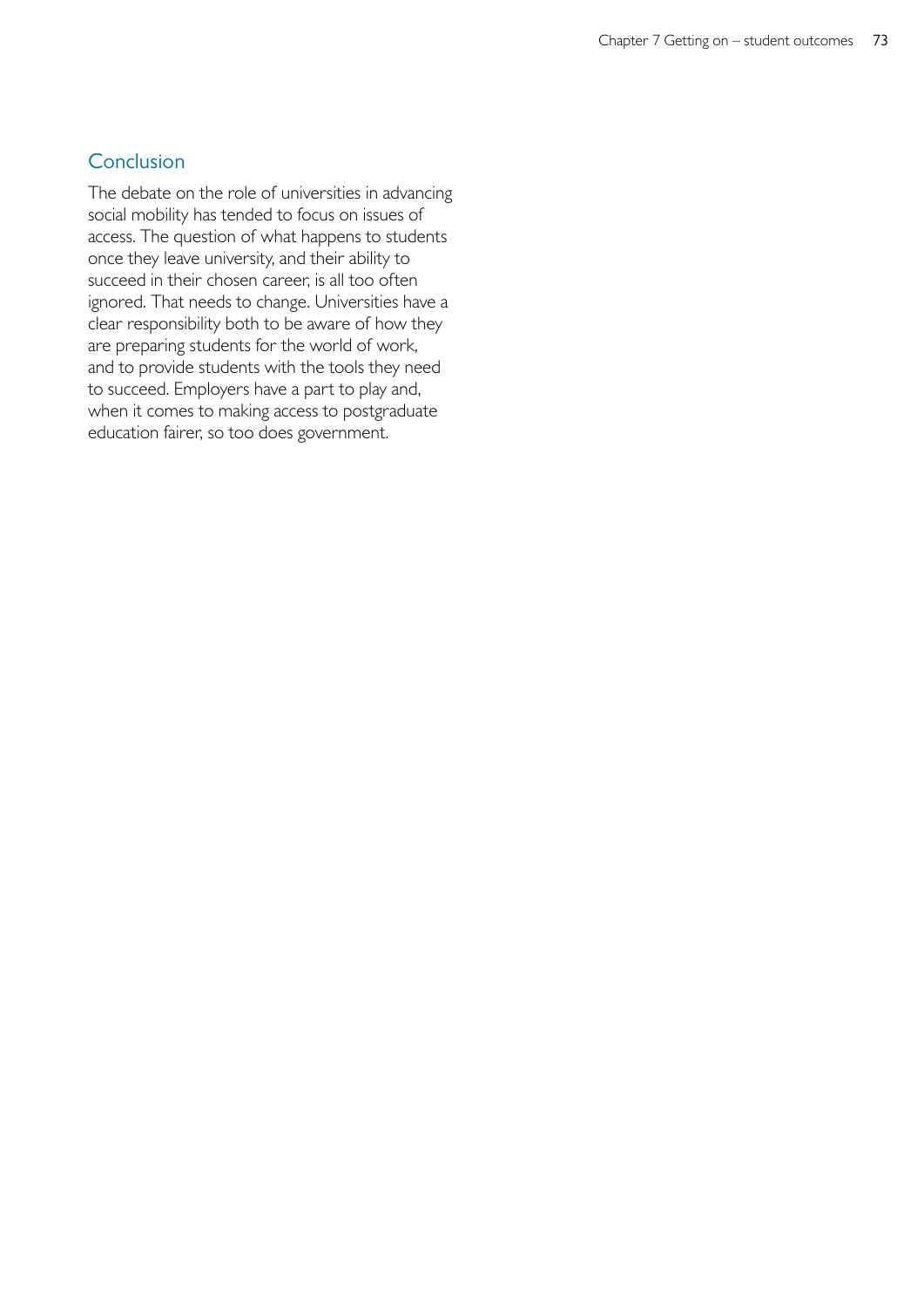## Conclusion

The debate on the role of universities in advancing social mobility has tended to focus on issues of access. The question of what happens to students once they leave university, and their ability to succeed in their chosen career, is all too often ignored. That needs to change. Universities have a clear responsibility both to be aware of how they are preparing students for the world of work, and to provide students with the tools they need to succeed. Employers have a part to play and, when it comes to making access to postgraduate education fairer, so too does government.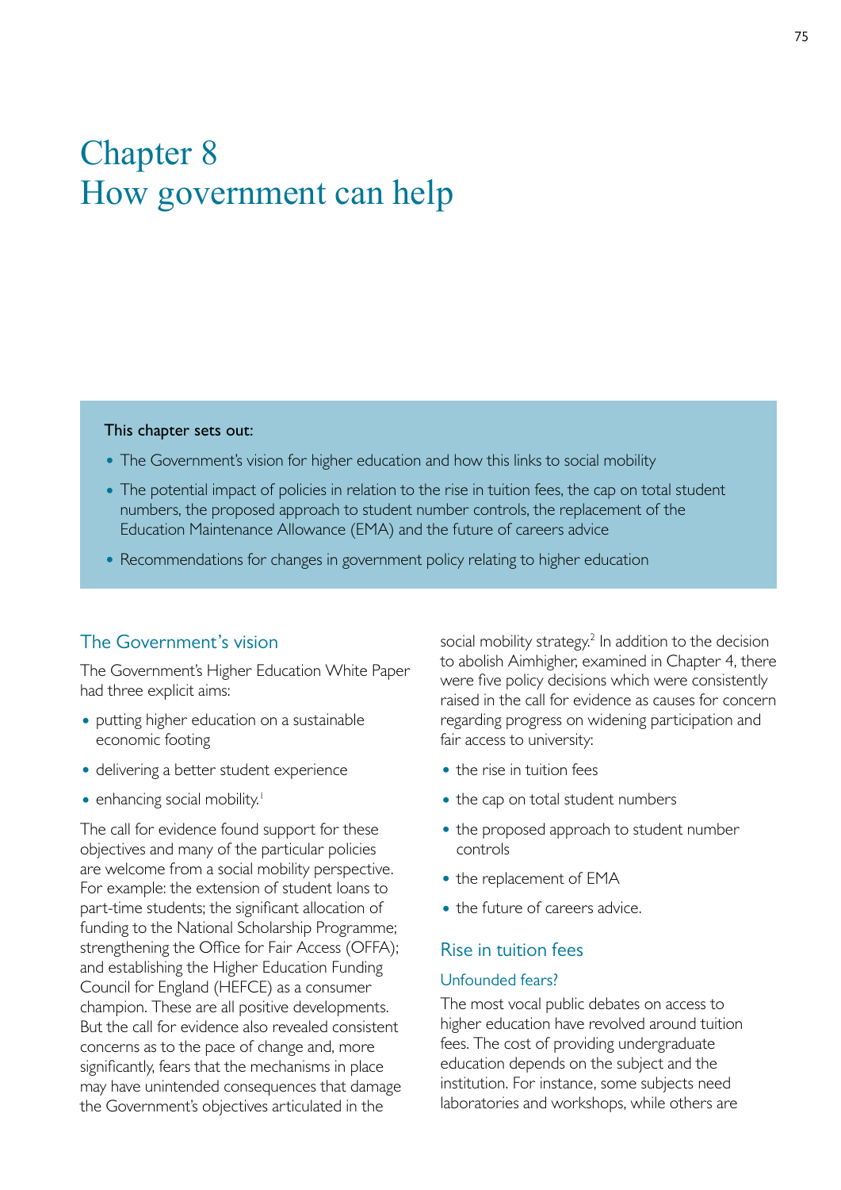# Chapter 8
# How government can help

**This chapter sets out:**

- The Government's vision for higher education and how this links to social mobility
- The potential impact of policies in relation to the rise in tuition fees, the cap on total student numbers, the proposed approach to student number controls, the replacement of the Education Maintenance Allowance (EMA) and the future of careers advice
- Recommendations for changes in government policy relating to higher education

## The Government's vision

The Government's Higher Education White Paper had three explicit aims:

- putting higher education on a sustainable economic footing
- delivering a better student experience
- enhancing social mobility.[1]

The call for evidence found support for these objectives and many of the particular policies are welcome from a social mobility perspective. For example: the extension of student loans to part-time students; the significant allocation of funding to the National Scholarship Programme; strengthening the Office for Fair Access (OFFA); and establishing the Higher Education Funding Council for England (HEFCE) as a consumer champion. These are all positive developments. But the call for evidence also revealed consistent concerns as to the pace of change and, more significantly, fears that the mechanisms in place may have unintended consequences that damage the Government's objectives articulated in the social mobility strategy.[2] In addition to the decision to abolish Aimhigher, examined in Chapter 4, there were five policy decisions which were consistently raised in the call for evidence as causes for concern regarding progress on widening participation and fair access to university:

- the rise in tuition fees
- the cap on total student numbers
- the proposed approach to student number controls
- the replacement of EMA
- the future of careers advice.

## Rise in tuition fees

### Unfounded fears?

The most vocal public debates on access to higher education have revolved around tuition fees. The cost of providing undergraduate education depends on the subject and the institution. For instance, some subjects need laboratories and workshops, while others are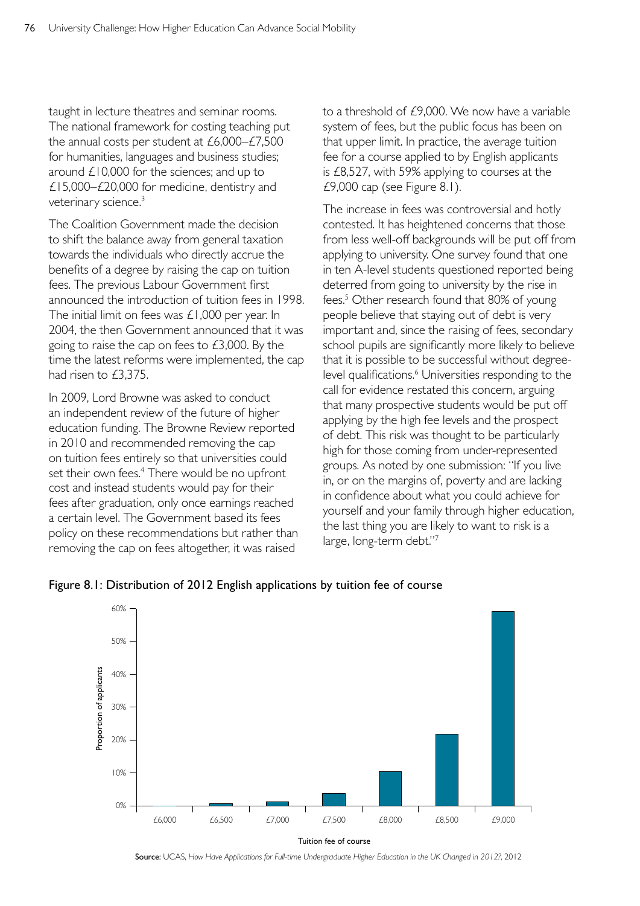taught in lecture theatres and seminar rooms. The national framework for costing teaching put the annual costs per student at £6,000–£7,500 for humanities, languages and business studies; around £10,000 for the sciences; and up to £15,000–£20,000 for medicine, dentistry and veterinary science.[3]

The Coalition Government made the decision to shift the balance away from general taxation towards the individuals who directly accrue the benefits of a degree by raising the cap on tuition fees. The previous Labour Government first announced the introduction of tuition fees in 1998. The initial limit on fees was £1,000 per year. In 2004, the then Government announced that it was going to raise the cap on fees to £3,000. By the time the latest reforms were implemented, the cap had risen to £3,375.

In 2009, Lord Browne was asked to conduct an independent review of the future of higher education funding. The Browne Review reported in 2010 and recommended removing the cap on tuition fees entirely so that universities could set their own fees.[4] There would be no upfront cost and instead students would pay for their fees after graduation, only once earnings reached a certain level. The Government based its fees policy on these recommendations but rather than removing the cap on fees altogether, it was raised to a threshold of £9,000. We now have a variable system of fees, but the public focus has been on that upper limit. In practice, the average tuition fee for a course applied to by English applicants is £8,527, with 59% applying to courses at the £9,000 cap (see Figure 8.1).

The increase in fees was controversial and hotly contested. It has heightened concerns that those from less well-off backgrounds will be put off from applying to university. One survey found that one in ten A-level students questioned reported being deterred from going to university by the rise in fees.[5] Other research found that 80% of young people believe that staying out of debt is very important and, since the raising of fees, secondary school pupils are significantly more likely to believe that it is possible to be successful without degree-level qualifications.[6] Universities responding to the call for evidence restated this concern, arguing that many prospective students would be put off applying by the high fee levels and the prospect of debt. This risk was thought to be particularly high for those coming from under-represented groups. As noted by one submission: "If you live in, or on the margins of, poverty and are lacking in confidence about what you could achieve for yourself and your family through higher education, the last thing you are likely to want to risk is a large, long-term debt."[7]

Figure 8.1: Distribution of 2012 English applications by tuition fee of course

Source: UCAS, *How Have Applications for Full-time Undergraduate Higher Education in the UK Changed in 2012?*, 2012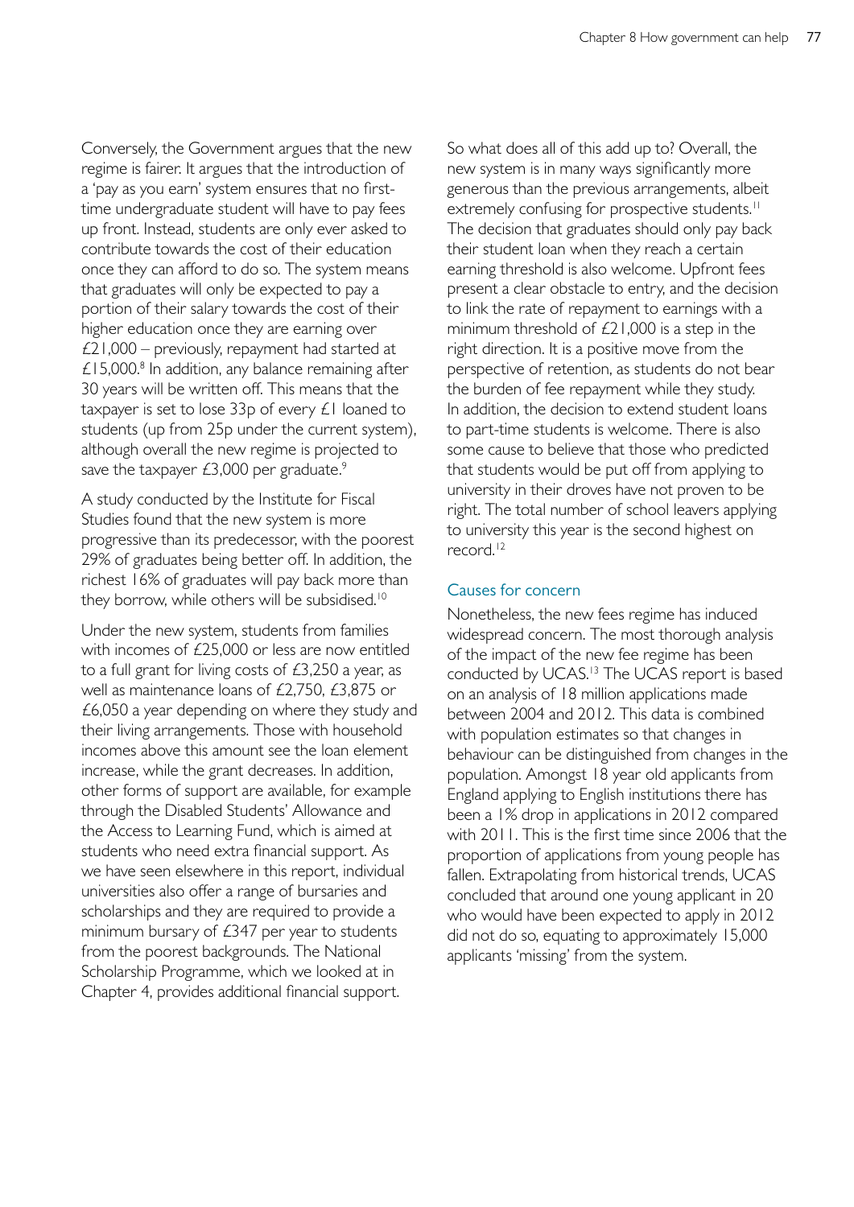Conversely, the Government argues that the new regime is fairer. It argues that the introduction of a 'pay as you earn' system ensures that no first-time undergraduate student will have to pay fees up front. Instead, students are only ever asked to contribute towards the cost of their education once they can afford to do so. The system means that graduates will only be expected to pay a portion of their salary towards the cost of their higher education once they are earning over £21,000 – previously, repayment had started at £15,000.[8] In addition, any balance remaining after 30 years will be written off. This means that the taxpayer is set to lose 33p of every £1 loaned to students (up from 25p under the current system), although overall the new regime is projected to save the taxpayer £3,000 per graduate.[9]

A study conducted by the Institute for Fiscal Studies found that the new system is more progressive than its predecessor, with the poorest 29% of graduates being better off. In addition, the richest 16% of graduates will pay back more than they borrow, while others will be subsidised.[10]

Under the new system, students from families with incomes of £25,000 or less are now entitled to a full grant for living costs of £3,250 a year, as well as maintenance loans of £2,750, £3,875 or £6,050 a year depending on where they study and their living arrangements. Those with household incomes above this amount see the loan element increase, while the grant decreases. In addition, other forms of support are available, for example through the Disabled Students' Allowance and the Access to Learning Fund, which is aimed at students who need extra financial support. As we have seen elsewhere in this report, individual universities also offer a range of bursaries and scholarships and they are required to provide a minimum bursary of £347 per year to students from the poorest backgrounds. The National Scholarship Programme, which we looked at in Chapter 4, provides additional financial support.

So what does all of this add up to? Overall, the new system is in many ways significantly more generous than the previous arrangements, albeit extremely confusing for prospective students.[11] The decision that graduates should only pay back their student loan when they reach a certain earning threshold is also welcome. Upfront fees present a clear obstacle to entry, and the decision to link the rate of repayment to earnings with a minimum threshold of £21,000 is a step in the right direction. It is a positive move from the perspective of retention, as students do not bear the burden of fee repayment while they study. In addition, the decision to extend student loans to part-time students is welcome. There is also some cause to believe that those who predicted that students would be put off from applying to university in their droves have not proven to be right. The total number of school leavers applying to university this year is the second highest on record.[12]

### Causes for concern

Nonetheless, the new fees regime has induced widespread concern. The most thorough analysis of the impact of the new fee regime has been conducted by UCAS.[13] The UCAS report is based on an analysis of 18 million applications made between 2004 and 2012. This data is combined with population estimates so that changes in behaviour can be distinguished from changes in the population. Amongst 18 year old applicants from England applying to English institutions there has been a 1% drop in applications in 2012 compared with 2011. This is the first time since 2006 that the proportion of applications from young people has fallen. Extrapolating from historical trends, UCAS concluded that around one young applicant in 20 who would have been expected to apply in 2012 did not do so, equating to approximately 15,000 applicants 'missing' from the system.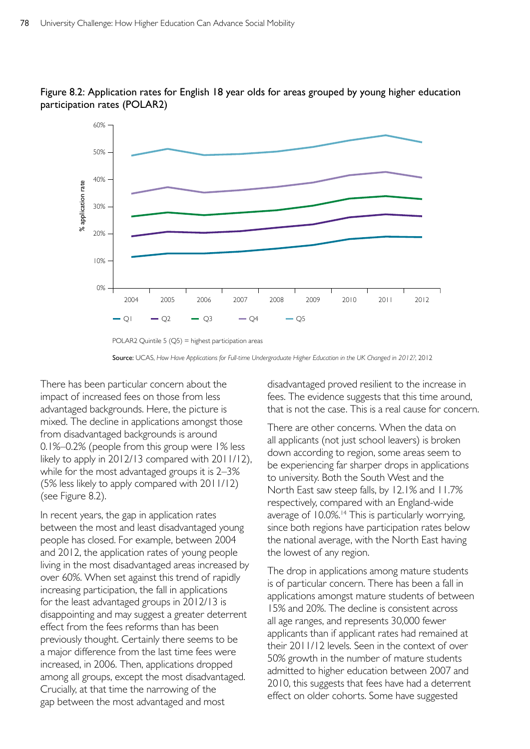Figure 8.2: Application rates for English 18 year olds for areas grouped by young higher education participation rates (POLAR2)

POLAR2 Quintile 5 (Q5) = highest participation areas

**Source:** UCAS, *How Have Applications for Full-time Undergraduate Higher Education in the UK Changed in 2012?*, 2012

There has been particular concern about the impact of increased fees on those from less advantaged backgrounds. Here, the picture is mixed. The decline in applications amongst those from disadvantaged backgrounds is around 0.1%–0.2% (people from this group were 1% less likely to apply in 2012/13 compared with 2011/12), while for the most advantaged groups it is 2–3% (5% less likely to apply compared with 2011/12) (see Figure 8.2).

In recent years, the gap in application rates between the most and least disadvantaged young people has closed. For example, between 2004 and 2012, the application rates of young people living in the most disadvantaged areas increased by over 60%. When set against this trend of rapidly increasing participation, the fall in applications for the least advantaged groups in 2012/13 is disappointing and may suggest a greater deterrent effect from the fees reforms than has been previously thought. Certainly there seems to be a major difference from the last time fees were increased, in 2006. Then, applications dropped among all groups, except the most disadvantaged. Crucially, at that time the narrowing of the gap between the most advantaged and most disadvantaged proved resilient to the increase in fees. The evidence suggests that this time around, that is not the case. This is a real cause for concern.

There are other concerns. When the data on all applicants (not just school leavers) is broken down according to region, some areas seem to be experiencing far sharper drops in applications to university. Both the South West and the North East saw steep falls, by 12.1% and 11.7% respectively, compared with an England-wide average of 10.0%.[14] This is particularly worrying, since both regions have participation rates below the national average, with the North East having the lowest of any region.

The drop in applications among mature students is of particular concern. There has been a fall in applications amongst mature students of between 15% and 20%. The decline is consistent across all age ranges, and represents 30,000 fewer applicants than if applicant rates had remained at their 2011/12 levels. Seen in the context of over 50% growth in the number of mature students admitted to higher education between 2007 and 2010, this suggests that fees have had a deterrent effect on older cohorts. Some have suggested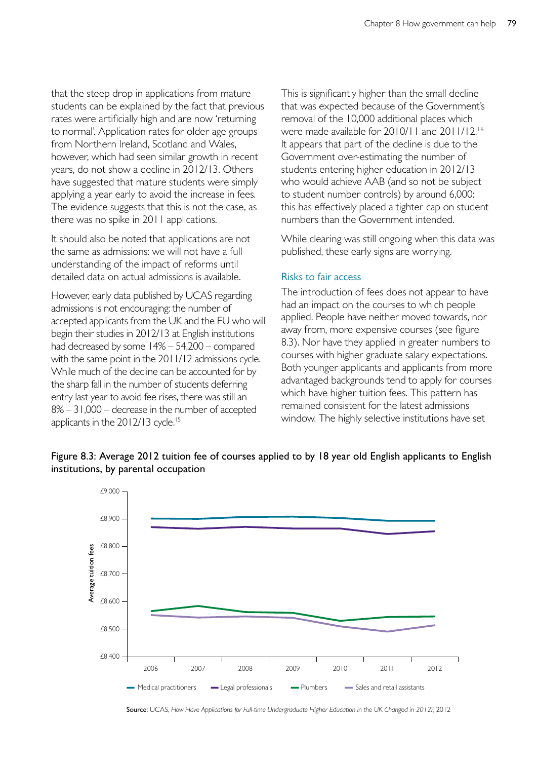that the steep drop in applications from mature students can be explained by the fact that previous rates were artificially high and are now 'returning to normal'. Application rates for older age groups from Northern Ireland, Scotland and Wales, however, which had seen similar growth in recent years, do not show a decline in 2012/13. Others have suggested that mature students were simply applying a year early to avoid the increase in fees. The evidence suggests that this is not the case, as there was no spike in 2011 applications.

It should also be noted that applications are not the same as admissions: we will not have a full understanding of the impact of reforms until detailed data on actual admissions is available.

However, early data published by UCAS regarding admissions is not encouraging: the number of accepted applicants from the UK and the EU who will begin their studies in 2012/13 at English institutions had decreased by some 14% – 54,200 – compared with the same point in the 2011/12 admissions cycle. While much of the decline can be accounted for by the sharp fall in the number of students deferring entry last year to avoid fee rises, there was still an 8% – 31,000 – decrease in the number of accepted applicants in the 2012/13 cycle.[15]

This is significantly higher than the small decline that was expected because of the Government's removal of the 10,000 additional places which were made available for 2010/11 and 2011/12.[16] It appears that part of the decline is due to the Government over-estimating the number of students entering higher education in 2012/13 who would achieve AAB (and so not be subject to student number controls) by around 6,000: this has effectively placed a tighter cap on student numbers than the Government intended.

While clearing was still ongoing when this data was published, these early signs are worrying.

### Risks to fair access

The introduction of fees does not appear to have had an impact on the courses to which people applied. People have neither moved towards, nor away from, more expensive courses (see figure 8.3). Nor have they applied in greater numbers to courses with higher graduate salary expectations. Both younger applicants and applicants from more advantaged backgrounds tend to apply for courses which have higher tuition fees. This pattern has remained consistent for the latest admissions window. The highly selective institutions have set

**Figure 8.3: Average 2012 tuition fee of courses applied to by 18 year old English applicants to English institutions, by parental occupation**

| Year | Medical practitioners | Legal professionals | Plumbers | Sales and retail assistants |
|---|---|---|---|---|
| 2006 | ~£8,900 | ~£8,870 | ~£8,565 | ~£8,550 |
| 2007 | ~£8,900 | ~£8,865 | ~£8,585 | ~£8,543 |
| 2008 | ~£8,907 | ~£8,870 | ~£8,562 | ~£8,545 |
| 2009 | ~£8,907 | ~£8,865 | ~£8,560 | ~£8,542 |
| 2010 | ~£8,903 | ~£8,865 | ~£8,530 | ~£8,510 |
| 2011 | ~£8,893 | ~£8,845 | ~£8,545 | ~£8,490 |
| 2012 | ~£8,893 | ~£8,855 | ~£8,547 | ~£8,515 |

Average tuition fees (y-axis: £8,400 to £9,000)

**Source:** UCAS, *How Have Applications for Full-time Undergraduate Higher Education in the UK Changed in 2012?*, 2012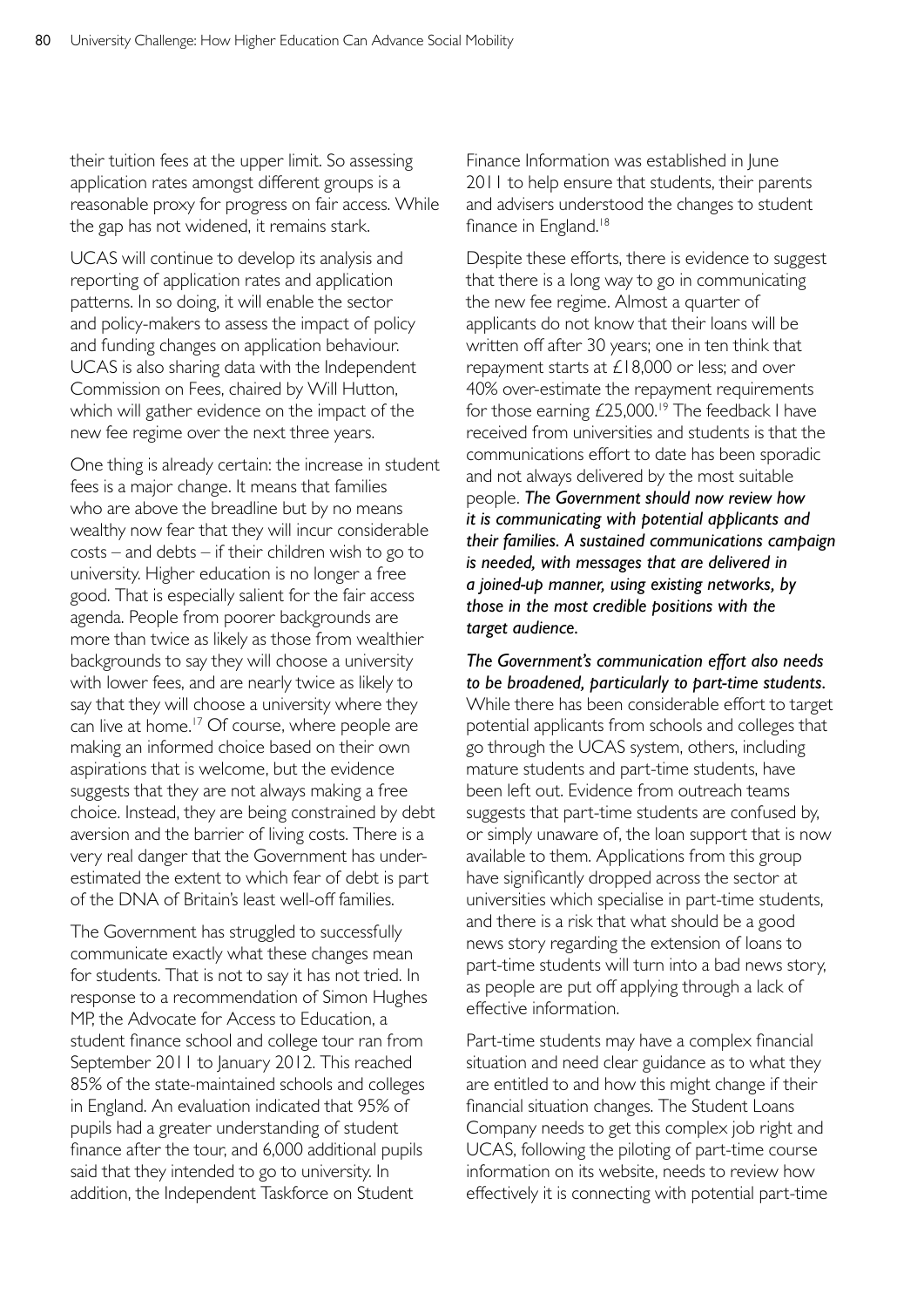their tuition fees at the upper limit. So assessing application rates amongst different groups is a reasonable proxy for progress on fair access. While the gap has not widened, it remains stark.

UCAS will continue to develop its analysis and reporting of application rates and application patterns. In so doing, it will enable the sector and policy-makers to assess the impact of policy and funding changes on application behaviour. UCAS is also sharing data with the Independent Commission on Fees, chaired by Will Hutton, which will gather evidence on the impact of the new fee regime over the next three years.

One thing is already certain: the increase in student fees is a major change. It means that families who are above the breadline but by no means wealthy now fear that they will incur considerable costs – and debts – if their children wish to go to university. Higher education is no longer a free good. That is especially salient for the fair access agenda. People from poorer backgrounds are more than twice as likely as those from wealthier backgrounds to say they will choose a university with lower fees, and are nearly twice as likely to say that they will choose a university where they can live at home.[17] Of course, where people are making an informed choice based on their own aspirations that is welcome, but the evidence suggests that they are not always making a free choice. Instead, they are being constrained by debt aversion and the barrier of living costs. There is a very real danger that the Government has under-estimated the extent to which fear of debt is part of the DNA of Britain's least well-off families.

The Government has struggled to successfully communicate exactly what these changes mean for students. That is not to say it has not tried. In response to a recommendation of Simon Hughes MP, the Advocate for Access to Education, a student finance school and college tour ran from September 2011 to January 2012. This reached 85% of the state-maintained schools and colleges in England. An evaluation indicated that 95% of pupils had a greater understanding of student finance after the tour, and 6,000 additional pupils said that they intended to go to university. In addition, the Independent Taskforce on Student Finance Information was established in June 2011 to help ensure that students, their parents and advisers understood the changes to student finance in England.[18]

Despite these efforts, there is evidence to suggest that there is a long way to go in communicating the new fee regime. Almost a quarter of applicants do not know that their loans will be written off after 30 years; one in ten think that repayment starts at £18,000 or less; and over 40% over-estimate the repayment requirements for those earning £25,000.[19] The feedback I have received from universities and students is that the communications effort to date has been sporadic and not always delivered by the most suitable people. ***The Government should now review how it is communicating with potential applicants and their families. A sustained communications campaign is needed, with messages that are delivered in a joined-up manner, using existing networks, by those in the most credible positions with the target audience.***

***The Government's communication effort also needs to be broadened, particularly to part-time students.*** While there has been considerable effort to target potential applicants from schools and colleges that go through the UCAS system, others, including mature students and part-time students, have been left out. Evidence from outreach teams suggests that part-time students are confused by, or simply unaware of, the loan support that is now available to them. Applications from this group have significantly dropped across the sector at universities which specialise in part-time students, and there is a risk that what should be a good news story regarding the extension of loans to part-time students will turn into a bad news story, as people are put off applying through a lack of effective information.

Part-time students may have a complex financial situation and need clear guidance as to what they are entitled to and how this might change if their financial situation changes. The Student Loans Company needs to get this complex job right and UCAS, following the piloting of part-time course information on its website, needs to review how effectively it is connecting with potential part-time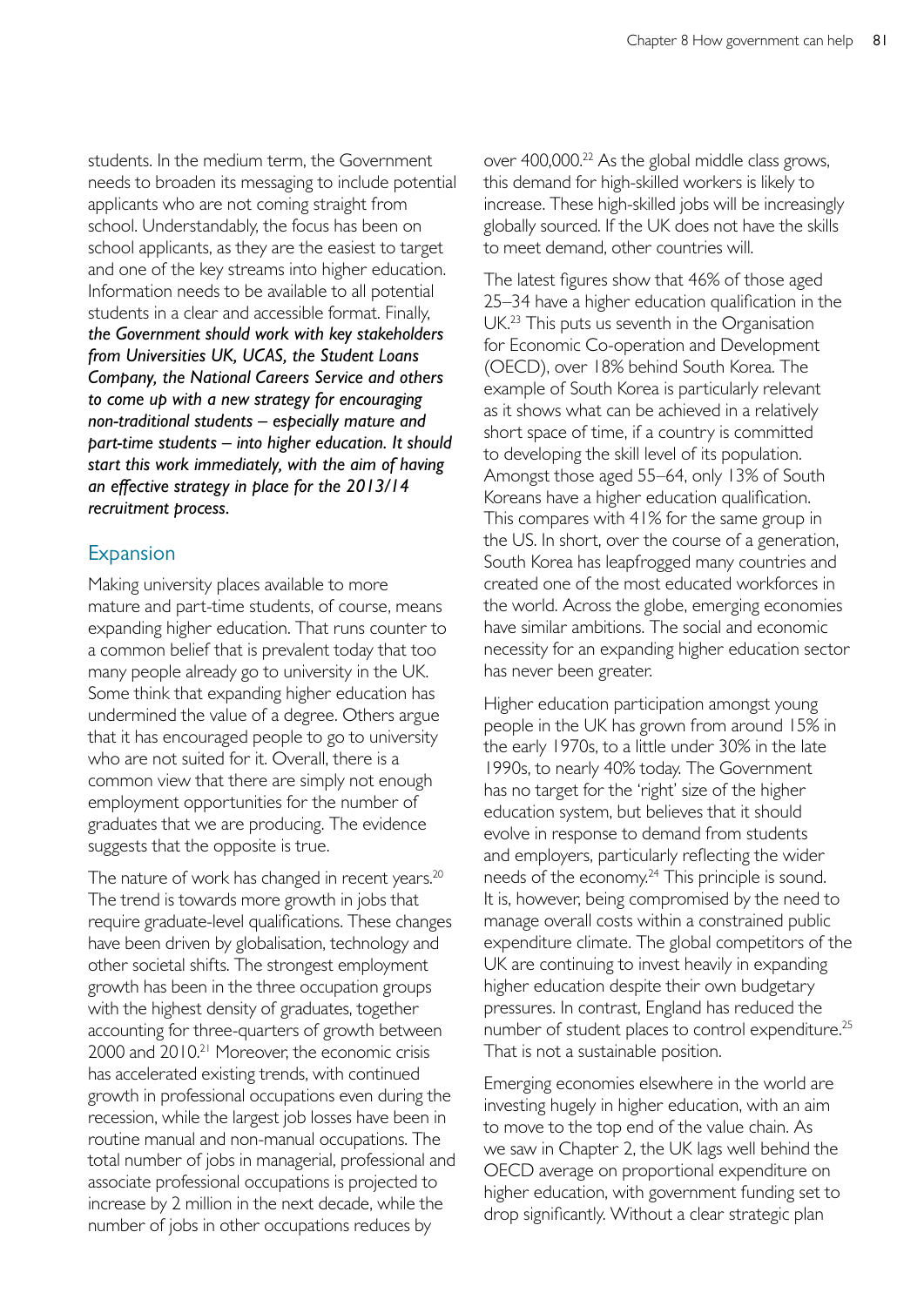students. In the medium term, the Government needs to broaden its messaging to include potential applicants who are not coming straight from school. Understandably, the focus has been on school applicants, as they are the easiest to target and one of the key streams into higher education. Information needs to be available to all potential students in a clear and accessible format. Finally, *the Government should work with key stakeholders from Universities UK, UCAS, the Student Loans Company, the National Careers Service and others to come up with a new strategy for encouraging non-traditional students – especially mature and part-time students – into higher education. It should start this work immediately, with the aim of having an effective strategy in place for the 2013/14 recruitment process.*

## Expansion

Making university places available to more mature and part-time students, of course, means expanding higher education. That runs counter to a common belief that is prevalent today that too many people already go to university in the UK. Some think that expanding higher education has undermined the value of a degree. Others argue that it has encouraged people to go to university who are not suited for it. Overall, there is a common view that there are simply not enough employment opportunities for the number of graduates that we are producing. The evidence suggests that the opposite is true.

The nature of work has changed in recent years.[20] The trend is towards more growth in jobs that require graduate-level qualifications. These changes have been driven by globalisation, technology and other societal shifts. The strongest employment growth has been in the three occupation groups with the highest density of graduates, together accounting for three-quarters of growth between 2000 and 2010.[21] Moreover, the economic crisis has accelerated existing trends, with continued growth in professional occupations even during the recession, while the largest job losses have been in routine manual and non-manual occupations. The total number of jobs in managerial, professional and associate professional occupations is projected to increase by 2 million in the next decade, while the number of jobs in other occupations reduces by over 400,000.[22] As the global middle class grows, this demand for high-skilled workers is likely to increase. These high-skilled jobs will be increasingly globally sourced. If the UK does not have the skills to meet demand, other countries will.

The latest figures show that 46% of those aged 25–34 have a higher education qualification in the UK.[23] This puts us seventh in the Organisation for Economic Co-operation and Development (OECD), over 18% behind South Korea. The example of South Korea is particularly relevant as it shows what can be achieved in a relatively short space of time, if a country is committed to developing the skill level of its population. Amongst those aged 55–64, only 13% of South Koreans have a higher education qualification. This compares with 41% for the same group in the US. In short, over the course of a generation, South Korea has leapfrogged many countries and created one of the most educated workforces in the world. Across the globe, emerging economies have similar ambitions. The social and economic necessity for an expanding higher education sector has never been greater.

Higher education participation amongst young people in the UK has grown from around 15% in the early 1970s, to a little under 30% in the late 1990s, to nearly 40% today. The Government has no target for the 'right' size of the higher education system, but believes that it should evolve in response to demand from students and employers, particularly reflecting the wider needs of the economy.[24] This principle is sound. It is, however, being compromised by the need to manage overall costs within a constrained public expenditure climate. The global competitors of the UK are continuing to invest heavily in expanding higher education despite their own budgetary pressures. In contrast, England has reduced the number of student places to control expenditure.[25] That is not a sustainable position.

Emerging economies elsewhere in the world are investing hugely in higher education, with an aim to move to the top end of the value chain. As we saw in Chapter 2, the UK lags well behind the OECD average on proportional expenditure on higher education, with government funding set to drop significantly. Without a clear strategic plan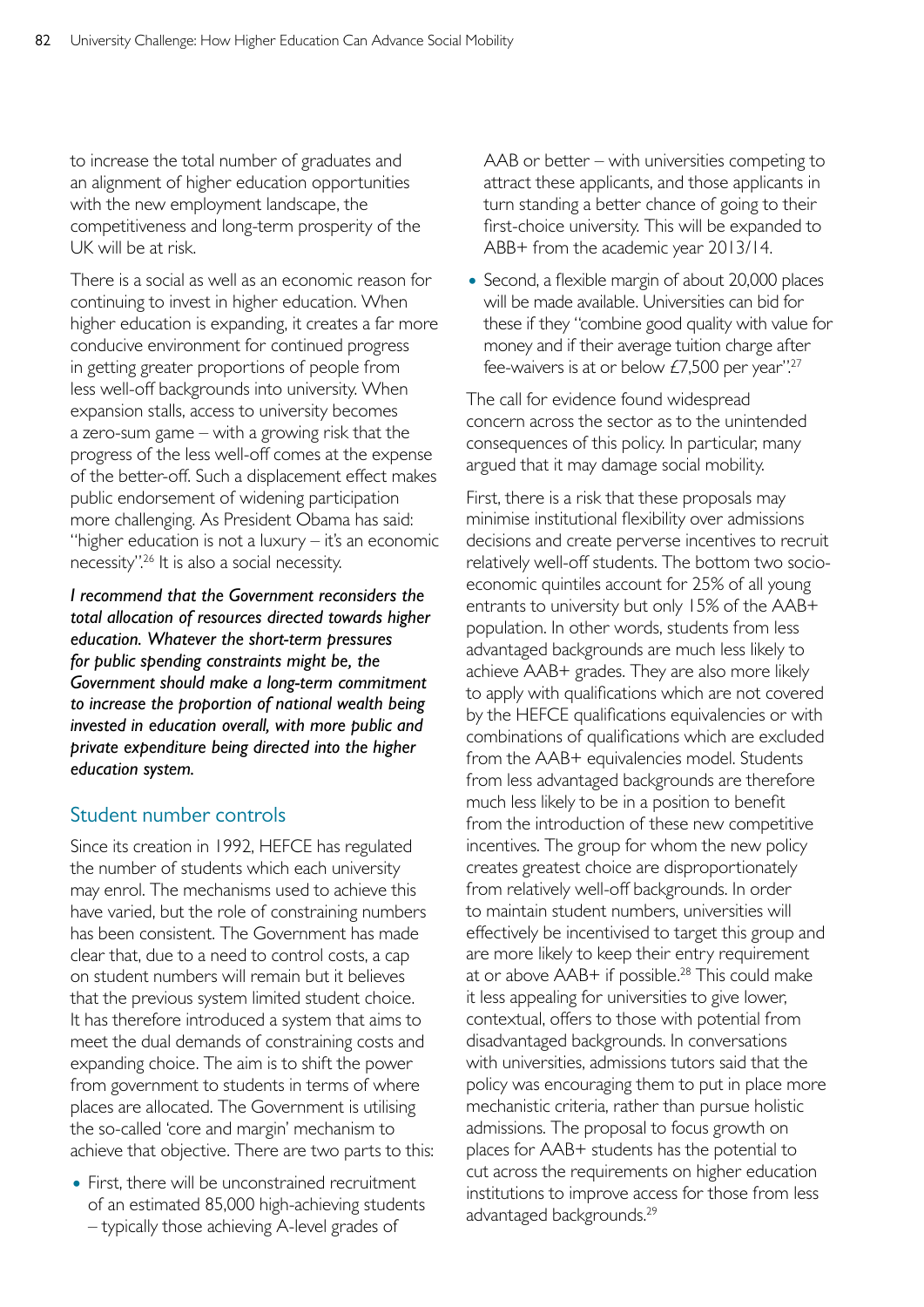to increase the total number of graduates and an alignment of higher education opportunities with the new employment landscape, the competitiveness and long-term prosperity of the UK will be at risk.

There is a social as well as an economic reason for continuing to invest in higher education. When higher education is expanding, it creates a far more conducive environment for continued progress in getting greater proportions of people from less well-off backgrounds into university. When expansion stalls, access to university becomes a zero-sum game – with a growing risk that the progress of the less well-off comes at the expense of the better-off. Such a displacement effect makes public endorsement of widening participation more challenging. As President Obama has said: "higher education is not a luxury – it's an economic necessity".[26] It is also a social necessity.

***I recommend that the Government reconsiders the total allocation of resources directed towards higher education. Whatever the short-term pressures for public spending constraints might be, the Government should make a long-term commitment to increase the proportion of national wealth being invested in education overall, with more public and private expenditure being directed into the higher education system.***

## Student number controls

Since its creation in 1992, HEFCE has regulated the number of students which each university may enrol. The mechanisms used to achieve this have varied, but the role of constraining numbers has been consistent. The Government has made clear that, due to a need to control costs, a cap on student numbers will remain but it believes that the previous system limited student choice. It has therefore introduced a system that aims to meet the dual demands of constraining costs and expanding choice. The aim is to shift the power from government to students in terms of where places are allocated. The Government is utilising the so-called 'core and margin' mechanism to achieve that objective. There are two parts to this:

- First, there will be unconstrained recruitment of an estimated 85,000 high-achieving students – typically those achieving A-level grades of AAB or better – with universities competing to attract these applicants, and those applicants in turn standing a better chance of going to their first-choice university. This will be expanded to ABB+ from the academic year 2013/14.
- Second, a flexible margin of about 20,000 places will be made available. Universities can bid for these if they "combine good quality with value for money and if their average tuition charge after fee-waivers is at or below £7,500 per year".[27]

The call for evidence found widespread concern across the sector as to the unintended consequences of this policy. In particular, many argued that it may damage social mobility.

First, there is a risk that these proposals may minimise institutional flexibility over admissions decisions and create perverse incentives to recruit relatively well-off students. The bottom two socio-economic quintiles account for 25% of all young entrants to university but only 15% of the AAB+ population. In other words, students from less advantaged backgrounds are much less likely to achieve AAB+ grades. They are also more likely to apply with qualifications which are not covered by the HEFCE qualifications equivalencies or with combinations of qualifications which are excluded from the AAB+ equivalencies model. Students from less advantaged backgrounds are therefore much less likely to be in a position to benefit from the introduction of these new competitive incentives. The group for whom the new policy creates greatest choice are disproportionately from relatively well-off backgrounds. In order to maintain student numbers, universities will effectively be incentivised to target this group and are more likely to keep their entry requirement at or above AAB+ if possible.[28] This could make it less appealing for universities to give lower, contextual, offers to those with potential from disadvantaged backgrounds. In conversations with universities, admissions tutors said that the policy was encouraging them to put in place more mechanistic criteria, rather than pursue holistic admissions. The proposal to focus growth on places for AAB+ students has the potential to cut across the requirements on higher education institutions to improve access for those from less advantaged backgrounds.[29]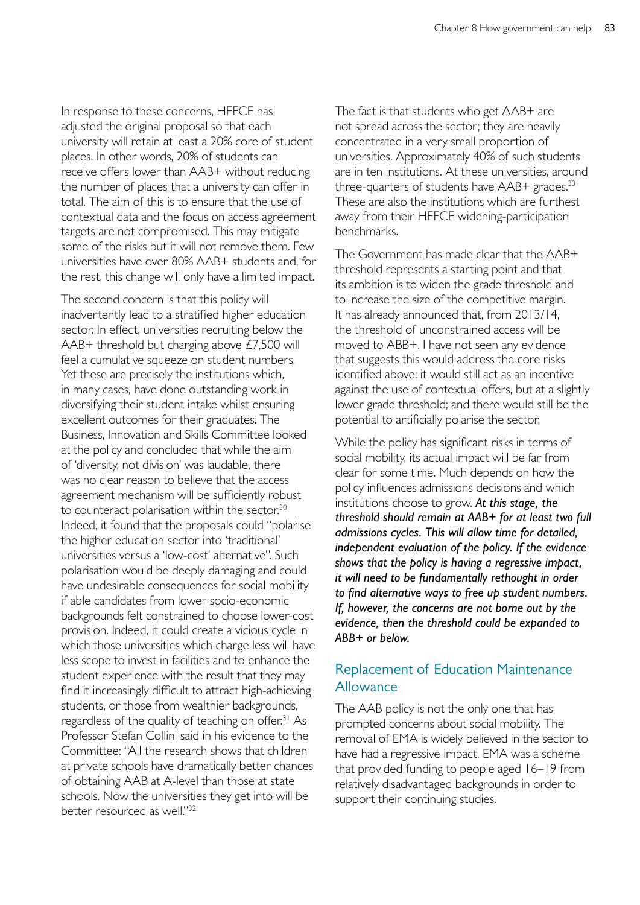In response to these concerns, HEFCE has adjusted the original proposal so that each university will retain at least a 20% core of student places. In other words, 20% of students can receive offers lower than AAB+ without reducing the number of places that a university can offer in total. The aim of this is to ensure that the use of contextual data and the focus on access agreement targets are not compromised. This may mitigate some of the risks but it will not remove them. Few universities have over 80% AAB+ students and, for the rest, this change will only have a limited impact.

The second concern is that this policy will inadvertently lead to a stratified higher education sector. In effect, universities recruiting below the AAB+ threshold but charging above £7,500 will feel a cumulative squeeze on student numbers. Yet these are precisely the institutions which, in many cases, have done outstanding work in diversifying their student intake whilst ensuring excellent outcomes for their graduates. The Business, Innovation and Skills Committee looked at the policy and concluded that while the aim of 'diversity, not division' was laudable, there was no clear reason to believe that the access agreement mechanism will be sufficiently robust to counteract polarisation within the sector.[30] Indeed, it found that the proposals could "polarise the higher education sector into 'traditional' universities versus a 'low-cost' alternative". Such polarisation would be deeply damaging and could have undesirable consequences for social mobility if able candidates from lower socio-economic backgrounds felt constrained to choose lower-cost provision. Indeed, it could create a vicious cycle in which those universities which charge less will have less scope to invest in facilities and to enhance the student experience with the result that they may find it increasingly difficult to attract high-achieving students, or those from wealthier backgrounds, regardless of the quality of teaching on offer.[31] As Professor Stefan Collini said in his evidence to the Committee: "All the research shows that children at private schools have dramatically better chances of obtaining AAB at A-level than those at state schools. Now the universities they get into will be better resourced as well."[32]

The fact is that students who get AAB+ are not spread across the sector; they are heavily concentrated in a very small proportion of universities. Approximately 40% of such students are in ten institutions. At these universities, around three-quarters of students have AAB+ grades.[33] These are also the institutions which are furthest away from their HEFCE widening-participation benchmarks.

The Government has made clear that the AAB+ threshold represents a starting point and that its ambition is to widen the grade threshold and to increase the size of the competitive margin. It has already announced that, from 2013/14, the threshold of unconstrained access will be moved to ABB+. I have not seen any evidence that suggests this would address the core risks identified above: it would still act as an incentive against the use of contextual offers, but at a slightly lower grade threshold; and there would still be the potential to artificially polarise the sector.

While the policy has significant risks in terms of social mobility, its actual impact will be far from clear for some time. Much depends on how the policy influences admissions decisions and which institutions choose to grow. ***At this stage, the threshold should remain at AAB+ for at least two full admissions cycles. This will allow time for detailed, independent evaluation of the policy. If the evidence shows that the policy is having a regressive impact, it will need to be fundamentally rethought in order to find alternative ways to free up student numbers. If, however, the concerns are not borne out by the evidence, then the threshold could be expanded to ABB+ or below.***

## Replacement of Education Maintenance Allowance

The AAB policy is not the only one that has prompted concerns about social mobility. The removal of EMA is widely believed in the sector to have had a regressive impact. EMA was a scheme that provided funding to people aged 16–19 from relatively disadvantaged backgrounds in order to support their continuing studies.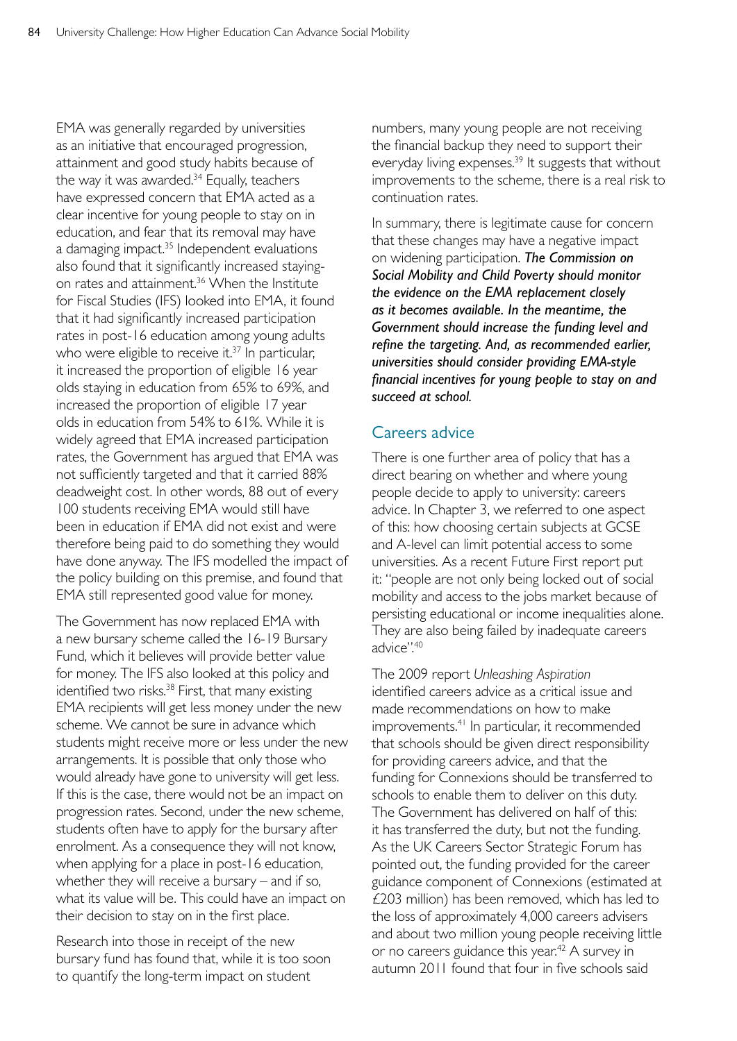EMA was generally regarded by universities as an initiative that encouraged progression, attainment and good study habits because of the way it was awarded.[34] Equally, teachers have expressed concern that EMA acted as a clear incentive for young people to stay on in education, and fear that its removal may have a damaging impact.[35] Independent evaluations also found that it significantly increased staying-on rates and attainment.[36] When the Institute for Fiscal Studies (IFS) looked into EMA, it found that it had significantly increased participation rates in post-16 education among young adults who were eligible to receive it.[37] In particular, it increased the proportion of eligible 16 year olds staying in education from 65% to 69%, and increased the proportion of eligible 17 year olds in education from 54% to 61%. While it is widely agreed that EMA increased participation rates, the Government has argued that EMA was not sufficiently targeted and that it carried 88% deadweight cost. In other words, 88 out of every 100 students receiving EMA would still have been in education if EMA did not exist and were therefore being paid to do something they would have done anyway. The IFS modelled the impact of the policy building on this premise, and found that EMA still represented good value for money.

The Government has now replaced EMA with a new bursary scheme called the 16-19 Bursary Fund, which it believes will provide better value for money. The IFS also looked at this policy and identified two risks.[38] First, that many existing EMA recipients will get less money under the new scheme. We cannot be sure in advance which students might receive more or less under the new arrangements. It is possible that only those who would already have gone to university will get less. If this is the case, there would not be an impact on progression rates. Second, under the new scheme, students often have to apply for the bursary after enrolment. As a consequence they will not know, when applying for a place in post-16 education, whether they will receive a bursary – and if so, what its value will be. This could have an impact on their decision to stay on in the first place.

Research into those in receipt of the new bursary fund has found that, while it is too soon to quantify the long-term impact on student numbers, many young people are not receiving the financial backup they need to support their everyday living expenses.[39] It suggests that without improvements to the scheme, there is a real risk to continuation rates.

In summary, there is legitimate cause for concern that these changes may have a negative impact on widening participation. ***The Commission on Social Mobility and Child Poverty should monitor the evidence on the EMA replacement closely as it becomes available. In the meantime, the Government should increase the funding level and refine the targeting. And, as recommended earlier, universities should consider providing EMA-style financial incentives for young people to stay on and succeed at school.***

## Careers advice

There is one further area of policy that has a direct bearing on whether and where young people decide to apply to university: careers advice. In Chapter 3, we referred to one aspect of this: how choosing certain subjects at GCSE and A-level can limit potential access to some universities. As a recent Future First report put it: "people are not only being locked out of social mobility and access to the jobs market because of persisting educational or income inequalities alone. They are also being failed by inadequate careers advice".[40]

The 2009 report *Unleashing Aspiration* identified careers advice as a critical issue and made recommendations on how to make improvements.[41] In particular, it recommended that schools should be given direct responsibility for providing careers advice, and that the funding for Connexions should be transferred to schools to enable them to deliver on this duty. The Government has delivered on half of this: it has transferred the duty, but not the funding. As the UK Careers Sector Strategic Forum has pointed out, the funding provided for the career guidance component of Connexions (estimated at £203 million) has been removed, which has led to the loss of approximately 4,000 careers advisers and about two million young people receiving little or no careers guidance this year.[42] A survey in autumn 2011 found that four in five schools said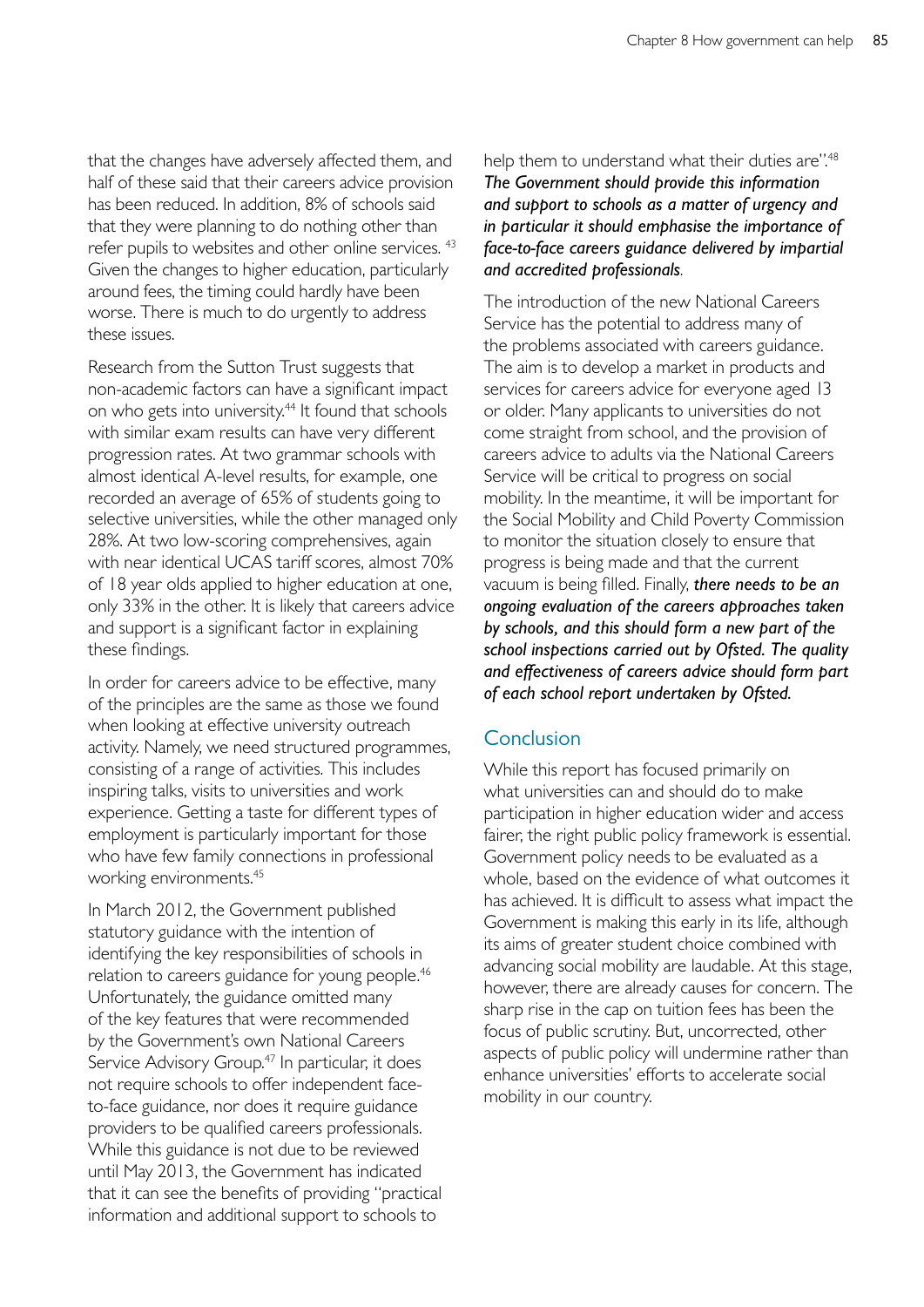that the changes have adversely affected them, and half of these said that their careers advice provision has been reduced. In addition, 8% of schools said that they were planning to do nothing other than refer pupils to websites and other online services. [43] Given the changes to higher education, particularly around fees, the timing could hardly have been worse. There is much to do urgently to address these issues.

Research from the Sutton Trust suggests that non-academic factors can have a significant impact on who gets into university.[44] It found that schools with similar exam results can have very different progression rates. At two grammar schools with almost identical A-level results, for example, one recorded an average of 65% of students going to selective universities, while the other managed only 28%. At two low-scoring comprehensives, again with near identical UCAS tariff scores, almost 70% of 18 year olds applied to higher education at one, only 33% in the other. It is likely that careers advice and support is a significant factor in explaining these findings.

In order for careers advice to be effective, many of the principles are the same as those we found when looking at effective university outreach activity. Namely, we need structured programmes, consisting of a range of activities. This includes inspiring talks, visits to universities and work experience. Getting a taste for different types of employment is particularly important for those who have few family connections in professional working environments.[45]

In March 2012, the Government published statutory guidance with the intention of identifying the key responsibilities of schools in relation to careers guidance for young people.[46] Unfortunately, the guidance omitted many of the key features that were recommended by the Government's own National Careers Service Advisory Group.[47] In particular, it does not require schools to offer independent face-to-face guidance, nor does it require guidance providers to be qualified careers professionals. While this guidance is not due to be reviewed until May 2013, the Government has indicated that it can see the benefits of providing "practical information and additional support to schools to help them to understand what their duties are".[48] ***The Government should provide this information and support to schools as a matter of urgency and in particular it should emphasise the importance of face-to-face careers guidance delivered by impartial and accredited professionals.***

The introduction of the new National Careers Service has the potential to address many of the problems associated with careers guidance. The aim is to develop a market in products and services for careers advice for everyone aged 13 or older. Many applicants to universities do not come straight from school, and the provision of careers advice to adults via the National Careers Service will be critical to progress on social mobility. In the meantime, it will be important for the Social Mobility and Child Poverty Commission to monitor the situation closely to ensure that progress is being made and that the current vacuum is being filled. Finally, ***there needs to be an ongoing evaluation of the careers approaches taken by schools, and this should form a new part of the school inspections carried out by Ofsted. The quality and effectiveness of careers advice should form part of each school report undertaken by Ofsted.***

## Conclusion

While this report has focused primarily on what universities can and should do to make participation in higher education wider and access fairer, the right public policy framework is essential. Government policy needs to be evaluated as a whole, based on the evidence of what outcomes it has achieved. It is difficult to assess what impact the Government is making this early in its life, although its aims of greater student choice combined with advancing social mobility are laudable. At this stage, however, there are already causes for concern. The sharp rise in the cap on tuition fees has been the focus of public scrutiny. But, uncorrected, other aspects of public policy will undermine rather than enhance universities' efforts to accelerate social mobility in our country.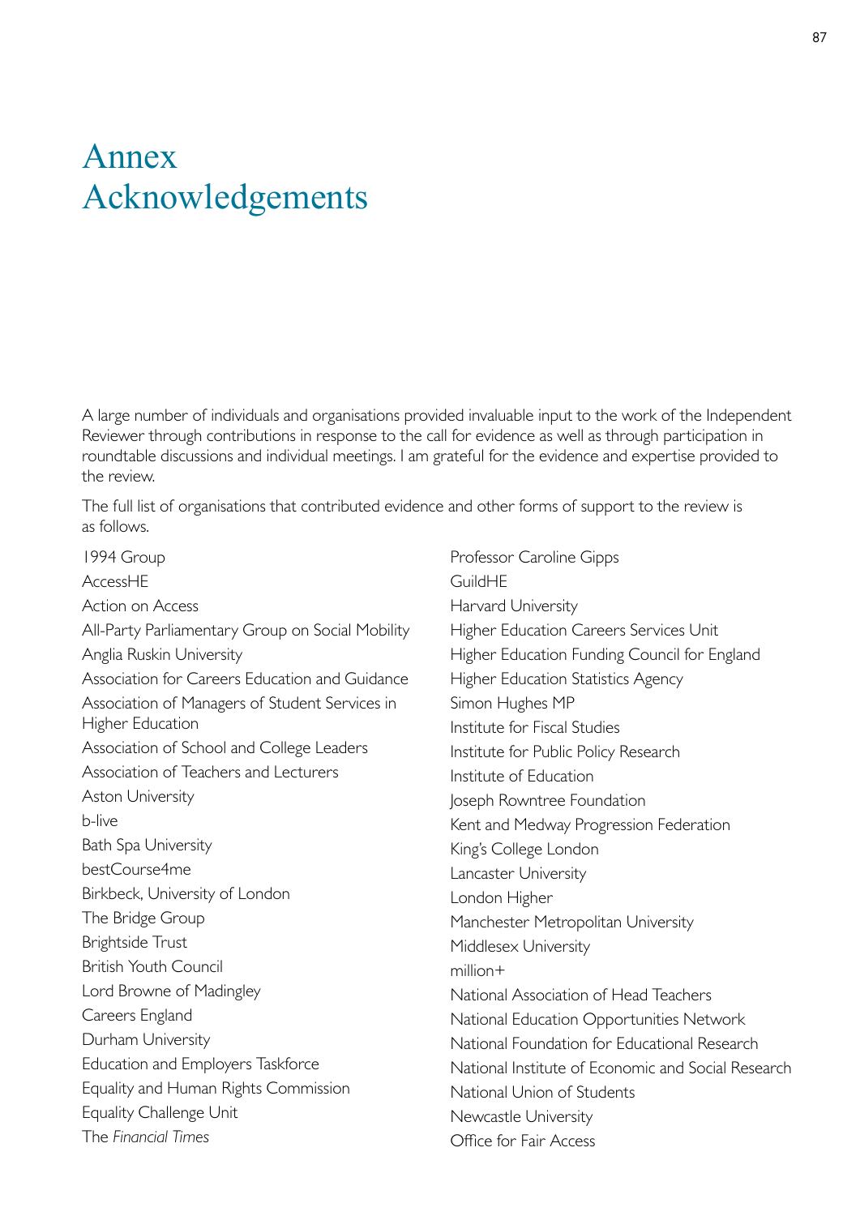# Annex
# Acknowledgements

A large number of individuals and organisations provided invaluable input to the work of the Independent Reviewer through contributions in response to the call for evidence as well as through participation in roundtable discussions and individual meetings. I am grateful for the evidence and expertise provided to the review.

The full list of organisations that contributed evidence and other forms of support to the review is as follows.

1994 Group
AccessHE
Action on Access
All-Party Parliamentary Group on Social Mobility
Anglia Ruskin University
Association for Careers Education and Guidance
Association of Managers of Student Services in Higher Education
Association of School and College Leaders
Association of Teachers and Lecturers
Aston University
b-live
Bath Spa University
bestCourse4me
Birkbeck, University of London
The Bridge Group
Brightside Trust
British Youth Council
Lord Browne of Madingley
Careers England
Durham University
Education and Employers Taskforce
Equality and Human Rights Commission
Equality Challenge Unit
The *Financial Times*
Professor Caroline Gipps
GuildHE
Harvard University
Higher Education Careers Services Unit
Higher Education Funding Council for England
Higher Education Statistics Agency
Simon Hughes MP
Institute for Fiscal Studies
Institute for Public Policy Research
Institute of Education
Joseph Rowntree Foundation
Kent and Medway Progression Federation
King's College London
Lancaster University
London Higher
Manchester Metropolitan University
Middlesex University
million+
National Association of Head Teachers
National Education Opportunities Network
National Foundation for Educational Research
National Institute of Economic and Social Research
National Union of Students
Newcastle University
Office for Fair Access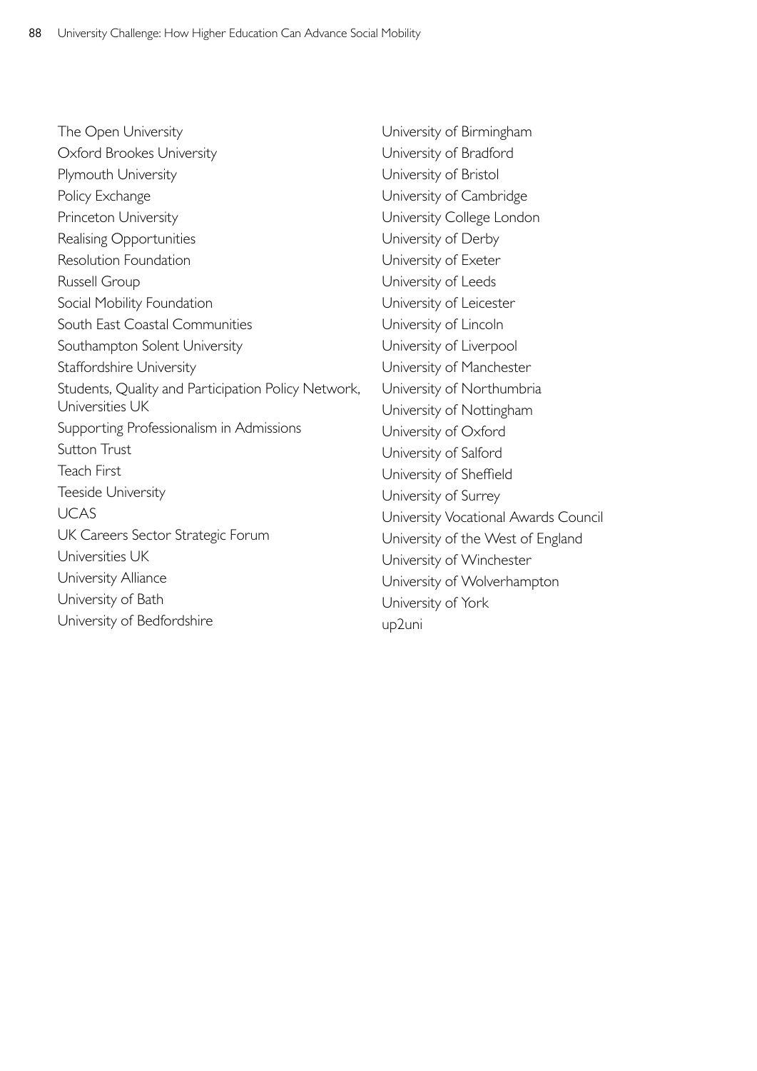The Open University
Oxford Brookes University
Plymouth University
Policy Exchange
Princeton University
Realising Opportunities
Resolution Foundation
Russell Group
Social Mobility Foundation
South East Coastal Communities
Southampton Solent University
Staffordshire University
Students, Quality and Participation Policy Network, Universities UK
Supporting Professionalism in Admissions
Sutton Trust
Teach First
Teeside University
UCAS
UK Careers Sector Strategic Forum
Universities UK
University Alliance
University of Bath
University of Bedfordshire
University of Birmingham
University of Bradford
University of Bristol
University of Cambridge
University College London
University of Derby
University of Exeter
University of Leeds
University of Leicester
University of Lincoln
University of Liverpool
University of Manchester
University of Northumbria
University of Nottingham
University of Oxford
University of Salford
University of Sheffield
University of Surrey
University Vocational Awards Council
University of the West of England
University of Winchester
University of Wolverhampton
University of York
up2uni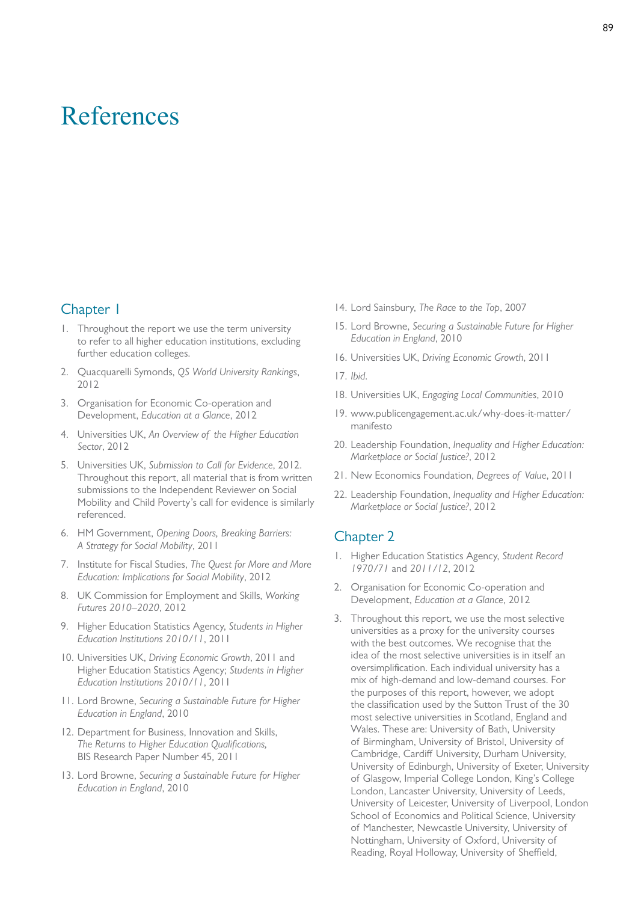# References

## Chapter 1

1. Throughout the report we use the term university to refer to all higher education institutions, excluding further education colleges.
2. Quacquarelli Symonds, *QS World University Rankings*, 2012
3. Organisation for Economic Co-operation and Development, *Education at a Glance*, 2012
4. Universities UK, *An Overview of the Higher Education Sector*, 2012
5. Universities UK, *Submission to Call for Evidence*, 2012. Throughout this report, all material that is from written submissions to the Independent Reviewer on Social Mobility and Child Poverty's call for evidence is similarly referenced.
6. HM Government, *Opening Doors, Breaking Barriers: A Strategy for Social Mobility*, 2011
7. Institute for Fiscal Studies, *The Quest for More and More Education: Implications for Social Mobility*, 2012
8. UK Commission for Employment and Skills, *Working Futures 2010–2020*, 2012
9. Higher Education Statistics Agency, *Students in Higher Education Institutions 2010/11*, 2011
10. Universities UK, *Driving Economic Growth*, 2011 and Higher Education Statistics Agency; *Students in Higher Education Institutions 2010/11*, 2011
11. Lord Browne, *Securing a Sustainable Future for Higher Education in England*, 2010
12. Department for Business, Innovation and Skills, *The Returns to Higher Education Qualifications*, BIS Research Paper Number 45, 2011
13. Lord Browne, *Securing a Sustainable Future for Higher Education in England*, 2010
14. Lord Sainsbury, *The Race to the Top*, 2007
15. Lord Browne, *Securing a Sustainable Future for Higher Education in England*, 2010
16. Universities UK, *Driving Economic Growth*, 2011
17. *Ibid.*
18. Universities UK, *Engaging Local Communities*, 2010
19. www.publicengagement.ac.uk/why-does-it-matter/manifesto
20. Leadership Foundation, *Inequality and Higher Education: Marketplace or Social Justice?*, 2012
21. New Economics Foundation, *Degrees of Value*, 2011
22. Leadership Foundation, *Inequality and Higher Education: Marketplace or Social Justice?*, 2012

## Chapter 2

1. Higher Education Statistics Agency, *Student Record 1970/71* and *2011/12*, 2012
2. Organisation for Economic Co-operation and Development, *Education at a Glance*, 2012
3. Throughout this report, we use the most selective universities as a proxy for the university courses with the best outcomes. We recognise that the idea of the most selective universities is in itself an oversimplification. Each individual university has a mix of high-demand and low-demand courses. For the purposes of this report, however, we adopt the classification used by the Sutton Trust of the 30 most selective universities in Scotland, England and Wales. These are: University of Bath, University of Birmingham, University of Bristol, University of Cambridge, Cardiff University, Durham University, University of Edinburgh, University of Exeter, University of Glasgow, Imperial College London, King's College London, Lancaster University, University of Leeds, University of Leicester, University of Liverpool, London School of Economics and Political Science, University of Manchester, Newcastle University, University of Nottingham, University of Oxford, University of Reading, Royal Holloway, University of Sheffield,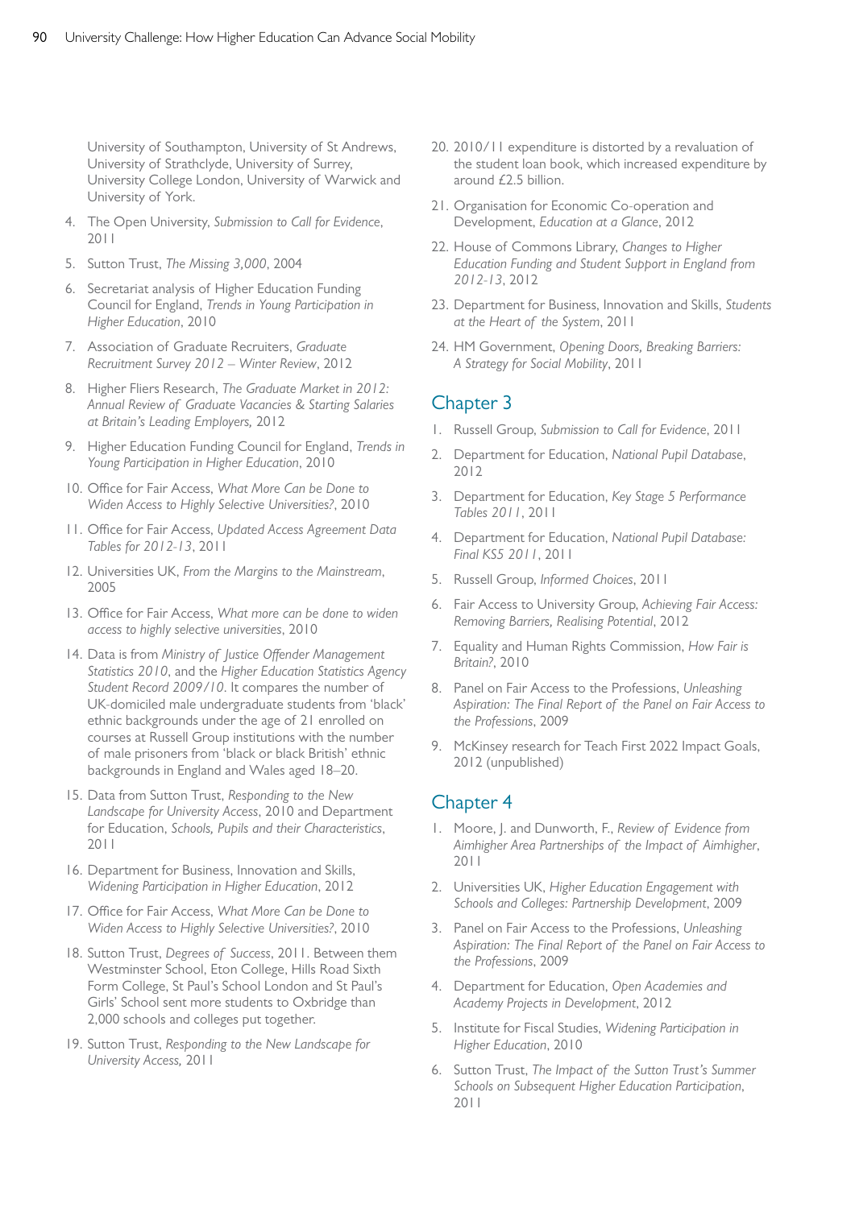University of Southampton, University of St Andrews, University of Strathclyde, University of Surrey, University College London, University of Warwick and University of York.

4. The Open University, *Submission to Call for Evidence*, 2011
5. Sutton Trust, *The Missing 3,000*, 2004
6. Secretariat analysis of Higher Education Funding Council for England, *Trends in Young Participation in Higher Education*, 2010
7. Association of Graduate Recruiters, *Graduate Recruitment Survey 2012 – Winter Review*, 2012
8. Higher Fliers Research, *The Graduate Market in 2012: Annual Review of Graduate Vacancies & Starting Salaries at Britain's Leading Employers,* 2012
9. Higher Education Funding Council for England, *Trends in Young Participation in Higher Education*, 2010
10. Office for Fair Access, *What More Can be Done to Widen Access to Highly Selective Universities?*, 2010
11. Office for Fair Access, *Updated Access Agreement Data Tables for 2012-13*, 2011
12. Universities UK, *From the Margins to the Mainstream*, 2005
13. Office for Fair Access, *What more can be done to widen access to highly selective universities*, 2010
14. Data is from *Ministry of Justice Offender Management Statistics 2010*, and the *Higher Education Statistics Agency Student Record 2009/10*. It compares the number of UK-domiciled male undergraduate students from 'black' ethnic backgrounds under the age of 21 enrolled on courses at Russell Group institutions with the number of male prisoners from 'black or black British' ethnic backgrounds in England and Wales aged 18–20.
15. Data from Sutton Trust, *Responding to the New Landscape for University Access*, 2010 and Department for Education, *Schools, Pupils and their Characteristics*, 2011
16. Department for Business, Innovation and Skills, *Widening Participation in Higher Education*, 2012
17. Office for Fair Access, *What More Can be Done to Widen Access to Highly Selective Universities?*, 2010
18. Sutton Trust, *Degrees of Success*, 2011. Between them Westminster School, Eton College, Hills Road Sixth Form College, St Paul's School London and St Paul's Girls' School sent more students to Oxbridge than 2,000 schools and colleges put together.
19. Sutton Trust, *Responding to the New Landscape for University Access,* 2011
20. 2010/11 expenditure is distorted by a revaluation of the student loan book, which increased expenditure by around £2.5 billion.
21. Organisation for Economic Co-operation and Development, *Education at a Glance*, 2012
22. House of Commons Library, *Changes to Higher Education Funding and Student Support in England from 2012-13*, 2012
23. Department for Business, Innovation and Skills, *Students at the Heart of the System*, 2011
24. HM Government, *Opening Doors, Breaking Barriers: A Strategy for Social Mobility*, 2011

## Chapter 3

1. Russell Group, *Submission to Call for Evidence*, 2011
2. Department for Education, *National Pupil Database*, 2012
3. Department for Education, *Key Stage 5 Performance Tables 2011*, 2011
4. Department for Education, *National Pupil Database: Final KS5 2011*, 2011
5. Russell Group, *Informed Choices*, 2011
6. Fair Access to University Group, *Achieving Fair Access: Removing Barriers, Realising Potential*, 2012
7. Equality and Human Rights Commission, *How Fair is Britain?*, 2010
8. Panel on Fair Access to the Professions, *Unleashing Aspiration: The Final Report of the Panel on Fair Access to the Professions*, 2009
9. McKinsey research for Teach First 2022 Impact Goals, 2012 (unpublished)

## Chapter 4

1. Moore, J. and Dunworth, F., *Review of Evidence from Aimhigher Area Partnerships of the Impact of Aimhigher*, 2011
2. Universities UK, *Higher Education Engagement with Schools and Colleges: Partnership Development*, 2009
3. Panel on Fair Access to the Professions, *Unleashing Aspiration: The Final Report of the Panel on Fair Access to the Professions*, 2009
4. Department for Education, *Open Academies and Academy Projects in Development*, 2012
5. Institute for Fiscal Studies, *Widening Participation in Higher Education*, 2010
6. Sutton Trust, *The Impact of the Sutton Trust's Summer Schools on Subsequent Higher Education Participation*, 2011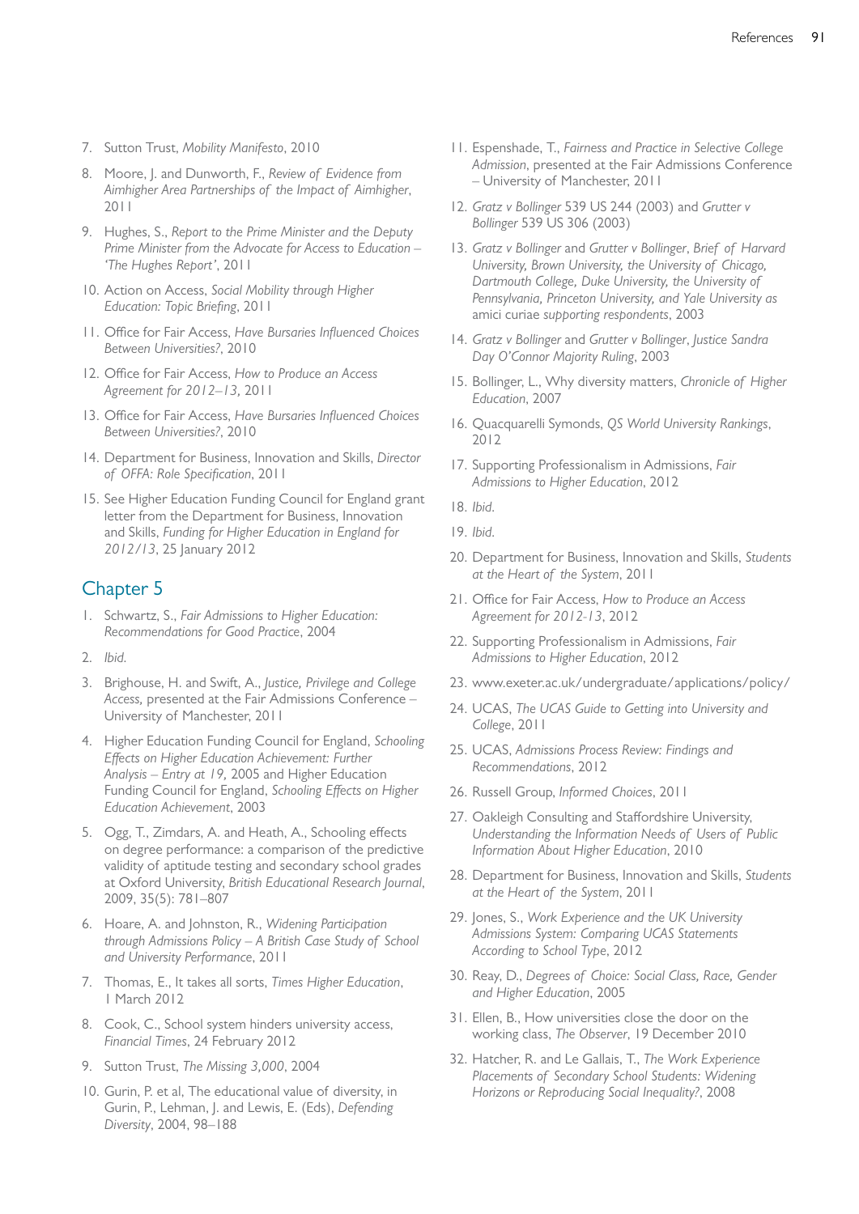7. Sutton Trust, *Mobility Manifesto*, 2010
8. Moore, J. and Dunworth, F., *Review of Evidence from Aimhigher Area Partnerships of the Impact of Aimhigher*, 2011
9. Hughes, S., *Report to the Prime Minister and the Deputy Prime Minister from the Advocate for Access to Education – 'The Hughes Report'*, 2011
10. Action on Access, *Social Mobility through Higher Education: Topic Briefing*, 2011
11. Office for Fair Access, *Have Bursaries Influenced Choices Between Universities?*, 2010
12. Office for Fair Access, *How to Produce an Access Agreement for 2012–13*, 2011
13. Office for Fair Access, *Have Bursaries Influenced Choices Between Universities?*, 2010
14. Department for Business, Innovation and Skills, *Director of OFFA: Role Specification*, 2011
15. See Higher Education Funding Council for England grant letter from the Department for Business, Innovation and Skills, *Funding for Higher Education in England for 2012/13*, 25 January 2012

## Chapter 5

1. Schwartz, S., *Fair Admissions to Higher Education: Recommendations for Good Practice*, 2004
2. *Ibid.*
3. Brighouse, H. and Swift, A., *Justice, Privilege and College Access,* presented at the Fair Admissions Conference – University of Manchester, 2011
4. Higher Education Funding Council for England, *Schooling Effects on Higher Education Achievement: Further Analysis – Entry at 19*, 2005 and Higher Education Funding Council for England, *Schooling Effects on Higher Education Achievement*, 2003
5. Ogg, T., Zimdars, A. and Heath, A., Schooling effects on degree performance: a comparison of the predictive validity of aptitude testing and secondary school grades at Oxford University, *British Educational Research Journal*, 2009, 35(5): 781–807
6. Hoare, A. and Johnston, R., *Widening Participation through Admissions Policy – A British Case Study of School and University Performance*, 2011
7. Thomas, E., It takes all sorts, *Times Higher Education*, 1 March 2012
8. Cook, C., School system hinders university access, *Financial Times*, 24 February 2012
9. Sutton Trust, *The Missing 3,000*, 2004
10. Gurin, P. et al, The educational value of diversity, in Gurin, P., Lehman, J. and Lewis, E. (Eds), *Defending Diversity*, 2004, 98–188
11. Espenshade, T., *Fairness and Practice in Selective College Admission*, presented at the Fair Admissions Conference – University of Manchester, 2011
12. *Gratz v Bollinger* 539 US 244 (2003) and *Grutter v Bollinger* 539 US 306 (2003)
13. *Gratz v Bollinger* and *Grutter v Bollinger*, *Brief of Harvard University, Brown University, the University of Chicago, Dartmouth College, Duke University, the University of Pennsylvania, Princeton University, and Yale University as* amici curiae *supporting respondents*, 2003
14. *Gratz v Bollinger* and *Grutter v Bollinger*, *Justice Sandra Day O'Connor Majority Ruling*, 2003
15. Bollinger, L., Why diversity matters, *Chronicle of Higher Education*, 2007
16. Quacquarelli Symonds, *QS World University Rankings*, 2012
17. Supporting Professionalism in Admissions, *Fair Admissions to Higher Education*, 2012
18. *Ibid.*
19. *Ibid.*
20. Department for Business, Innovation and Skills, *Students at the Heart of the System*, 2011
21. Office for Fair Access, *How to Produce an Access Agreement for 2012-13*, 2012
22. Supporting Professionalism in Admissions, *Fair Admissions to Higher Education*, 2012
23. www.exeter.ac.uk/undergraduate/applications/policy/
24. UCAS, *The UCAS Guide to Getting into University and College*, 2011
25. UCAS, *Admissions Process Review: Findings and Recommendations*, 2012
26. Russell Group, *Informed Choices*, 2011
27. Oakleigh Consulting and Staffordshire University, *Understanding the Information Needs of Users of Public Information About Higher Education*, 2010
28. Department for Business, Innovation and Skills, *Students at the Heart of the System*, 2011
29. Jones, S., *Work Experience and the UK University Admissions System: Comparing UCAS Statements According to School Type*, 2012
30. Reay, D., *Degrees of Choice: Social Class, Race, Gender and Higher Education*, 2005
31. Ellen, B., How universities close the door on the working class, *The Observer*, 19 December 2010
32. Hatcher, R. and Le Gallais, T., *The Work Experience Placements of Secondary School Students: Widening Horizons or Reproducing Social Inequality?*, 2008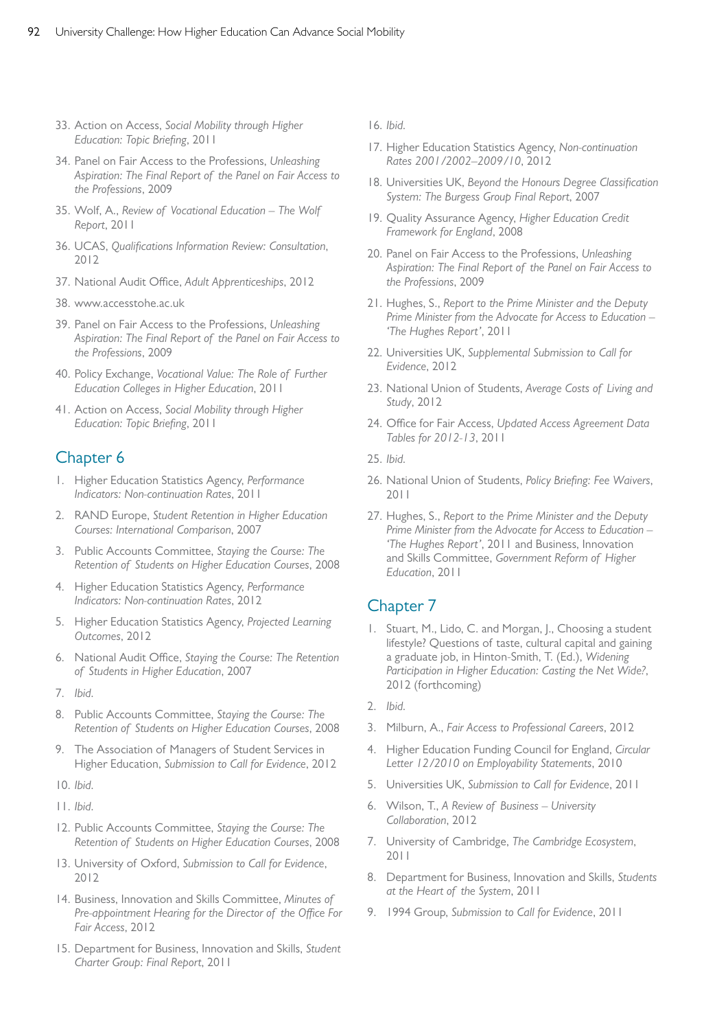33. Action on Access, *Social Mobility through Higher Education: Topic Briefing*, 2011
34. Panel on Fair Access to the Professions, *Unleashing Aspiration: The Final Report of the Panel on Fair Access to the Professions*, 2009
35. Wolf, A., *Review of Vocational Education – The Wolf Report*, 2011
36. UCAS, *Qualifications Information Review: Consultation*, 2012
37. National Audit Office, *Adult Apprenticeships*, 2012
38. www.accesstohe.ac.uk
39. Panel on Fair Access to the Professions, *Unleashing Aspiration: The Final Report of the Panel on Fair Access to the Professions*, 2009
40. Policy Exchange, *Vocational Value: The Role of Further Education Colleges in Higher Education*, 2011
41. Action on Access, *Social Mobility through Higher Education: Topic Briefing*, 2011

## Chapter 6

1. Higher Education Statistics Agency, *Performance Indicators: Non-continuation Rates*, 2011
2. RAND Europe, *Student Retention in Higher Education Courses: International Comparison*, 2007
3. Public Accounts Committee, *Staying the Course: The Retention of Students on Higher Education Courses*, 2008
4. Higher Education Statistics Agency, *Performance Indicators: Non-continuation Rates*, 2012
5. Higher Education Statistics Agency, *Projected Learning Outcomes*, 2012
6. National Audit Office, *Staying the Course: The Retention of Students in Higher Education*, 2007
7. *Ibid.*
8. Public Accounts Committee, *Staying the Course: The Retention of Students on Higher Education Courses*, 2008
9. The Association of Managers of Student Services in Higher Education, *Submission to Call for Evidence*, 2012
10. *Ibid.*
11. *Ibid.*
12. Public Accounts Committee, *Staying the Course: The Retention of Students on Higher Education Courses*, 2008
13. University of Oxford, *Submission to Call for Evidence*, 2012
14. Business, Innovation and Skills Committee, *Minutes of Pre-appointment Hearing for the Director of the Office For Fair Access*, 2012
15. Department for Business, Innovation and Skills, *Student Charter Group: Final Report*, 2011
16. *Ibid.*
17. Higher Education Statistics Agency, *Non-continuation Rates 2001/2002–2009/10*, 2012
18. Universities UK, *Beyond the Honours Degree Classification System: The Burgess Group Final Report*, 2007
19. Quality Assurance Agency, *Higher Education Credit Framework for England*, 2008
20. Panel on Fair Access to the Professions, *Unleashing Aspiration: The Final Report of the Panel on Fair Access to the Professions*, 2009
21. Hughes, S., *Report to the Prime Minister and the Deputy Prime Minister from the Advocate for Access to Education – 'The Hughes Report'*, 2011
22. Universities UK, *Supplemental Submission to Call for Evidence*, 2012
23. National Union of Students, *Average Costs of Living and Study*, 2012
24. Office for Fair Access, *Updated Access Agreement Data Tables for 2012-13*, 2011
25. *Ibid.*
26. National Union of Students, *Policy Briefing: Fee Waivers*, 2011
27. Hughes, S., *Report to the Prime Minister and the Deputy Prime Minister from the Advocate for Access to Education – 'The Hughes Report'*, 2011 and Business, Innovation and Skills Committee, *Government Reform of Higher Education*, 2011

## Chapter 7

1. Stuart, M., Lido, C. and Morgan, J., Choosing a student lifestyle? Questions of taste, cultural capital and gaining a graduate job, in Hinton-Smith, T. (Ed.), *Widening Participation in Higher Education: Casting the Net Wide?*, 2012 (forthcoming)
2. *Ibid.*
3. Milburn, A., *Fair Access to Professional Careers*, 2012
4. Higher Education Funding Council for England, *Circular Letter 12/2010 on Employability Statements*, 2010
5. Universities UK, *Submission to Call for Evidence*, 2011
6. Wilson, T., *A Review of Business – University Collaboration*, 2012
7. University of Cambridge, *The Cambridge Ecosystem*, 2011
8. Department for Business, Innovation and Skills, *Students at the Heart of the System*, 2011
9. 1994 Group, *Submission to Call for Evidence*, 2011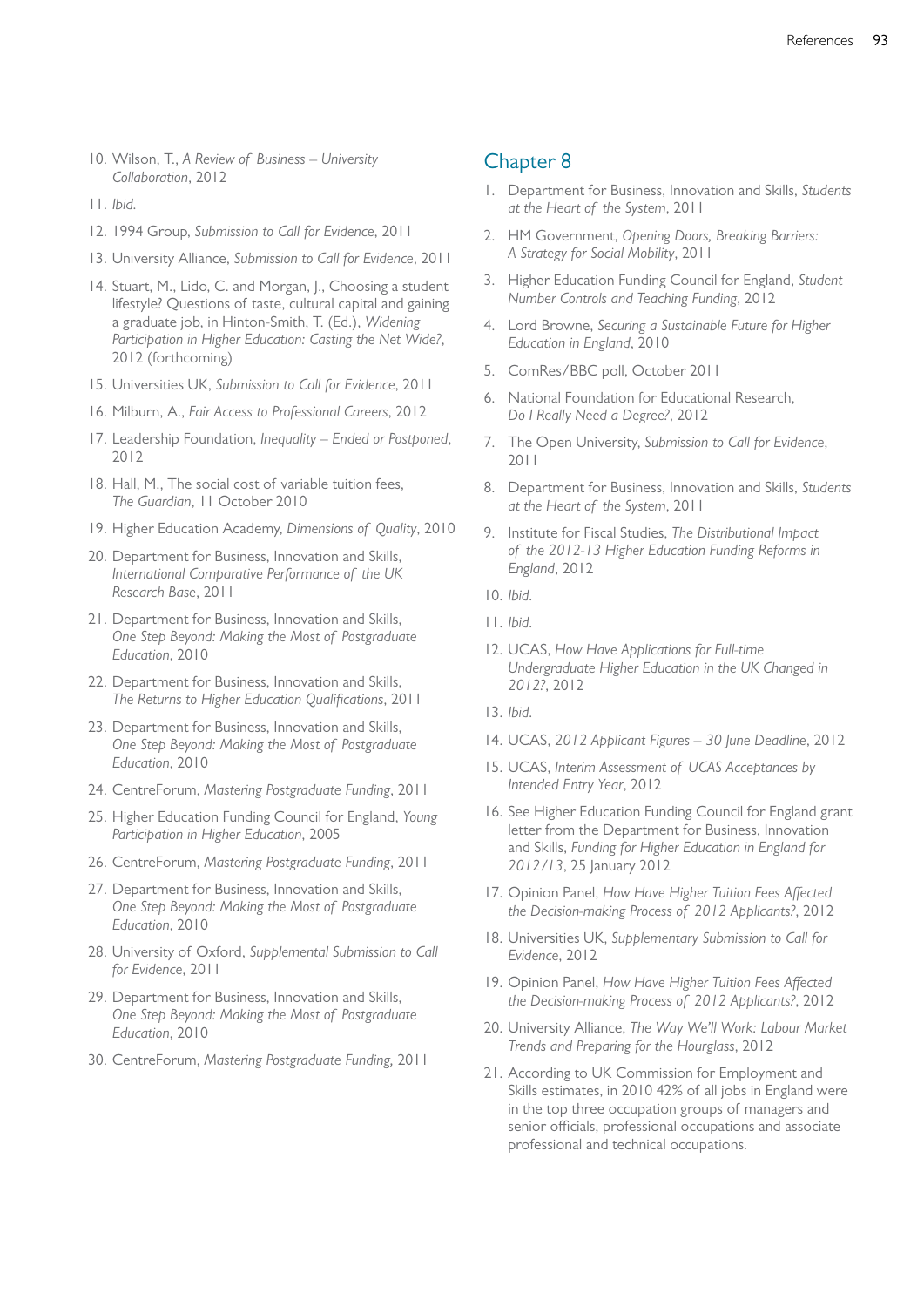10. Wilson, T., *A Review of Business – University Collaboration*, 2012
11. *Ibid.*
12. 1994 Group, *Submission to Call for Evidence*, 2011
13. University Alliance, *Submission to Call for Evidence*, 2011
14. Stuart, M., Lido, C. and Morgan, J., Choosing a student lifestyle? Questions of taste, cultural capital and gaining a graduate job, in Hinton-Smith, T. (Ed.), *Widening Participation in Higher Education: Casting the Net Wide?*, 2012 (forthcoming)
15. Universities UK, *Submission to Call for Evidence*, 2011
16. Milburn, A., *Fair Access to Professional Careers*, 2012
17. Leadership Foundation, *Inequality – Ended or Postponed*, 2012
18. Hall, M., The social cost of variable tuition fees, *The Guardian*, 11 October 2010
19. Higher Education Academy, *Dimensions of Quality*, 2010
20. Department for Business, Innovation and Skills, *International Comparative Performance of the UK Research Base*, 2011
21. Department for Business, Innovation and Skills, *One Step Beyond: Making the Most of Postgraduate Education*, 2010
22. Department for Business, Innovation and Skills, *The Returns to Higher Education Qualifications*, 2011
23. Department for Business, Innovation and Skills, *One Step Beyond: Making the Most of Postgraduate Education*, 2010
24. CentreForum, *Mastering Postgraduate Funding*, 2011
25. Higher Education Funding Council for England, *Young Participation in Higher Education*, 2005
26. CentreForum, *Mastering Postgraduate Funding*, 2011
27. Department for Business, Innovation and Skills, *One Step Beyond: Making the Most of Postgraduate Education*, 2010
28. University of Oxford, *Supplemental Submission to Call for Evidence*, 2011
29. Department for Business, Innovation and Skills, *One Step Beyond: Making the Most of Postgraduate Education*, 2010
30. CentreForum, *Mastering Postgraduate Funding*, 2011

## Chapter 8

1. Department for Business, Innovation and Skills, *Students at the Heart of the System*, 2011
2. HM Government, *Opening Doors, Breaking Barriers: A Strategy for Social Mobility*, 2011
3. Higher Education Funding Council for England, *Student Number Controls and Teaching Funding*, 2012
4. Lord Browne, *Securing a Sustainable Future for Higher Education in England*, 2010
5. ComRes/BBC poll, October 2011
6. National Foundation for Educational Research, *Do I Really Need a Degree?*, 2012
7. The Open University, *Submission to Call for Evidence*, 2011
8. Department for Business, Innovation and Skills, *Students at the Heart of the System*, 2011
9. Institute for Fiscal Studies, *The Distributional Impact of the 2012-13 Higher Education Funding Reforms in England*, 2012
10. *Ibid.*
11. *Ibid.*
12. UCAS, *How Have Applications for Full-time Undergraduate Higher Education in the UK Changed in 2012?*, 2012
13. *Ibid.*
14. UCAS, *2012 Applicant Figures – 30 June Deadline*, 2012
15. UCAS, *Interim Assessment of UCAS Acceptances by Intended Entry Year*, 2012
16. See Higher Education Funding Council for England grant letter from the Department for Business, Innovation and Skills, *Funding for Higher Education in England for 2012/13*, 25 January 2012
17. Opinion Panel, *How Have Higher Tuition Fees Affected the Decision-making Process of 2012 Applicants?*, 2012
18. Universities UK, *Supplementary Submission to Call for Evidence*, 2012
19. Opinion Panel, *How Have Higher Tuition Fees Affected the Decision-making Process of 2012 Applicants?*, 2012
20. University Alliance, *The Way We'll Work: Labour Market Trends and Preparing for the Hourglass*, 2012
21. According to UK Commission for Employment and Skills estimates, in 2010 42% of all jobs in England were in the top three occupation groups of managers and senior officials, professional occupations and associate professional and technical occupations.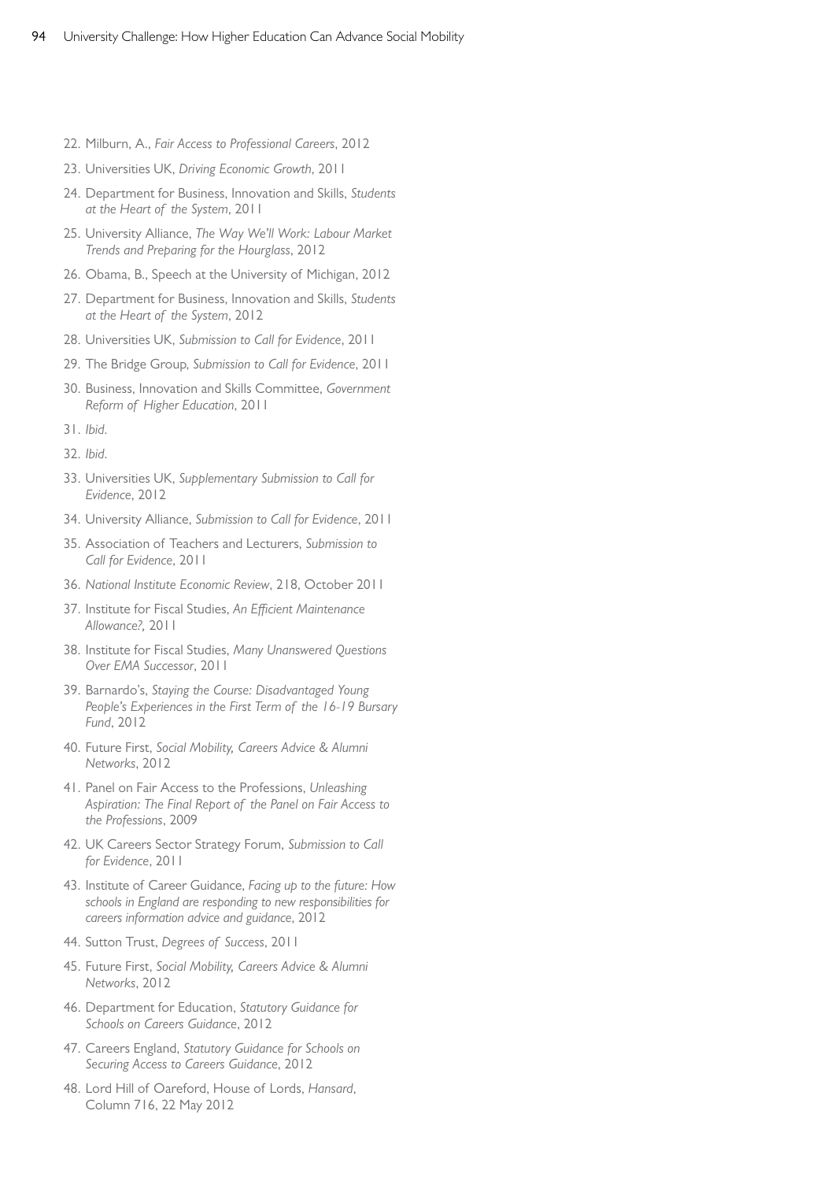22. Milburn, A., *Fair Access to Professional Careers*, 2012
23. Universities UK, *Driving Economic Growth*, 2011
24. Department for Business, Innovation and Skills, *Students at the Heart of the System*, 2011
25. University Alliance, *The Way We'll Work: Labour Market Trends and Preparing for the Hourglass*, 2012
26. Obama, B., Speech at the University of Michigan, 2012
27. Department for Business, Innovation and Skills, *Students at the Heart of the System*, 2012
28. Universities UK, *Submission to Call for Evidence*, 2011
29. The Bridge Group, *Submission to Call for Evidence*, 2011
30. Business, Innovation and Skills Committee, *Government Reform of Higher Education*, 2011
31. *Ibid.*
32. *Ibid.*
33. Universities UK, *Supplementary Submission to Call for Evidence*, 2012
34. University Alliance, *Submission to Call for Evidence*, 2011
35. Association of Teachers and Lecturers, *Submission to Call for Evidence*, 2011
36. *National Institute Economic Review*, 218, October 2011
37. Institute for Fiscal Studies, *An Efficient Maintenance Allowance?,* 2011
38. Institute for Fiscal Studies, *Many Unanswered Questions Over EMA Successor*, 2011
39. Barnardo's, *Staying the Course: Disadvantaged Young People's Experiences in the First Term of the 16-19 Bursary Fund*, 2012
40. Future First, *Social Mobility, Careers Advice & Alumni Networks*, 2012
41. Panel on Fair Access to the Professions, *Unleashing Aspiration: The Final Report of the Panel on Fair Access to the Professions*, 2009
42. UK Careers Sector Strategy Forum, *Submission to Call for Evidence*, 2011
43. Institute of Career Guidance, *Facing up to the future: How schools in England are responding to new responsibilities for careers information advice and guidance*, 2012
44. Sutton Trust, *Degrees of Success*, 2011
45. Future First, *Social Mobility, Careers Advice & Alumni Networks*, 2012
46. Department for Education, *Statutory Guidance for Schools on Careers Guidance*, 2012
47. Careers England, *Statutory Guidance for Schools on Securing Access to Careers Guidance*, 2012
48. Lord Hill of Oareford, House of Lords, *Hansard*, Column 716, 22 May 2012